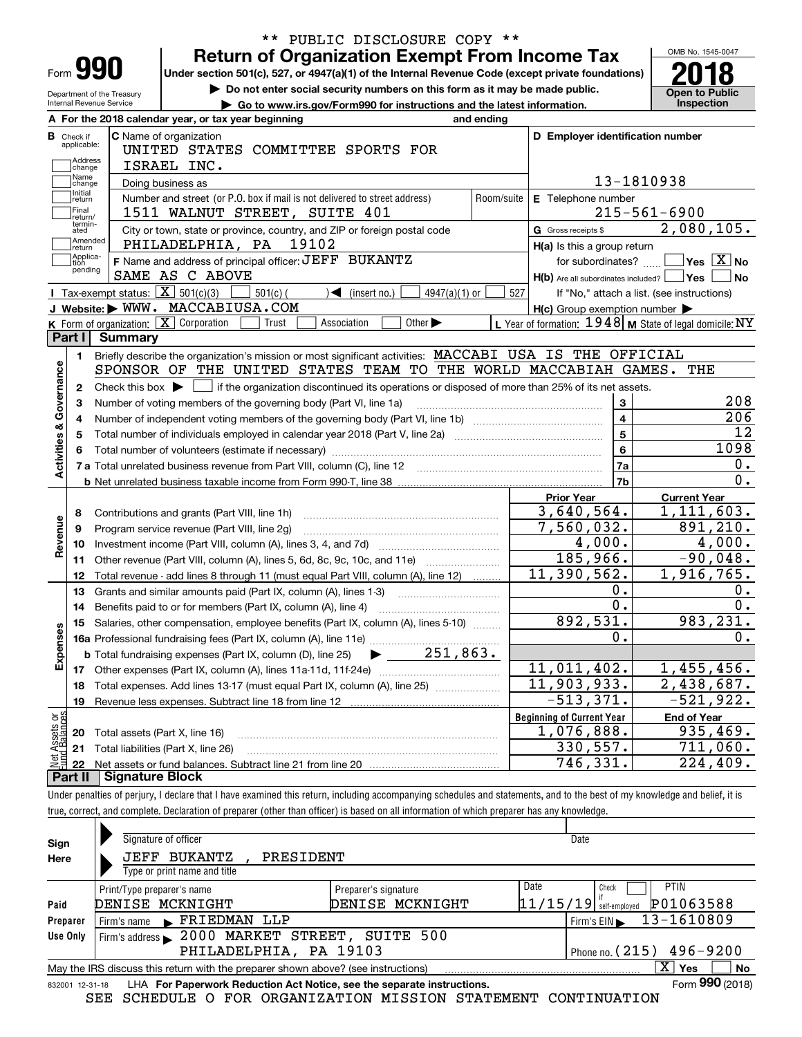** PUBLIC DISCLOSURE COPY **

# Form 990 — Return of Organization Exempt From Income Tax

Under section 501(c), 527, or 4947(a)(1) of the Internal Revenue Code (except private foundations)

▶ Do not enter social security numbers on this form as it may be made public.

▶ Go to www.irs.gov/Form990 for instructions and the latest information.

Department of the Treasury
Internal Revenue Service

OMB No. 1545-0047

**2018**

**Open to Public Inspection**

**A** For the 2018 calendar year, or tax year beginning and ending

**B** Check if applicable: Address change, Name change, Initial return, Final return/terminated, Amended return, Application pending

**C** Name of organization: UNITED STATES COMMITTEE SPORTS FOR ISRAEL INC.

Doing business as

Number and street (or P.O. box if mail is not delivered to street address): 1511 WALNUT STREET, SUITE 401 — Room/suite

City or town, state or province, country, and ZIP or foreign postal code: PHILADELPHIA, PA 19102

**D** Employer identification number: 13-1810938

**E** Telephone number: 215-561-6900

**G** Gross receipts $ 2,080,105.

**F** Name and address of principal officer: JEFF BUKANTZ
SAME AS C ABOVE

**H(a)** Is this a group return for subordinates? ☐ Yes ☒ No

**H(b)** Are all subordinates included? ☐ Yes ☐ No
If "No," attach a list. (see instructions)

**H(c)** Group exemption number ▶

**I** Tax-exempt status: ☒ 501(c)(3) ☐ 501(c) ( ) ◀ (insert no.) ☐ 4947(a)(1) or ☐ 527

**J** Website: ▶ WWW. MACCABIUSA.COM

**K** Form of organization: ☒ Corporation ☐ Trust ☐ Association ☐ Other ▶

**L** Year of formation: 1948 **M** State of legal domicile: NY

## Part I Summary

**Activities & Governance**

1. Briefly describe the organization's mission or most significant activities: MACCABI USA IS THE OFFICIAL SPONSOR OF THE UNITED STATES TEAM TO THE WORLD MACCABIAH GAMES. THE
2. Check this box ▶ ☐ if the organization discontinued its operations or disposed of more than 25% of its net assets.

| | | | |
|---|---|---|---|
| 3 | Number of voting members of the governing body (Part VI, line 1a) | 3 | 208 |
| 4 | Number of independent voting members of the governing body (Part VI, line 1b) | 4 | 206 |
| 5 | Total number of individuals employed in calendar year 2018 (Part V, line 2a) | 5 | 12 |
| 6 | Total number of volunteers (estimate if necessary) | 6 | 1098 |
| 7a | Total unrelated business revenue from Part VIII, column (C), line 12 | 7a | 0. |
| b | Net unrelated business taxable income from Form 990-T, line 38 | 7b | 0. |

| | | Prior Year | Current Year |
|---|---|---|---|
| **Revenue** | | | |
| 8 | Contributions and grants (Part VIII, line 1h) | 3,640,564. | 1,111,603. |
| 9 | Program service revenue (Part VIII, line 2g) | 7,560,032. | 891,210. |
| 10 | Investment income (Part VIII, column (A), lines 3, 4, and 7d) | 4,000. | 4,000. |
| 11 | Other revenue (Part VIII, column (A), lines 5, 6d, 8c, 9c, 10c, and 11e) | 185,966. | -90,048. |
| 12 | Total revenue - add lines 8 through 11 (must equal Part VIII, column (A), line 12) | 11,390,562. | 1,916,765. |
| **Expenses** | | | |
| 13 | Grants and similar amounts paid (Part IX, column (A), lines 1-3) | 0. | 0. |
| 14 | Benefits paid to or for members (Part IX, column (A), line 4) | 0. | 0. |
| 15 | Salaries, other compensation, employee benefits (Part IX, column (A), lines 5-10) | 892,531. | 983,231. |
| 16a | Professional fundraising fees (Part IX, column (A), line 11e) | 0. | 0. |
| b | Total fundraising expenses (Part IX, column (D), line 25) ▶ 251,863. | | |
| 17 | Other expenses (Part IX, column (A), lines 11a-11d, 11f-24e) | 11,011,402. | 1,455,456. |
| 18 | Total expenses. Add lines 13-17 (must equal Part IX, column (A), line 25) | 11,903,933. | 2,438,687. |
| 19 | Revenue less expenses. Subtract line 18 from line 12 | -513,371. | -521,922. |
| **Net Assets or Fund Balances** | | **Beginning of Current Year** | **End of Year** |
| 20 | Total assets (Part X, line 16) | 1,076,888. | 935,469. |
| 21 | Total liabilities (Part X, line 26) | 330,557. | 711,060. |
| 22 | Net assets or fund balances. Subtract line 21 from line 20 | 746,331. | 224,409. |

## Part II Signature Block

Under penalties of perjury, I declare that I have examined this return, including accompanying schedules and statements, and to the best of my knowledge and belief, it is true, correct, and complete. Declaration of preparer (other than officer) is based on all information of which preparer has any knowledge.

**Sign Here**

Signature of officer — Date

JEFF BUKANTZ , PRESIDENT
Type or print name and title

**Paid Preparer Use Only**

| Print/Type preparer's name | Preparer's signature | Date | Check if self-employed | PTIN |
|---|---|---|---|---|
| DENISE MCKNIGHT | DENISE MCKNIGHT | 11/15/19 | ☐ | P01063588 |

Firm's name ▶ FRIEDMAN LLP — Firm's EIN ▶ 13-1610809

Firm's address ▶ 2000 MARKET STREET, SUITE 500, PHILADELPHIA, PA 19103 — Phone no. (215) 496-9200

May the IRS discuss this return with the preparer shown above? (see instructions) ☒ Yes ☐ No

832001 12-31-18 LHA For Paperwork Reduction Act Notice, see the separate instructions. Form **990** (2018)

SEE SCHEDULE O FOR ORGANIZATION MISSION STATEMENT CONTINUATION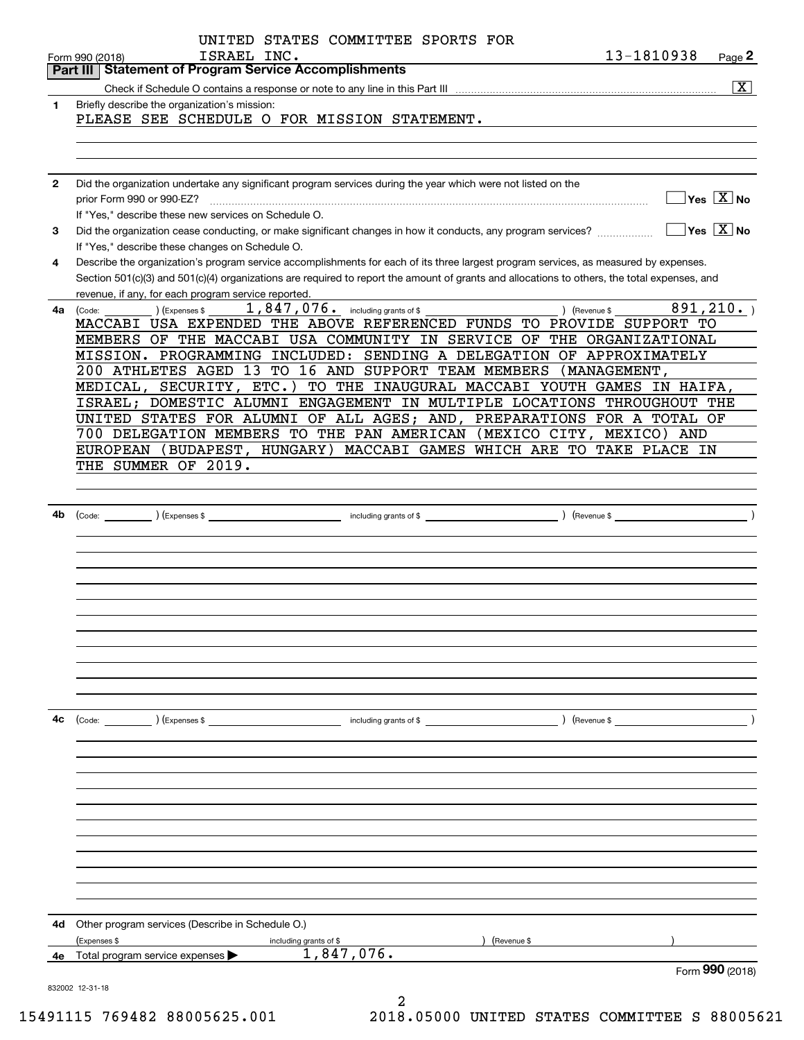UNITED STATES COMMITTEE SPORTS FOR ISRAEL INC. 13-1810938

Form 990 (2018) Page **2**

## Part III Statement of Program Service Accomplishments

Check if Schedule O contains a response or note to any line in this Part III [X]

**1** Briefly describe the organization's mission:

PLEASE SEE SCHEDULE O FOR MISSION STATEMENT.

**2** Did the organization undertake any significant program services during the year which were not listed on the prior Form 990 or 990-EZ? [ ] Yes [X] No

If "Yes," describe these new services on Schedule O.

**3** Did the organization cease conducting, or make significant changes in how it conducts, any program services? [ ] Yes [X] No

If "Yes," describe these changes on Schedule O.

**4** Describe the organization's program service accomplishments for each of its three largest program services, as measured by expenses. Section 501(c)(3) and 501(c)(4) organizations are required to report the amount of grants and allocations to others, the total expenses, and revenue, if any, for each program service reported.

**4a** (Code: ) (Expenses $ 1,847,076. including grants of $ ) (Revenue $ 891,210. )

MACCABI USA EXPENDED THE ABOVE REFERENCED FUNDS TO PROVIDE SUPPORT TO MEMBERS OF THE MACCABI USA COMMUNITY IN SERVICE OF THE ORGANIZATIONAL MISSION. PROGRAMMING INCLUDED: SENDING A DELEGATION OF APPROXIMATELY 200 ATHLETES AGED 13 TO 16 AND SUPPORT TEAM MEMBERS (MANAGEMENT, MEDICAL, SECURITY, ETC.) TO THE INAUGURAL MACCABI YOUTH GAMES IN HAIFA, ISRAEL; DOMESTIC ALUMNI ENGAGEMENT IN MULTIPLE LOCATIONS THROUGHOUT THE UNITED STATES FOR ALUMNI OF ALL AGES; AND, PREPARATIONS FOR A TOTAL OF 700 DELEGATION MEMBERS TO THE PAN AMERICAN (MEXICO CITY, MEXICO) AND EUROPEAN (BUDAPEST, HUNGARY) MACCABI GAMES WHICH ARE TO TAKE PLACE IN THE SUMMER OF 2019.

**4b** (Code: ) (Expenses $ including grants of $ ) (Revenue $ )

**4c** (Code: ) (Expenses $ including grants of $ ) (Revenue $ )

**4d** Other program services (Describe in Schedule O.)

(Expenses $ including grants of $ ) (Revenue $ )

**4e** Total program service expenses ▶ 1,847,076.

Form **990** (2018)

832002 12-31-18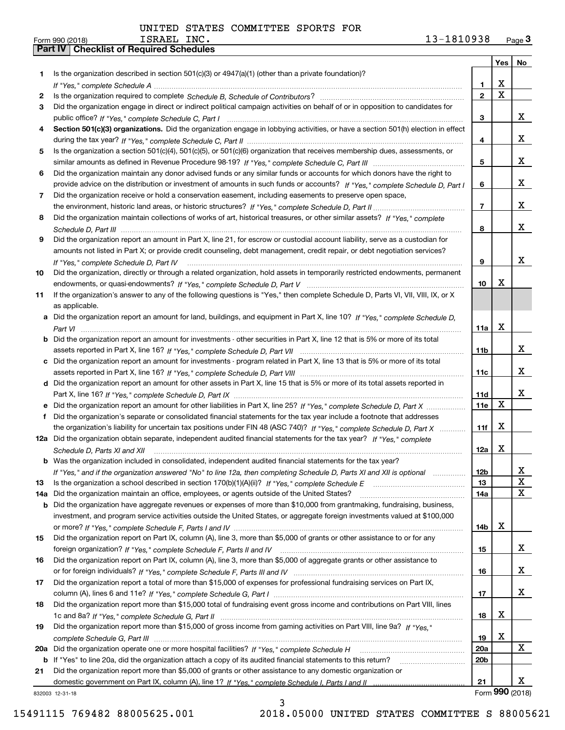UNITED STATES COMMITTEE SPORTS FOR ISRAEL INC.

Form 990 (2018) 13-1810938 Page **3**

## Part IV Checklist of Required Schedules

| | | | Yes | No |
|---|---|---|---|---|
| **1** | Is the organization described in section 501(c)(3) or 4947(a)(1) (other than a private foundation)? *If "Yes," complete Schedule A* | **1** | X | |
| **2** | Is the organization required to complete *Schedule B, Schedule of Contributors*? | **2** | X | |
| **3** | Did the organization engage in direct or indirect political campaign activities on behalf of or in opposition to candidates for public office? *If "Yes," complete Schedule C, Part I* | **3** | | X |
| **4** | **Section 501(c)(3) organizations.** Did the organization engage in lobbying activities, or have a section 501(h) election in effect during the tax year? *If "Yes," complete Schedule C, Part II* | **4** | | X |
| **5** | Is the organization a section 501(c)(4), 501(c)(5), or 501(c)(6) organization that receives membership dues, assessments, or similar amounts as defined in Revenue Procedure 98-19? *If "Yes," complete Schedule C, Part III* | **5** | | X |
| **6** | Did the organization maintain any donor advised funds or any similar funds or accounts for which donors have the right to provide advice on the distribution or investment of amounts in such funds or accounts? *If "Yes," complete Schedule D, Part I* | **6** | | X |
| **7** | Did the organization receive or hold a conservation easement, including easements to preserve open space, the environment, historic land areas, or historic structures? *If "Yes," complete Schedule D, Part II* | **7** | | X |
| **8** | Did the organization maintain collections of works of art, historical treasures, or other similar assets? *If "Yes," complete Schedule D, Part III* | **8** | | X |
| **9** | Did the organization report an amount in Part X, line 21, for escrow or custodial account liability, serve as a custodian for amounts not listed in Part X; or provide credit counseling, debt management, credit repair, or debt negotiation services? *If "Yes," complete Schedule D, Part IV* | **9** | | X |
| **10** | Did the organization, directly or through a related organization, hold assets in temporarily restricted endowments, permanent endowments, or quasi-endowments? *If "Yes," complete Schedule D, Part V* | **10** | X | |
| **11** | If the organization's answer to any of the following questions is "Yes," then complete Schedule D, Parts VI, VII, VIII, IX, or X as applicable. | | | |
| **a** | Did the organization report an amount for land, buildings, and equipment in Part X, line 10? *If "Yes," complete Schedule D, Part VI* | **11a** | X | |
| **b** | Did the organization report an amount for investments - other securities in Part X, line 12 that is 5% or more of its total assets reported in Part X, line 16? *If "Yes," complete Schedule D, Part VII* | **11b** | | X |
| **c** | Did the organization report an amount for investments - program related in Part X, line 13 that is 5% or more of its total assets reported in Part X, line 16? *If "Yes," complete Schedule D, Part VIII* | **11c** | | X |
| **d** | Did the organization report an amount for other assets in Part X, line 15 that is 5% or more of its total assets reported in Part X, line 16? *If "Yes," complete Schedule D, Part IX* | **11d** | | X |
| **e** | Did the organization report an amount for other liabilities in Part X, line 25? *If "Yes," complete Schedule D, Part X* | **11e** | X | |
| **f** | Did the organization's separate or consolidated financial statements for the tax year include a footnote that addresses the organization's liability for uncertain tax positions under FIN 48 (ASC 740)? *If "Yes," complete Schedule D, Part X* | **11f** | X | |
| **12a** | Did the organization obtain separate, independent audited financial statements for the tax year? *If "Yes," complete Schedule D, Parts XI and XII* | **12a** | X | |
| **b** | Was the organization included in consolidated, independent audited financial statements for the tax year? *If "Yes," and if the organization answered "No" to line 12a, then completing Schedule D, Parts XI and XII is optional* | **12b** | | X |
| **13** | Is the organization a school described in section 170(b)(1)(A)(ii)? *If "Yes," complete Schedule E* | **13** | | X |
| **14a** | Did the organization maintain an office, employees, or agents outside of the United States? | **14a** | | X |
| **b** | Did the organization have aggregate revenues or expenses of more than $10,000 from grantmaking, fundraising, business, investment, and program service activities outside the United States, or aggregate foreign investments valued at $100,000 or more? *If "Yes," complete Schedule F, Parts I and IV* | **14b** | X | |
| **15** | Did the organization report on Part IX, column (A), line 3, more than $5,000 of grants or other assistance to or for any foreign organization? *If "Yes," complete Schedule F, Parts II and IV* | **15** | | X |
| **16** | Did the organization report on Part IX, column (A), line 3, more than $5,000 of aggregate grants or other assistance to or for foreign individuals? *If "Yes," complete Schedule F, Parts III and IV* | **16** | | X |
| **17** | Did the organization report a total of more than $15,000 of expenses for professional fundraising services on Part IX, column (A), lines 6 and 11e? *If "Yes," complete Schedule G, Part I* | **17** | | X |
| **18** | Did the organization report more than $15,000 total of fundraising event gross income and contributions on Part VIII, lines 1c and 8a? *If "Yes," complete Schedule G, Part II* | **18** | X | |
| **19** | Did the organization report more than $15,000 of gross income from gaming activities on Part VIII, line 9a? *If "Yes," complete Schedule G, Part III* | **19** | X | |
| **20a** | Did the organization operate one or more hospital facilities? *If "Yes," complete Schedule H* | **20a** | | X |
| **b** | If "Yes" to line 20a, did the organization attach a copy of its audited financial statements to this return? | **20b** | | |
| **21** | Did the organization report more than $5,000 of grants or other assistance to any domestic organization or domestic government on Part IX, column (A), line 1? *If "Yes," complete Schedule I, Parts I and II* | **21** | | X |

832003 12-31-18 Form **990** (2018)

15491115 769482 88005625.001 2018.05000 UNITED STATES COMMITTEE S 88005621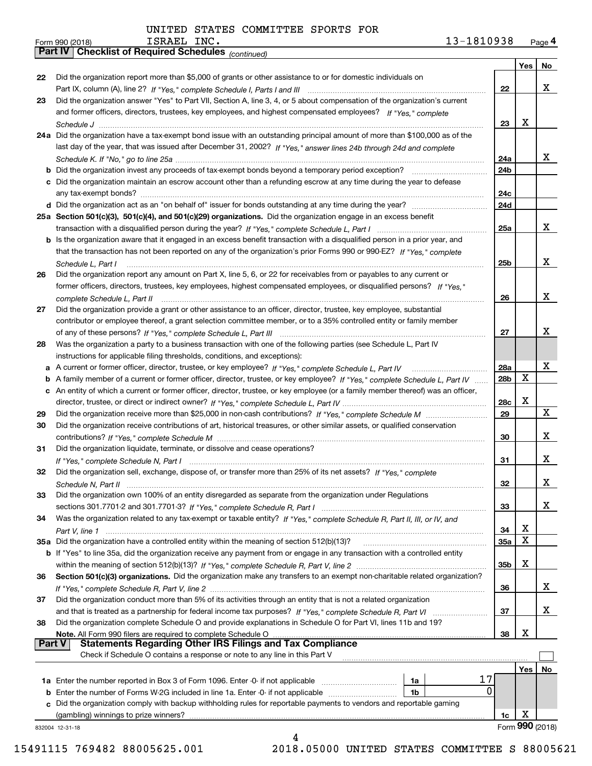UNITED STATES COMMITTEE SPORTS FOR ISRAEL INC. 13-1810938

Form 990 (2018) Page 4

**Part IV | Checklist of Required Schedules** *(continued)*

| | | | Yes | No |
|---|---|---|---|---|
| 22 | Did the organization report more than $5,000 of grants or other assistance to or for domestic individuals on Part IX, column (A), line 2? *If "Yes," complete Schedule I, Parts I and III* | 22 | | X |
| 23 | Did the organization answer "Yes" to Part VII, Section A, line 3, 4, or 5 about compensation of the organization's current and former officers, directors, trustees, key employees, and highest compensated employees? *If "Yes," complete Schedule J* | 23 | X | |
| 24a | Did the organization have a tax-exempt bond issue with an outstanding principal amount of more than $100,000 as of the last day of the year, that was issued after December 31, 2002? *If "Yes," answer lines 24b through 24d and complete Schedule K. If "No," go to line 25a* | 24a | | X |
| b | Did the organization invest any proceeds of tax-exempt bonds beyond a temporary period exception? | 24b | | |
| c | Did the organization maintain an escrow account other than a refunding escrow at any time during the year to defease any tax-exempt bonds? | 24c | | |
| d | Did the organization act as an "on behalf of" issuer for bonds outstanding at any time during the year? | 24d | | |
| 25a | **Section 501(c)(3), 501(c)(4), and 501(c)(29) organizations.** Did the organization engage in an excess benefit transaction with a disqualified person during the year? *If "Yes," complete Schedule L, Part I* | 25a | | X |
| b | Is the organization aware that it engaged in an excess benefit transaction with a disqualified person in a prior year, and that the transaction has not been reported on any of the organization's prior Forms 990 or 990-EZ? *If "Yes," complete Schedule L, Part I* | 25b | | X |
| 26 | Did the organization report any amount on Part X, line 5, 6, or 22 for receivables from or payables to any current or former officers, directors, trustees, key employees, highest compensated employees, or disqualified persons? *If "Yes," complete Schedule L, Part II* | 26 | | X |
| 27 | Did the organization provide a grant or other assistance to an officer, director, trustee, key employee, substantial contributor or employee thereof, a grant selection committee member, or to a 35% controlled entity or family member of any of these persons? *If "Yes," complete Schedule L, Part III* | 27 | | X |
| 28 | Was the organization a party to a business transaction with one of the following parties (see Schedule L, Part IV instructions for applicable filing thresholds, conditions, and exceptions): | | | |
| a | A current or former officer, director, trustee, or key employee? *If "Yes," complete Schedule L, Part IV* | 28a | | X |
| b | A family member of a current or former officer, director, trustee, or key employee? *If "Yes," complete Schedule L, Part IV* | 28b | X | |
| c | An entity of which a current or former officer, director, trustee, or key employee (or a family member thereof) was an officer, director, trustee, or direct or indirect owner? *If "Yes," complete Schedule L, Part IV* | 28c | X | |
| 29 | Did the organization receive more than $25,000 in non-cash contributions? *If "Yes," complete Schedule M* | 29 | | X |
| 30 | Did the organization receive contributions of art, historical treasures, or other similar assets, or qualified conservation contributions? *If "Yes," complete Schedule M* | 30 | | X |
| 31 | Did the organization liquidate, terminate, or dissolve and cease operations? *If "Yes," complete Schedule N, Part I* | 31 | | X |
| 32 | Did the organization sell, exchange, dispose of, or transfer more than 25% of its net assets? *If "Yes," complete Schedule N, Part II* | 32 | | X |
| 33 | Did the organization own 100% of an entity disregarded as separate from the organization under Regulations sections 301.7701-2 and 301.7701-3? *If "Yes," complete Schedule R, Part I* | 33 | | X |
| 34 | Was the organization related to any tax-exempt or taxable entity? *If "Yes," complete Schedule R, Part II, III, or IV, and Part V, line 1* | 34 | X | |
| 35a | Did the organization have a controlled entity within the meaning of section 512(b)(13)? | 35a | X | |
| b | If "Yes" to line 35a, did the organization receive any payment from or engage in any transaction with a controlled entity within the meaning of section 512(b)(13)? *If "Yes," complete Schedule R, Part V, line 2* | 35b | X | |
| 36 | **Section 501(c)(3) organizations.** Did the organization make any transfers to an exempt non-charitable related organization? *If "Yes," complete Schedule R, Part V, line 2* | 36 | | X |
| 37 | Did the organization conduct more than 5% of its activities through an entity that is not a related organization and that is treated as a partnership for federal income tax purposes? *If "Yes," complete Schedule R, Part VI* | 37 | | X |
| 38 | Did the organization complete Schedule O and provide explanations in Schedule O for Part VI, lines 11b and 19? **Note.** All Form 990 filers are required to complete Schedule O | 38 | X | |

**Part V | Statements Regarding Other IRS Filings and Tax Compliance**

Check if Schedule O contains a response or note to any line in this Part V ☐

| | | | | | Yes | No |
|---|---|---|---|---|---|---|
| 1a | Enter the number reported in Box 3 of Form 1096. Enter -0- if not applicable | 1a | 17 | | | |
| b | Enter the number of Forms W-2G included in line 1a. Enter -0- if not applicable | 1b | 0 | | | |
| c | Did the organization comply with backup withholding rules for reportable payments to vendors and reportable gaming (gambling) winnings to prize winners? | | | 1c | X | |

832004 12-31-18

Form **990** (2018)

15491115 769482 88005625.001 2018.05000 UNITED STATES COMMITTEE S 88005621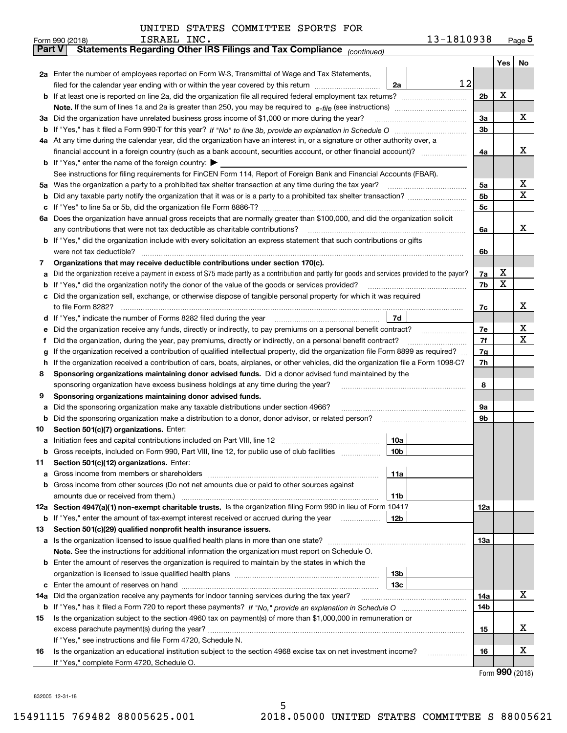UNITED STATES COMMITTEE SPORTS FOR ISRAEL INC.

Form 990 (2018) 13-1810938 Page 5

**Part V — Statements Regarding Other IRS Filings and Tax Compliance** *(continued)*

| Line | Description | Ref | Amount | Line | Yes | No |
|---|---|---|---|---|---|---|
| 2a | Enter the number of employees reported on Form W-3, Transmittal of Wage and Tax Statements, filed for the calendar year ending with or within the year covered by this return | 2a | 12 | | | |
| b | If at least one is reported on line 2a, did the organization file all required federal employment tax returns? | | | 2b | X | |
| | **Note.** If the sum of lines 1a and 2a is greater than 250, you may be required to *e-file* (see instructions) | | | | | |
| 3a | Did the organization have unrelated business gross income of $1,000 or more during the year? | | | 3a | | X |
| b | If "Yes," has it filed a Form 990-T for this year? *If "No" to line 3b, provide an explanation in Schedule O* | | | 3b | | |
| 4a | At any time during the calendar year, did the organization have an interest in, or a signature or other authority over, a financial account in a foreign country (such as a bank account, securities account, or other financial account)? | | | 4a | | X |
| b | If "Yes," enter the name of the foreign country: ▶ | | | | | |
| | See instructions for filing requirements for FinCEN Form 114, Report of Foreign Bank and Financial Accounts (FBAR). | | | | | |
| 5a | Was the organization a party to a prohibited tax shelter transaction at any time during the tax year? | | | 5a | | X |
| b | Did any taxable party notify the organization that it was or is a party to a prohibited tax shelter transaction? | | | 5b | | X |
| c | If "Yes" to line 5a or 5b, did the organization file Form 8886-T? | | | 5c | | |
| 6a | Does the organization have annual gross receipts that are normally greater than $100,000, and did the organization solicit any contributions that were not tax deductible as charitable contributions? | | | 6a | | X |
| b | If "Yes," did the organization include with every solicitation an express statement that such contributions or gifts were not tax deductible? | | | 6b | | |
| 7 | **Organizations that may receive deductible contributions under section 170(c).** | | | | | |
| a | Did the organization receive a payment in excess of $75 made partly as a contribution and partly for goods and services provided to the payor? | | | 7a | X | |
| b | If "Yes," did the organization notify the donor of the value of the goods or services provided? | | | 7b | X | |
| c | Did the organization sell, exchange, or otherwise dispose of tangible personal property for which it was required to file Form 8282? | | | 7c | | X |
| d | If "Yes," indicate the number of Forms 8282 filed during the year | 7d | | | | |
| e | Did the organization receive any funds, directly or indirectly, to pay premiums on a personal benefit contract? | | | 7e | | X |
| f | Did the organization, during the year, pay premiums, directly or indirectly, on a personal benefit contract? | | | 7f | | X |
| g | If the organization received a contribution of qualified intellectual property, did the organization file Form 8899 as required? | | | 7g | | |
| h | If the organization received a contribution of cars, boats, airplanes, or other vehicles, did the organization file a Form 1098-C? | | | 7h | | |
| 8 | **Sponsoring organizations maintaining donor advised funds.** Did a donor advised fund maintained by the sponsoring organization have excess business holdings at any time during the year? | | | 8 | | |
| 9 | **Sponsoring organizations maintaining donor advised funds.** | | | | | |
| a | Did the sponsoring organization make any taxable distributions under section 4966? | | | 9a | | |
| b | Did the sponsoring organization make a distribution to a donor, donor advisor, or related person? | | | 9b | | |
| 10 | **Section 501(c)(7) organizations.** Enter: | | | | | |
| a | Initiation fees and capital contributions included on Part VIII, line 12 | 10a | | | | |
| b | Gross receipts, included on Form 990, Part VIII, line 12, for public use of club facilities | 10b | | | | |
| 11 | **Section 501(c)(12) organizations.** Enter: | | | | | |
| a | Gross income from members or shareholders | 11a | | | | |
| b | Gross income from other sources (Do not net amounts due or paid to other sources against amounts due or received from them.) | 11b | | | | |
| 12a | **Section 4947(a)(1) non-exempt charitable trusts.** Is the organization filing Form 990 in lieu of Form 1041? | | | 12a | | |
| b | If "Yes," enter the amount of tax-exempt interest received or accrued during the year | 12b | | | | |
| 13 | **Section 501(c)(29) qualified nonprofit health insurance issuers.** | | | | | |
| a | Is the organization licensed to issue qualified health plans in more than one state? | | | 13a | | |
| | **Note.** See the instructions for additional information the organization must report on Schedule O. | | | | | |
| b | Enter the amount of reserves the organization is required to maintain by the states in which the organization is licensed to issue qualified health plans | 13b | | | | |
| c | Enter the amount of reserves on hand | 13c | | | | |
| 14a | Did the organization receive any payments for indoor tanning services during the tax year? | | | 14a | | X |
| b | If "Yes," has it filed a Form 720 to report these payments? *If "No," provide an explanation in Schedule O* | | | 14b | | |
| 15 | Is the organization subject to the section 4960 tax on payment(s) of more than $1,000,000 in remuneration or excess parachute payment(s) during the year? | | | 15 | | X |
| | If "Yes," see instructions and file Form 4720, Schedule N. | | | | | |
| 16 | Is the organization an educational institution subject to the section 4968 excise tax on net investment income? | | | 16 | | X |
| | If "Yes," complete Form 4720, Schedule O. | | | | | |

Form **990** (2018)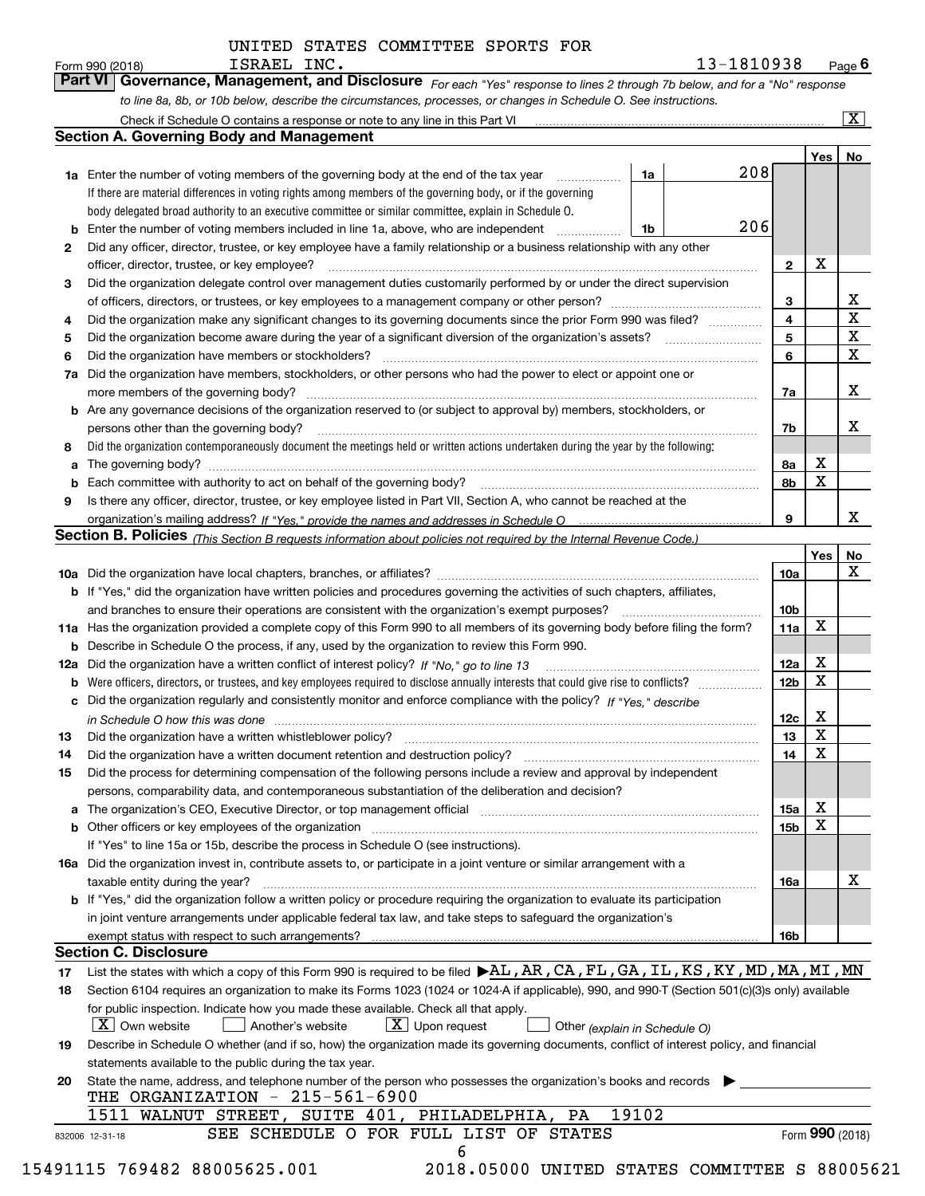UNITED STATES COMMITTEE SPORTS FOR ISRAEL INC.

Form 990 (2018) 13-1810938 Page 6

## Part VI Governance, Management, and Disclosure

*For each "Yes" response to lines 2 through 7b below, and for a "No" response to line 8a, 8b, or 10b below, describe the circumstances, processes, or changes in Schedule O. See instructions.*

Check if Schedule O contains a response or note to any line in this Part VI [X]

### Section A. Governing Body and Management

| | | | | Yes | No |
|---|---|---|---|---|---|
| 1a | Enter the number of voting members of the governing body at the end of the tax year | 1a | 208 | | |
| | If there are material differences in voting rights among members of the governing body, or if the governing body delegated broad authority to an executive committee or similar committee, explain in Schedule O. | | | | |
| b | Enter the number of voting members included in line 1a, above, who are independent | 1b | 206 | | |
| 2 | Did any officer, director, trustee, or key employee have a family relationship or a business relationship with any other officer, director, trustee, or key employee? | | 2 | X | |
| 3 | Did the organization delegate control over management duties customarily performed by or under the direct supervision of officers, directors, or trustees, or key employees to a management company or other person? | | 3 | | X |
| 4 | Did the organization make any significant changes to its governing documents since the prior Form 990 was filed? | | 4 | | X |
| 5 | Did the organization become aware during the year of a significant diversion of the organization's assets? | | 5 | | X |
| 6 | Did the organization have members or stockholders? | | 6 | | X |
| 7a | Did the organization have members, stockholders, or other persons who had the power to elect or appoint one or more members of the governing body? | | 7a | | X |
| b | Are any governance decisions of the organization reserved to (or subject to approval by) members, stockholders, or persons other than the governing body? | | 7b | | X |
| 8 | Did the organization contemporaneously document the meetings held or written actions undertaken during the year by the following: | | | | |
| a | The governing body? | | 8a | X | |
| b | Each committee with authority to act on behalf of the governing body? | | 8b | X | |
| 9 | Is there any officer, director, trustee, or key employee listed in Part VII, Section A, who cannot be reached at the organization's mailing address? *If "Yes," provide the names and addresses in Schedule O* | | 9 | | X |

### Section B. Policies *(This Section B requests information about policies not required by the Internal Revenue Code.)*

| | | | Yes | No |
|---|---|---|---|---|
| 10a | Did the organization have local chapters, branches, or affiliates? | 10a | | X |
| b | If "Yes," did the organization have written policies and procedures governing the activities of such chapters, affiliates, and branches to ensure their operations are consistent with the organization's exempt purposes? | 10b | | |
| 11a | Has the organization provided a complete copy of this Form 990 to all members of its governing body before filing the form? | 11a | X | |
| b | Describe in Schedule O the process, if any, used by the organization to review this Form 990. | | | |
| 12a | Did the organization have a written conflict of interest policy? *If "No," go to line 13* | 12a | X | |
| b | Were officers, directors, or trustees, and key employees required to disclose annually interests that could give rise to conflicts? | 12b | X | |
| c | Did the organization regularly and consistently monitor and enforce compliance with the policy? *If "Yes," describe in Schedule O how this was done* | 12c | X | |
| 13 | Did the organization have a written whistleblower policy? | 13 | X | |
| 14 | Did the organization have a written document retention and destruction policy? | 14 | X | |
| 15 | Did the process for determining compensation of the following persons include a review and approval by independent persons, comparability data, and contemporaneous substantiation of the deliberation and decision? | | | |
| a | The organization's CEO, Executive Director, or top management official | 15a | X | |
| b | Other officers or key employees of the organization | 15b | X | |
| | If "Yes" to line 15a or 15b, describe the process in Schedule O (see instructions). | | | |
| 16a | Did the organization invest in, contribute assets to, or participate in a joint venture or similar arrangement with a taxable entity during the year? | 16a | | X |
| b | If "Yes," did the organization follow a written policy or procedure requiring the organization to evaluate its participation in joint venture arrangements under applicable federal tax law, and take steps to safeguard the organization's exempt status with respect to such arrangements? | 16b | | |

### Section C. Disclosure

17 List the states with which a copy of this Form 990 is required to be filed ▶AL,AR,CA,FL,GA,IL,KS,KY,MD,MA,MI,MN

18 Section 6104 requires an organization to make its Forms 1023 (1024 or 1024-A if applicable), 990, and 990-T (Section 501(c)(3)s only) available for public inspection. Indicate how you made these available. Check all that apply.

[X] Own website [ ] Another's website [X] Upon request [ ] Other *(explain in Schedule O)*

19 Describe in Schedule O whether (and if so, how) the organization made its governing documents, conflict of interest policy, and financial statements available to the public during the tax year.

20 State the name, address, and telephone number of the person who possesses the organization's books and records ▶

THE ORGANIZATION - 215-561-6900

1511 WALNUT STREET, SUITE 401, PHILADELPHIA, PA 19102

SEE SCHEDULE O FOR FULL LIST OF STATES

832006 12-31-18 Form **990** (2018)

15491115 769482 88005625.001 2018.05000 UNITED STATES COMMITTEE S 88005621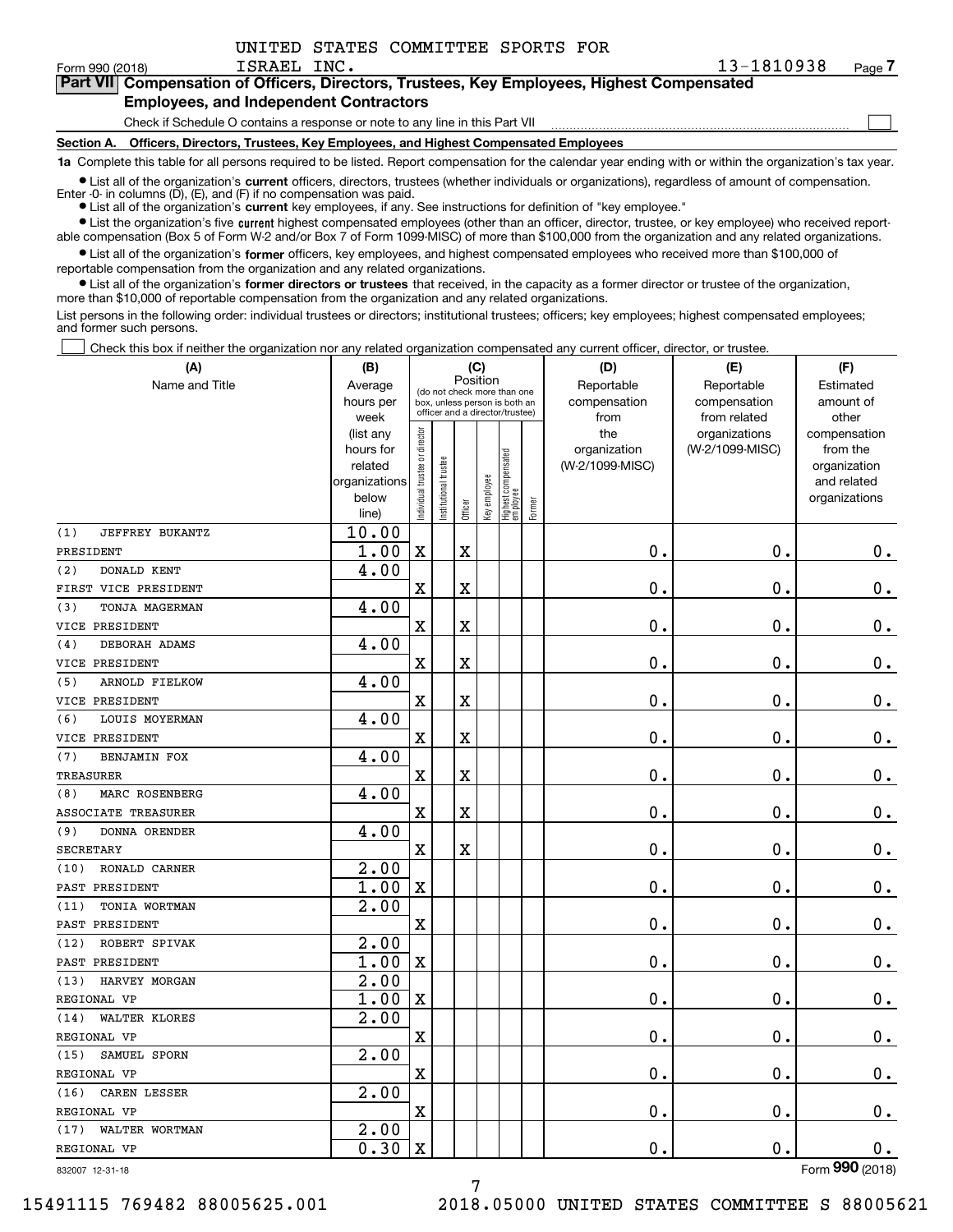UNITED STATES COMMITTEE SPORTS FOR ISRAEL INC. 13-1810938

## Part VII Compensation of Officers, Directors, Trustees, Key Employees, Highest Compensated Employees, and Independent Contractors

Check if Schedule O contains a response or note to any line in this Part VII

### Section A. Officers, Directors, Trustees, Key Employees, and Highest Compensated Employees

**1a** Complete this table for all persons required to be listed. Report compensation for the calendar year ending with or within the organization's tax year.

- List all of the organization's **current** officers, directors, trustees (whether individuals or organizations), regardless of amount of compensation. Enter -0- in columns (D), (E), and (F) if no compensation was paid.
- List all of the organization's **current** key employees, if any. See instructions for definition of "key employee."
- List the organization's five **current** highest compensated employees (other than an officer, director, trustee, or key employee) who received reportable compensation (Box 5 of Form W-2 and/or Box 7 of Form 1099-MISC) of more than $100,000 from the organization and any related organizations.
- List all of the organization's **former** officers, key employees, and highest compensated employees who received more than $100,000 of reportable compensation from the organization and any related organizations.
- List all of the organization's **former directors or trustees** that received, in the capacity as a former director or trustee of the organization, more than $10,000 of reportable compensation from the organization and any related organizations.

List persons in the following order: individual trustees or directors; institutional trustees; officers; key employees; highest compensated employees; and former such persons.

Check this box if neither the organization nor any related organization compensated any current officer, director, or trustee.

| (A) Name and Title | (B) Average hours per week (list any hours for related organizations below line) | (C) Individual trustee or director | Institutional trustee | Officer | Key employee | Highest compensated employee | Former | (D) Reportable compensation from the organization (W-2/1099-MISC) | (E) Reportable compensation from related organizations (W-2/1099-MISC) | (F) Estimated amount of other compensation from the organization and related organizations |
|---|---|---|---|---|---|---|---|---|---|---|
| (1) JEFFREY BUKANTZ<br>PRESIDENT | 10.00<br>1.00 | X | | X | | | | 0. | 0. | 0. |
| (2) DONALD KENT<br>FIRST VICE PRESIDENT | 4.00 | X | | X | | | | 0. | 0. | 0. |
| (3) TONJA MAGERMAN<br>VICE PRESIDENT | 4.00 | X | | X | | | | 0. | 0. | 0. |
| (4) DEBORAH ADAMS<br>VICE PRESIDENT | 4.00 | X | | X | | | | 0. | 0. | 0. |
| (5) ARNOLD FIELKOW<br>VICE PRESIDENT | 4.00 | X | | X | | | | 0. | 0. | 0. |
| (6) LOUIS MOYERMAN<br>VICE PRESIDENT | 4.00 | X | | X | | | | 0. | 0. | 0. |
| (7) BENJAMIN FOX<br>TREASURER | 4.00 | X | | X | | | | 0. | 0. | 0. |
| (8) MARC ROSENBERG<br>ASSOCIATE TREASURER | 4.00 | X | | X | | | | 0. | 0. | 0. |
| (9) DONNA ORENDER<br>SECRETARY | 4.00 | X | | X | | | | 0. | 0. | 0. |
| (10) RONALD CARNER<br>PAST PRESIDENT | 2.00<br>1.00 | X | | | | | | 0. | 0. | 0. |
| (11) TONIA WORTMAN<br>PAST PRESIDENT | 2.00 | X | | | | | | 0. | 0. | 0. |
| (12) ROBERT SPIVAK<br>PAST PRESIDENT | 2.00<br>1.00 | X | | | | | | 0. | 0. | 0. |
| (13) HARVEY MORGAN<br>REGIONAL VP | 2.00<br>1.00 | X | | | | | | 0. | 0. | 0. |
| (14) WALTER KLORES<br>REGIONAL VP | 2.00 | X | | | | | | 0. | 0. | 0. |
| (15) SAMUEL SPORN<br>REGIONAL VP | 2.00 | X | | | | | | 0. | 0. | 0. |
| (16) CAREN LESSER<br>REGIONAL VP | 2.00 | X | | | | | | 0. | 0. | 0. |
| (17) WALTER WORTMAN<br>REGIONAL VP | 2.00<br>0.30 | X | | | | | | 0. | 0. | 0. |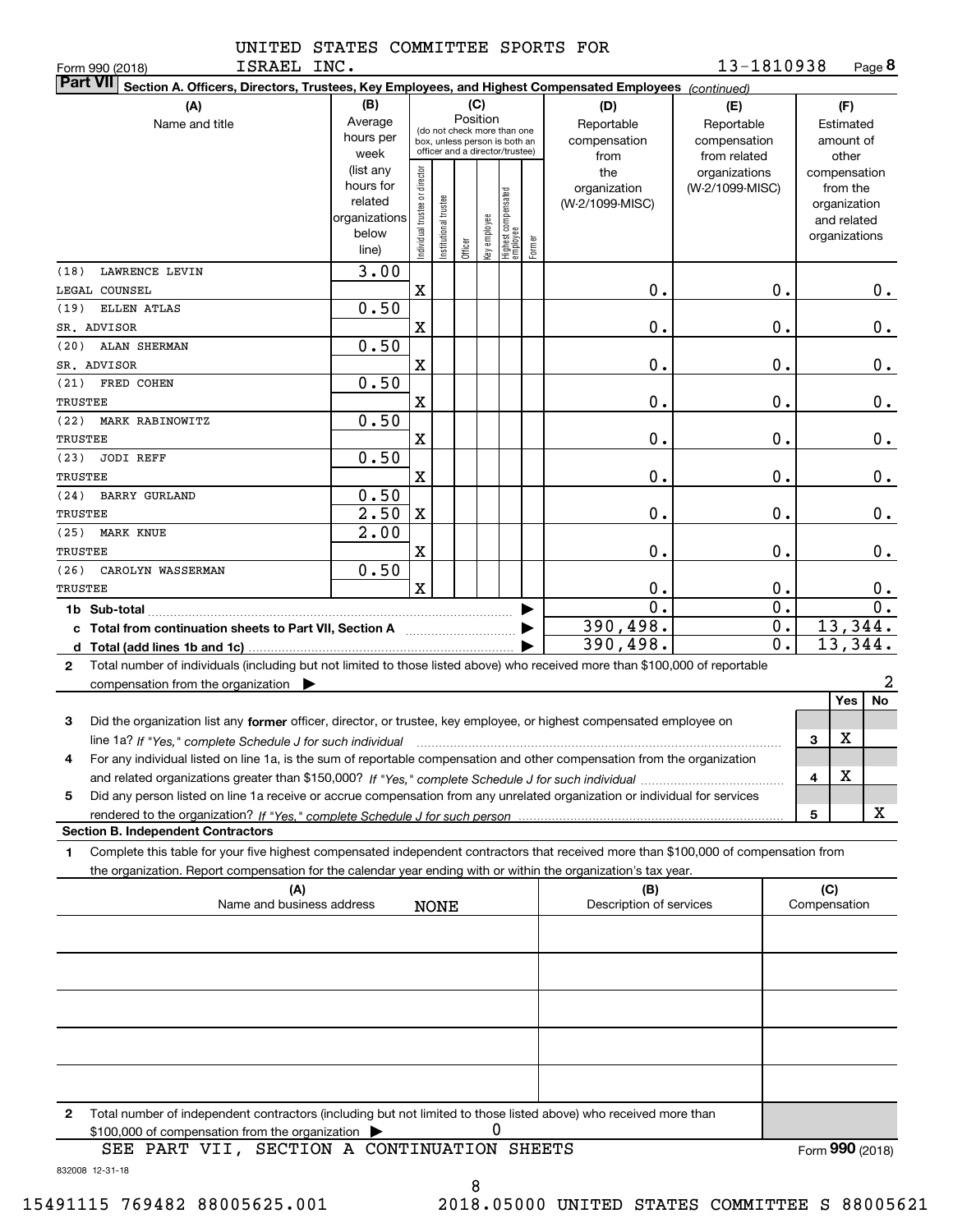UNITED STATES COMMITTEE SPORTS FOR ISRAEL INC. 13-1810938

Form 990 (2018) Page **8**

**Part VII Section A. Officers, Directors, Trustees, Key Employees, and Highest Compensated Employees** *(continued)*

| (A) Name and title | (B) Average hours per week (list any hours for related organizations below line) | (C) Position: Individual trustee or director | Institutional trustee | Officer | Key employee | Highest compensated employee | Former | (D) Reportable compensation from the organization (W-2/1099-MISC) | (E) Reportable compensation from related organizations (W-2/1099-MISC) | (F) Estimated amount of other compensation from the organization and related organizations |
|---|---|---|---|---|---|---|---|---|---|---|
| (18) LAWRENCE LEVIN<br>LEGAL COUNSEL | 3.00 | X | | | | | | 0. | 0. | 0. |
| (19) ELLEN ATLAS<br>SR. ADVISOR | 0.50 | X | | | | | | 0. | 0. | 0. |
| (20) ALAN SHERMAN<br>SR. ADVISOR | 0.50 | X | | | | | | 0. | 0. | 0. |
| (21) FRED COHEN<br>TRUSTEE | 0.50 | X | | | | | | 0. | 0. | 0. |
| (22) MARK RABINOWITZ<br>TRUSTEE | 0.50 | X | | | | | | 0. | 0. | 0. |
| (23) JODI REFF<br>TRUSTEE | 0.50 | X | | | | | | 0. | 0. | 0. |
| (24) BARRY GURLAND<br>TRUSTEE | 0.50<br>2.50 | X | | | | | | 0. | 0. | 0. |
| (25) MARK KNUE<br>TRUSTEE | 2.00 | X | | | | | | 0. | 0. | 0. |
| (26) CAROLYN WASSERMAN<br>TRUSTEE | 0.50 | X | | | | | | 0. | 0. | 0. |
| **1b Sub-total** | | | | | | | | 0. | 0. | 0. |
| **c Total from continuation sheets to Part VII, Section A** | | | | | | | | 390,498. | 0. | 13,344. |
| **d Total (add lines 1b and 1c)** | | | | | | | | 390,498. | 0. | 13,344. |

**2** Total number of individuals (including but not limited to those listed above) who received more than $100,000 of reportable compensation from the organization ▶ 2

| | | | Yes | No |
|---|---|---|---|---|
| **3** | Did the organization list any **former** officer, director, or trustee, key employee, or highest compensated employee on line 1a? *If "Yes," complete Schedule J for such individual* | 3 | X | |
| **4** | For any individual listed on line 1a, is the sum of reportable compensation and other compensation from the organization and related organizations greater than $150,000? *If "Yes," complete Schedule J for such individual* | 4 | X | |
| **5** | Did any person listed on line 1a receive or accrue compensation from any unrelated organization or individual for services rendered to the organization? *If "Yes," complete Schedule J for such person* | 5 | | X |

**Section B. Independent Contractors**

**1** Complete this table for your five highest compensated independent contractors that received more than $100,000 of compensation from the organization. Report compensation for the calendar year ending with or within the organization's tax year.

| (A) Name and business address | (B) Description of services | (C) Compensation |
|---|---|---|
| NONE | | |
| | | |
| | | |
| | | |
| | | |

**2** Total number of independent contractors (including but not limited to those listed above) who received more than $100,000 of compensation from the organization ▶ 0

SEE PART VII, SECTION A CONTINUATION SHEETS

Form **990** (2018)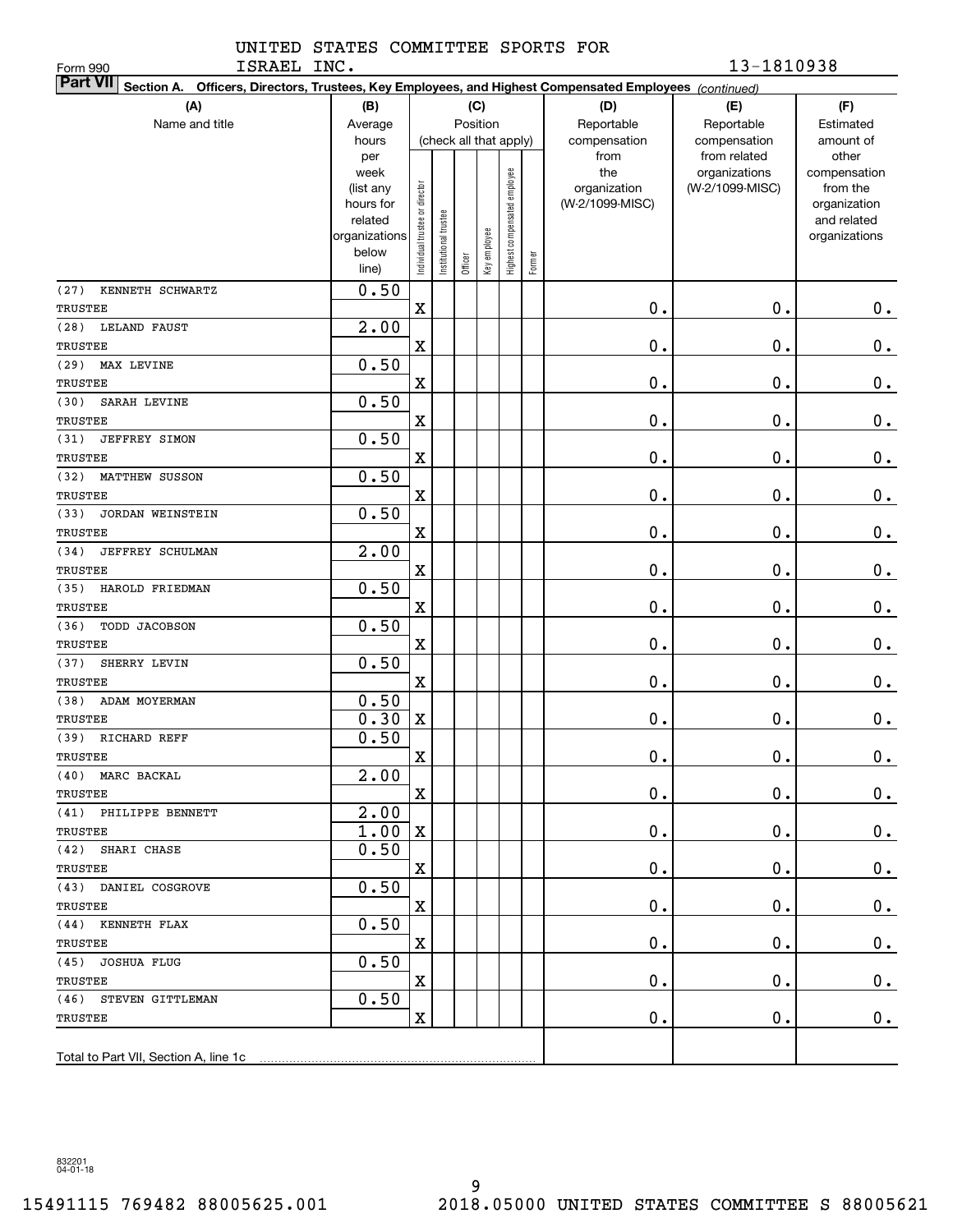UNITED STATES COMMITTEE SPORTS FOR ISRAEL INC.

Form 990

13-1810938

**Part VII** Section A. Officers, Directors, Trustees, Key Employees, and Highest Compensated Employees *(continued)*

| (A) Name and title | (B) Average hours per week (list any hours for related organizations below line) | (C) Position (check all that apply): Individual trustee or director | Institutional trustee | Officer | Key employee | Highest compensated employee | Former | (D) Reportable compensation from the organization (W-2/1099-MISC) | (E) Reportable compensation from related organizations (W-2/1099-MISC) | (F) Estimated amount of other compensation from the organization and related organizations |
|---|---|---|---|---|---|---|---|---|---|---|
| (27) KENNETH SCHWARTZ TRUSTEE | 0.50 | X | | | | | | 0. | 0. | 0. |
| (28) LELAND FAUST TRUSTEE | 2.00 | X | | | | | | 0. | 0. | 0. |
| (29) MAX LEVINE TRUSTEE | 0.50 | X | | | | | | 0. | 0. | 0. |
| (30) SARAH LEVINE TRUSTEE | 0.50 | X | | | | | | 0. | 0. | 0. |
| (31) JEFFREY SIMON TRUSTEE | 0.50 | X | | | | | | 0. | 0. | 0. |
| (32) MATTHEW SUSSON TRUSTEE | 0.50 | X | | | | | | 0. | 0. | 0. |
| (33) JORDAN WEINSTEIN TRUSTEE | 0.50 | X | | | | | | 0. | 0. | 0. |
| (34) JEFFREY SCHULMAN TRUSTEE | 2.00 | X | | | | | | 0. | 0. | 0. |
| (35) HAROLD FRIEDMAN TRUSTEE | 0.50 | X | | | | | | 0. | 0. | 0. |
| (36) TODD JACOBSON TRUSTEE | 0.50 | X | | | | | | 0. | 0. | 0. |
| (37) SHERRY LEVIN TRUSTEE | 0.50 | X | | | | | | 0. | 0. | 0. |
| (38) ADAM MOYERMAN TRUSTEE | 0.50 / 0.30 | X | | | | | | 0. | 0. | 0. |
| (39) RICHARD REFF TRUSTEE | 0.50 | X | | | | | | 0. | 0. | 0. |
| (40) MARC BACKAL TRUSTEE | 2.00 | X | | | | | | 0. | 0. | 0. |
| (41) PHILIPPE BENNETT TRUSTEE | 2.00 / 1.00 | X | | | | | | 0. | 0. | 0. |
| (42) SHARI CHASE TRUSTEE | 0.50 | X | | | | | | 0. | 0. | 0. |
| (43) DANIEL COSGROVE TRUSTEE | 0.50 | X | | | | | | 0. | 0. | 0. |
| (44) KENNETH FLAX TRUSTEE | 0.50 | X | | | | | | 0. | 0. | 0. |
| (45) JOSHUA FLUG TRUSTEE | 0.50 | X | | | | | | 0. | 0. | 0. |
| (46) STEVEN GITTLEMAN TRUSTEE | 0.50 | X | | | | | | 0. | 0. | 0. |
| Total to Part VII, Section A, line 1c | | | | | | | | | | |

832201 04-01-18

15491115 769482 88005625.001 2018.05000 UNITED STATES COMMITTEE S 88005621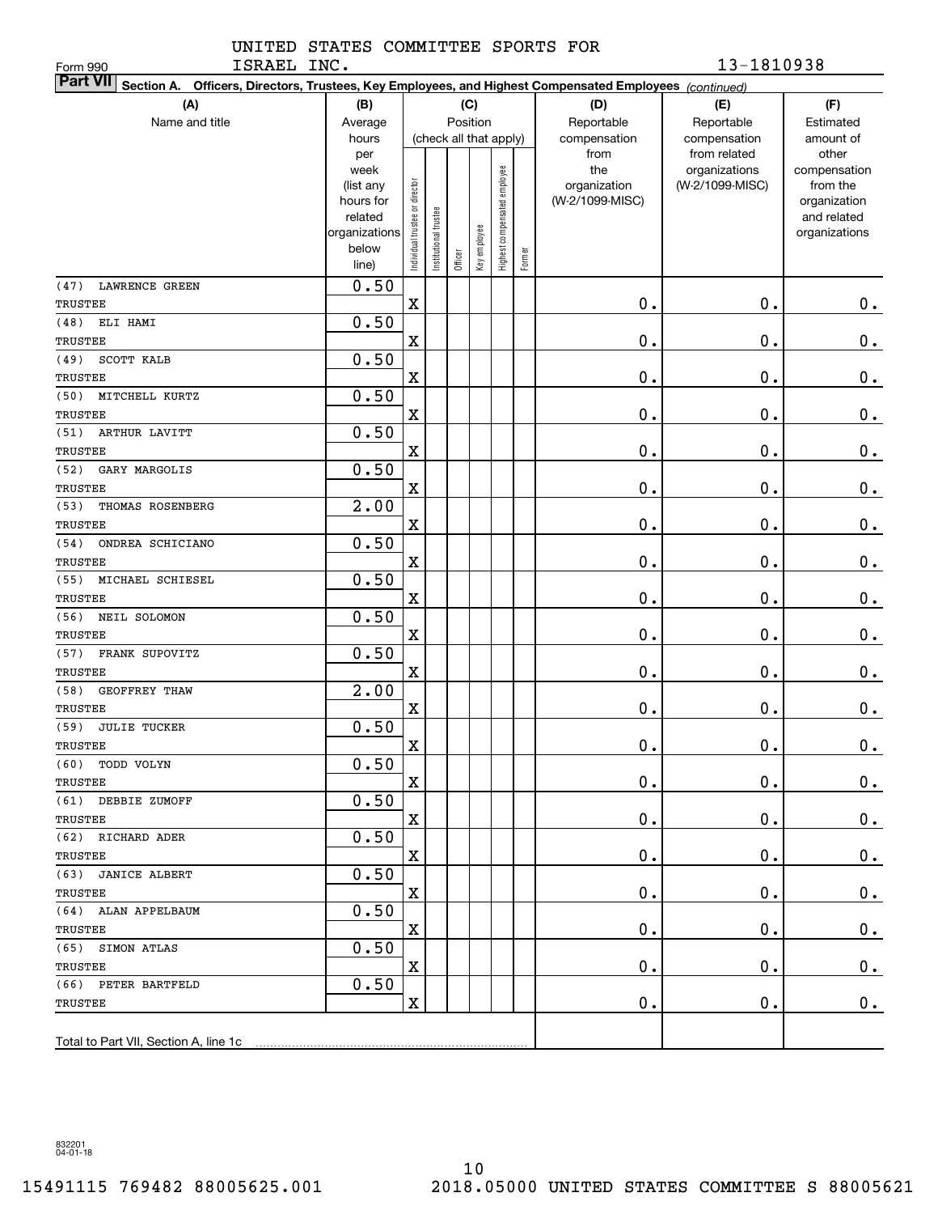UNITED STATES COMMITTEE SPORTS FOR ISRAEL INC.

Form 990

13-1810938

**Part VII** Section A. Officers, Directors, Trustees, Key Employees, and Highest Compensated Employees *(continued)*

| (A) Name and title | (B) Average hours per week (list any hours for related organizations below line) | (C) Position (check all that apply): Individual trustee or director | Institutional trustee | Officer | Key employee | Highest compensated employee | Former | (D) Reportable compensation from the organization (W-2/1099-MISC) | (E) Reportable compensation from related organizations (W-2/1099-MISC) | (F) Estimated amount of other compensation from the organization and related organizations |
|---|---|---|---|---|---|---|---|---|---|---|
| (47) LAWRENCE GREEN<br>TRUSTEE | 0.50 | X | | | | | | 0. | 0. | 0. |
| (48) ELI HAMI<br>TRUSTEE | 0.50 | X | | | | | | 0. | 0. | 0. |
| (49) SCOTT KALB<br>TRUSTEE | 0.50 | X | | | | | | 0. | 0. | 0. |
| (50) MITCHELL KURTZ<br>TRUSTEE | 0.50 | X | | | | | | 0. | 0. | 0. |
| (51) ARTHUR LAVITT<br>TRUSTEE | 0.50 | X | | | | | | 0. | 0. | 0. |
| (52) GARY MARGOLIS<br>TRUSTEE | 0.50 | X | | | | | | 0. | 0. | 0. |
| (53) THOMAS ROSENBERG<br>TRUSTEE | 2.00 | X | | | | | | 0. | 0. | 0. |
| (54) ONDREA SCHICIANO<br>TRUSTEE | 0.50 | X | | | | | | 0. | 0. | 0. |
| (55) MICHAEL SCHIESEL<br>TRUSTEE | 0.50 | X | | | | | | 0. | 0. | 0. |
| (56) NEIL SOLOMON<br>TRUSTEE | 0.50 | X | | | | | | 0. | 0. | 0. |
| (57) FRANK SUPOVITZ<br>TRUSTEE | 0.50 | X | | | | | | 0. | 0. | 0. |
| (58) GEOFFREY THAW<br>TRUSTEE | 2.00 | X | | | | | | 0. | 0. | 0. |
| (59) JULIE TUCKER<br>TRUSTEE | 0.50 | X | | | | | | 0. | 0. | 0. |
| (60) TODD VOLYN<br>TRUSTEE | 0.50 | X | | | | | | 0. | 0. | 0. |
| (61) DEBBIE ZUMOFF<br>TRUSTEE | 0.50 | X | | | | | | 0. | 0. | 0. |
| (62) RICHARD ADER<br>TRUSTEE | 0.50 | X | | | | | | 0. | 0. | 0. |
| (63) JANICE ALBERT<br>TRUSTEE | 0.50 | X | | | | | | 0. | 0. | 0. |
| (64) ALAN APPELBAUM<br>TRUSTEE | 0.50 | X | | | | | | 0. | 0. | 0. |
| (65) SIMON ATLAS<br>TRUSTEE | 0.50 | X | | | | | | 0. | 0. | 0. |
| (66) PETER BARTFELD<br>TRUSTEE | 0.50 | X | | | | | | 0. | 0. | 0. |
| Total to Part VII, Section A, line 1c | | | | | | | | | | |

832201 04-01-18

15491115 769482 88005625.001 2018.05000 UNITED STATES COMMITTEE S 88005621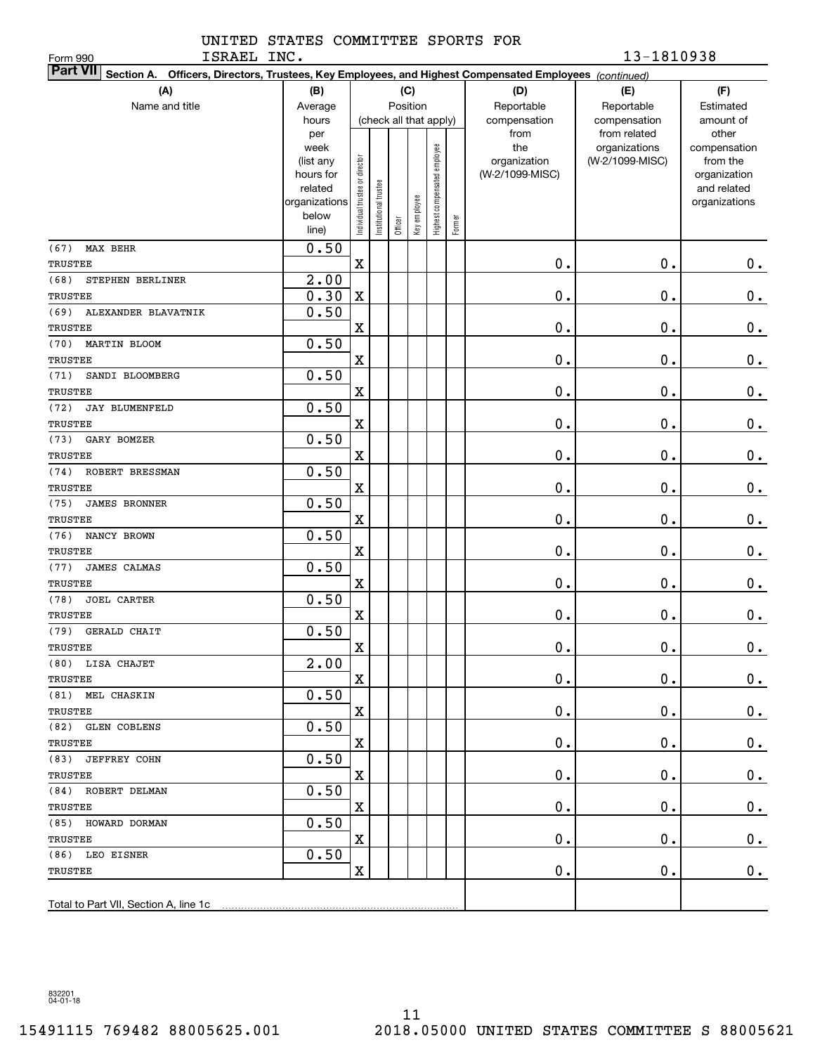UNITED STATES COMMITTEE SPORTS FOR ISRAEL INC.

Form 990

13-1810938

**Part VII** **Section A. Officers, Directors, Trustees, Key Employees, and Highest Compensated Employees** *(continued)*

| (A) Name and title | (B) Average hours per week (list any hours for related organizations below line) | (C) Position (check all that apply): Individual trustee or director | Institutional trustee | Officer | Key employee | Highest compensated employee | Former | (D) Reportable compensation from the organization (W-2/1099-MISC) | (E) Reportable compensation from related organizations (W-2/1099-MISC) | (F) Estimated amount of other compensation from the organization and related organizations |
|---|---|---|---|---|---|---|---|---|---|---|
| (67) MAX BEHR<br>TRUSTEE | 0.50 | X | | | | | | 0. | 0. | 0. |
| (68) STEPHEN BERLINER<br>TRUSTEE | 2.00<br>0.30 | X | | | | | | 0. | 0. | 0. |
| (69) ALEXANDER BLAVATNIK<br>TRUSTEE | 0.50 | X | | | | | | 0. | 0. | 0. |
| (70) MARTIN BLOOM<br>TRUSTEE | 0.50 | X | | | | | | 0. | 0. | 0. |
| (71) SANDI BLOOMBERG<br>TRUSTEE | 0.50 | X | | | | | | 0. | 0. | 0. |
| (72) JAY BLUMENFELD<br>TRUSTEE | 0.50 | X | | | | | | 0. | 0. | 0. |
| (73) GARY BOMZER<br>TRUSTEE | 0.50 | X | | | | | | 0. | 0. | 0. |
| (74) ROBERT BRESSMAN<br>TRUSTEE | 0.50 | X | | | | | | 0. | 0. | 0. |
| (75) JAMES BRONNER<br>TRUSTEE | 0.50 | X | | | | | | 0. | 0. | 0. |
| (76) NANCY BROWN<br>TRUSTEE | 0.50 | X | | | | | | 0. | 0. | 0. |
| (77) JAMES CALMAS<br>TRUSTEE | 0.50 | X | | | | | | 0. | 0. | 0. |
| (78) JOEL CARTER<br>TRUSTEE | 0.50 | X | | | | | | 0. | 0. | 0. |
| (79) GERALD CHAIT<br>TRUSTEE | 0.50 | X | | | | | | 0. | 0. | 0. |
| (80) LISA CHAJET<br>TRUSTEE | 2.00 | X | | | | | | 0. | 0. | 0. |
| (81) MEL CHASKIN<br>TRUSTEE | 0.50 | X | | | | | | 0. | 0. | 0. |
| (82) GLEN COBLENS<br>TRUSTEE | 0.50 | X | | | | | | 0. | 0. | 0. |
| (83) JEFFREY COHN<br>TRUSTEE | 0.50 | X | | | | | | 0. | 0. | 0. |
| (84) ROBERT DELMAN<br>TRUSTEE | 0.50 | X | | | | | | 0. | 0. | 0. |
| (85) HOWARD DORMAN<br>TRUSTEE | 0.50 | X | | | | | | 0. | 0. | 0. |
| (86) LEO EISNER<br>TRUSTEE | 0.50 | X | | | | | | 0. | 0. | 0. |
| Total to Part VII, Section A, line 1c | | | | | | | | | | |

832201 04-01-18

15491115 769482 88005625.001 2018.05000 UNITED STATES COMMITTEE S 88005621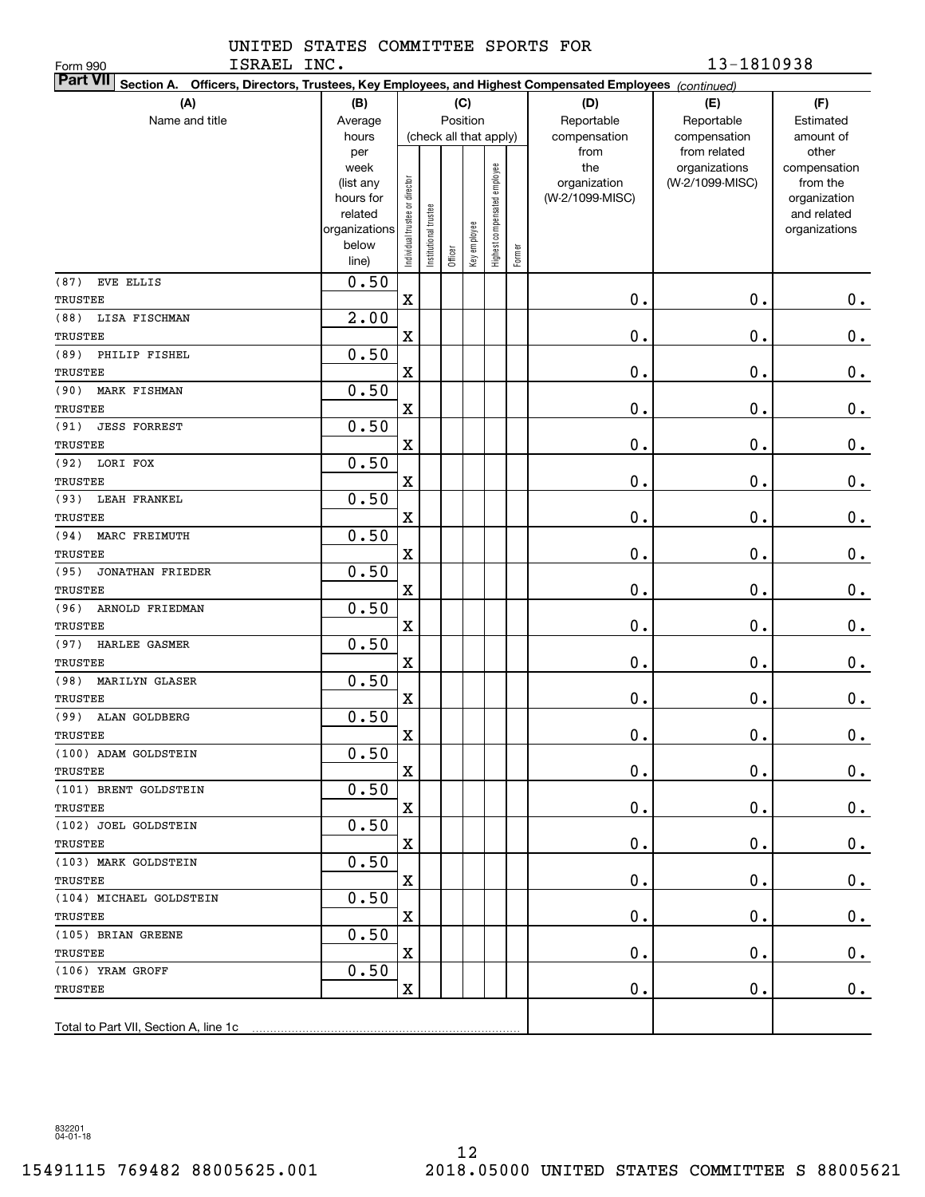UNITED STATES COMMITTEE SPORTS FOR ISRAEL INC.

Form 990

13-1810938

**Part VII Section A. Officers, Directors, Trustees, Key Employees, and Highest Compensated Employees** *(continued)*

| (A) Name and title | (B) Average hours per week (list any hours for related organizations below line) | (C) Position (check all that apply): Individual trustee or director | Institutional trustee | Officer | Key employee | Highest compensated employee | Former | (D) Reportable compensation from the organization (W-2/1099-MISC) | (E) Reportable compensation from related organizations (W-2/1099-MISC) | (F) Estimated amount of other compensation from the organization and related organizations |
|---|---|---|---|---|---|---|---|---|---|---|
| (87) EVE ELLIS<br>TRUSTEE | 0.50 | X | | | | | | 0. | 0. | 0. |
| (88) LISA FISCHMAN<br>TRUSTEE | 2.00 | X | | | | | | 0. | 0. | 0. |
| (89) PHILIP FISHEL<br>TRUSTEE | 0.50 | X | | | | | | 0. | 0. | 0. |
| (90) MARK FISHMAN<br>TRUSTEE | 0.50 | X | | | | | | 0. | 0. | 0. |
| (91) JESS FORREST<br>TRUSTEE | 0.50 | X | | | | | | 0. | 0. | 0. |
| (92) LORI FOX<br>TRUSTEE | 0.50 | X | | | | | | 0. | 0. | 0. |
| (93) LEAH FRANKEL<br>TRUSTEE | 0.50 | X | | | | | | 0. | 0. | 0. |
| (94) MARC FREIMUTH<br>TRUSTEE | 0.50 | X | | | | | | 0. | 0. | 0. |
| (95) JONATHAN FRIEDER<br>TRUSTEE | 0.50 | X | | | | | | 0. | 0. | 0. |
| (96) ARNOLD FRIEDMAN<br>TRUSTEE | 0.50 | X | | | | | | 0. | 0. | 0. |
| (97) HARLEE GASMER<br>TRUSTEE | 0.50 | X | | | | | | 0. | 0. | 0. |
| (98) MARILYN GLASER<br>TRUSTEE | 0.50 | X | | | | | | 0. | 0. | 0. |
| (99) ALAN GOLDBERG<br>TRUSTEE | 0.50 | X | | | | | | 0. | 0. | 0. |
| (100) ADAM GOLDSTEIN<br>TRUSTEE | 0.50 | X | | | | | | 0. | 0. | 0. |
| (101) BRENT GOLDSTEIN<br>TRUSTEE | 0.50 | X | | | | | | 0. | 0. | 0. |
| (102) JOEL GOLDSTEIN<br>TRUSTEE | 0.50 | X | | | | | | 0. | 0. | 0. |
| (103) MARK GOLDSTEIN<br>TRUSTEE | 0.50 | X | | | | | | 0. | 0. | 0. |
| (104) MICHAEL GOLDSTEIN<br>TRUSTEE | 0.50 | X | | | | | | 0. | 0. | 0. |
| (105) BRIAN GREENE<br>TRUSTEE | 0.50 | X | | | | | | 0. | 0. | 0. |
| (106) YRAM GROFF<br>TRUSTEE | 0.50 | X | | | | | | 0. | 0. | 0. |
| Total to Part VII, Section A, line 1c | | | | | | | | | | |

832201 04-01-18

15491115 769482 88005625.001 2018.05000 UNITED STATES COMMITTEE S 88005621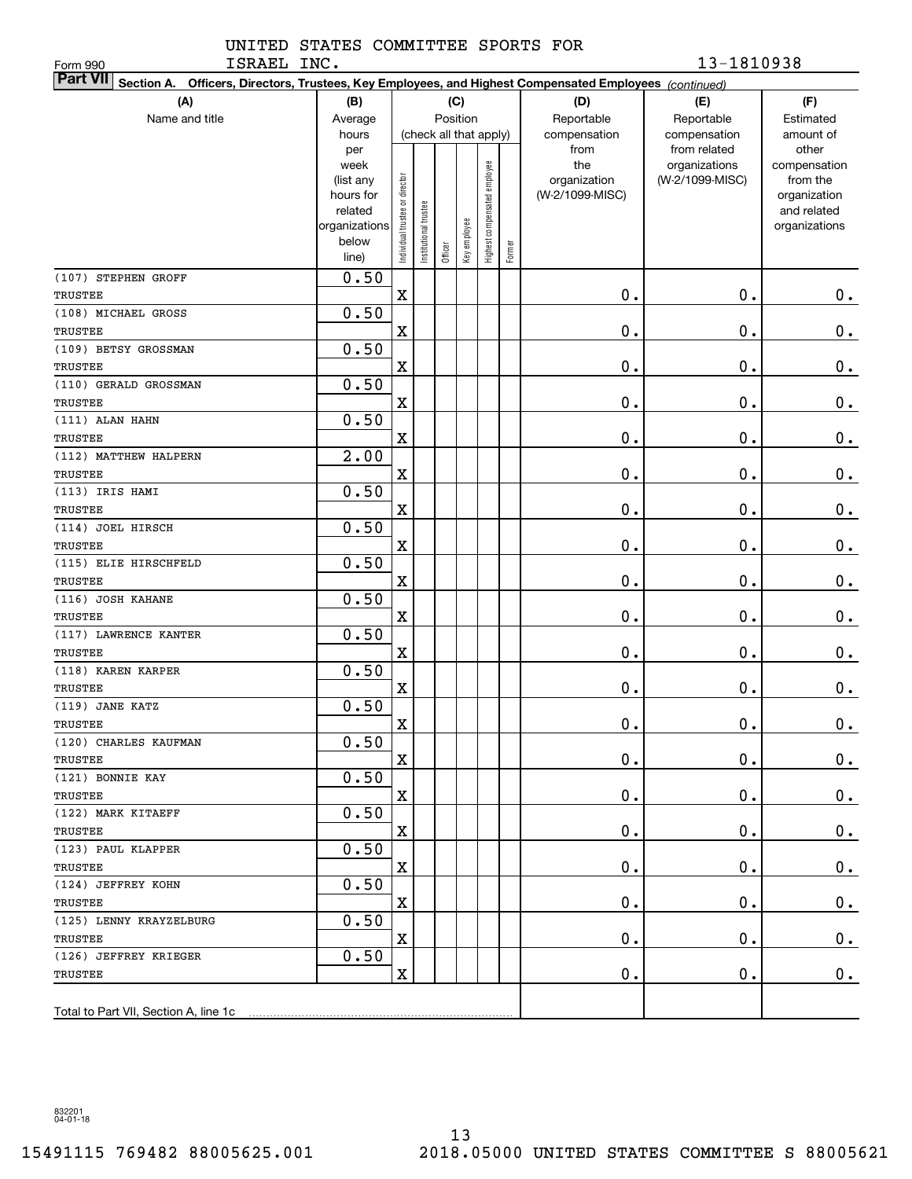Form 990

UNITED STATES COMMITTEE SPORTS FOR ISRAEL INC.

13-1810938

**Part VII** Section A. Officers, Directors, Trustees, Key Employees, and Highest Compensated Employees *(continued)*

| (A) Name and title | (B) Average hours per week (list any hours for related organizations below line) | (C) Position (check all that apply): Individual trustee or director | Institutional trustee | Officer | Key employee | Highest compensated employee | Former | (D) Reportable compensation from the organization (W-2/1099-MISC) | (E) Reportable compensation from related organizations (W-2/1099-MISC) | (F) Estimated amount of other compensation from the organization and related organizations |
|---|---|---|---|---|---|---|---|---|---|---|
| (107) STEPHEN GROFF<br>TRUSTEE | 0.50 | X | | | | | | 0. | 0. | 0. |
| (108) MICHAEL GROSS<br>TRUSTEE | 0.50 | X | | | | | | 0. | 0. | 0. |
| (109) BETSY GROSSMAN<br>TRUSTEE | 0.50 | X | | | | | | 0. | 0. | 0. |
| (110) GERALD GROSSMAN<br>TRUSTEE | 0.50 | X | | | | | | 0. | 0. | 0. |
| (111) ALAN HAHN<br>TRUSTEE | 0.50 | X | | | | | | 0. | 0. | 0. |
| (112) MATTHEW HALPERN<br>TRUSTEE | 2.00 | X | | | | | | 0. | 0. | 0. |
| (113) IRIS HAMI<br>TRUSTEE | 0.50 | X | | | | | | 0. | 0. | 0. |
| (114) JOEL HIRSCH<br>TRUSTEE | 0.50 | X | | | | | | 0. | 0. | 0. |
| (115) ELIE HIRSCHFELD<br>TRUSTEE | 0.50 | X | | | | | | 0. | 0. | 0. |
| (116) JOSH KAHANE<br>TRUSTEE | 0.50 | X | | | | | | 0. | 0. | 0. |
| (117) LAWRENCE KANTER<br>TRUSTEE | 0.50 | X | | | | | | 0. | 0. | 0. |
| (118) KAREN KARPER<br>TRUSTEE | 0.50 | X | | | | | | 0. | 0. | 0. |
| (119) JANE KATZ<br>TRUSTEE | 0.50 | X | | | | | | 0. | 0. | 0. |
| (120) CHARLES KAUFMAN<br>TRUSTEE | 0.50 | X | | | | | | 0. | 0. | 0. |
| (121) BONNIE KAY<br>TRUSTEE | 0.50 | X | | | | | | 0. | 0. | 0. |
| (122) MARK KITAEFF<br>TRUSTEE | 0.50 | X | | | | | | 0. | 0. | 0. |
| (123) PAUL KLAPPER<br>TRUSTEE | 0.50 | X | | | | | | 0. | 0. | 0. |
| (124) JEFFREY KOHN<br>TRUSTEE | 0.50 | X | | | | | | 0. | 0. | 0. |
| (125) LENNY KRAYZELBURG<br>TRUSTEE | 0.50 | X | | | | | | 0. | 0. | 0. |
| (126) JEFFREY KRIEGER<br>TRUSTEE | 0.50 | X | | | | | | 0. | 0. | 0. |
| Total to Part VII, Section A, line 1c | | | | | | | | | | |

832201 04-01-18

15491115 769482 88005625.001 2018.05000 UNITED STATES COMMITTEE S 88005621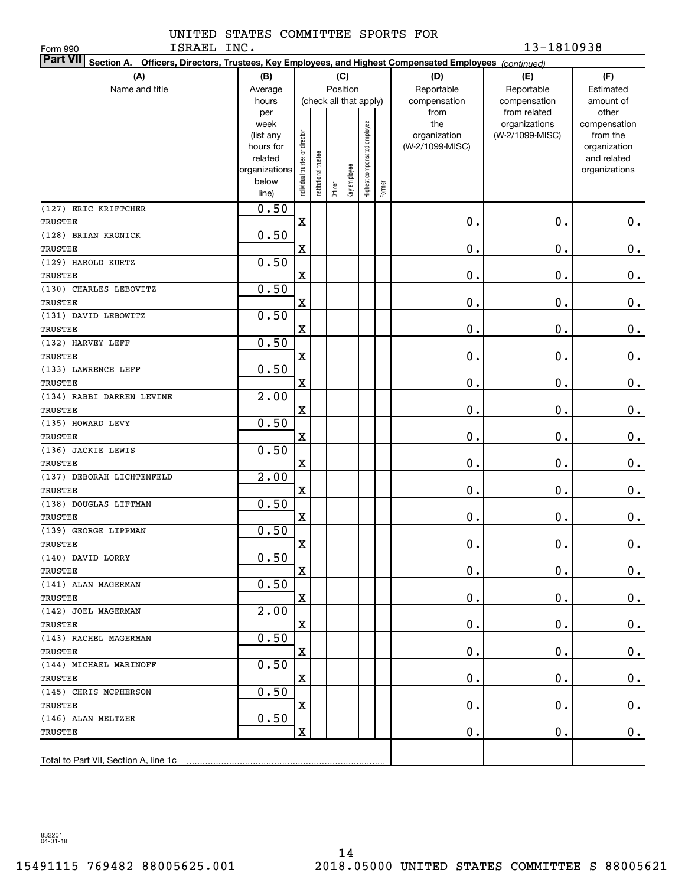UNITED STATES COMMITTEE SPORTS FOR ISRAEL INC.

Form 990

13-1810938

**Part VII Section A. Officers, Directors, Trustees, Key Employees, and Highest Compensated Employees** *(continued)*

| (A) Name and title | (B) Average hours per week (list any hours for related organizations below line) | (C) Position: Individual trustee or director | Institutional trustee | Officer | Key employee | Highest compensated employee | Former | (D) Reportable compensation from the organization (W-2/1099-MISC) | (E) Reportable compensation from related organizations (W-2/1099-MISC) | (F) Estimated amount of other compensation from the organization and related organizations |
|---|---|---|---|---|---|---|---|---|---|---|
| (127) ERIC KRIFTCHER<br>TRUSTEE | 0.50 | X | | | | | | 0. | 0. | 0. |
| (128) BRIAN KRONICK<br>TRUSTEE | 0.50 | X | | | | | | 0. | 0. | 0. |
| (129) HAROLD KURTZ<br>TRUSTEE | 0.50 | X | | | | | | 0. | 0. | 0. |
| (130) CHARLES LEBOVITZ<br>TRUSTEE | 0.50 | X | | | | | | 0. | 0. | 0. |
| (131) DAVID LEBOWITZ<br>TRUSTEE | 0.50 | X | | | | | | 0. | 0. | 0. |
| (132) HARVEY LEFF<br>TRUSTEE | 0.50 | X | | | | | | 0. | 0. | 0. |
| (133) LAWRENCE LEFF<br>TRUSTEE | 0.50 | X | | | | | | 0. | 0. | 0. |
| (134) RABBI DARREN LEVINE<br>TRUSTEE | 2.00 | X | | | | | | 0. | 0. | 0. |
| (135) HOWARD LEVY<br>TRUSTEE | 0.50 | X | | | | | | 0. | 0. | 0. |
| (136) JACKIE LEWIS<br>TRUSTEE | 0.50 | X | | | | | | 0. | 0. | 0. |
| (137) DEBORAH LICHTENFELD<br>TRUSTEE | 2.00 | X | | | | | | 0. | 0. | 0. |
| (138) DOUGLAS LIFTMAN<br>TRUSTEE | 0.50 | X | | | | | | 0. | 0. | 0. |
| (139) GEORGE LIPPMAN<br>TRUSTEE | 0.50 | X | | | | | | 0. | 0. | 0. |
| (140) DAVID LORRY<br>TRUSTEE | 0.50 | X | | | | | | 0. | 0. | 0. |
| (141) ALAN MAGERMAN<br>TRUSTEE | 0.50 | X | | | | | | 0. | 0. | 0. |
| (142) JOEL MAGERMAN<br>TRUSTEE | 2.00 | X | | | | | | 0. | 0. | 0. |
| (143) RACHEL MAGERMAN<br>TRUSTEE | 0.50 | X | | | | | | 0. | 0. | 0. |
| (144) MICHAEL MARINOFF<br>TRUSTEE | 0.50 | X | | | | | | 0. | 0. | 0. |
| (145) CHRIS MCPHERSON<br>TRUSTEE | 0.50 | X | | | | | | 0. | 0. | 0. |
| (146) ALAN MELTZER<br>TRUSTEE | 0.50 | X | | | | | | 0. | 0. | 0. |
| Total to Part VII, Section A, line 1c | | | | | | | | | | |

832201 04-01-18

15491115 769482 88005625.001 2018.05000 UNITED STATES COMMITTEE S 88005621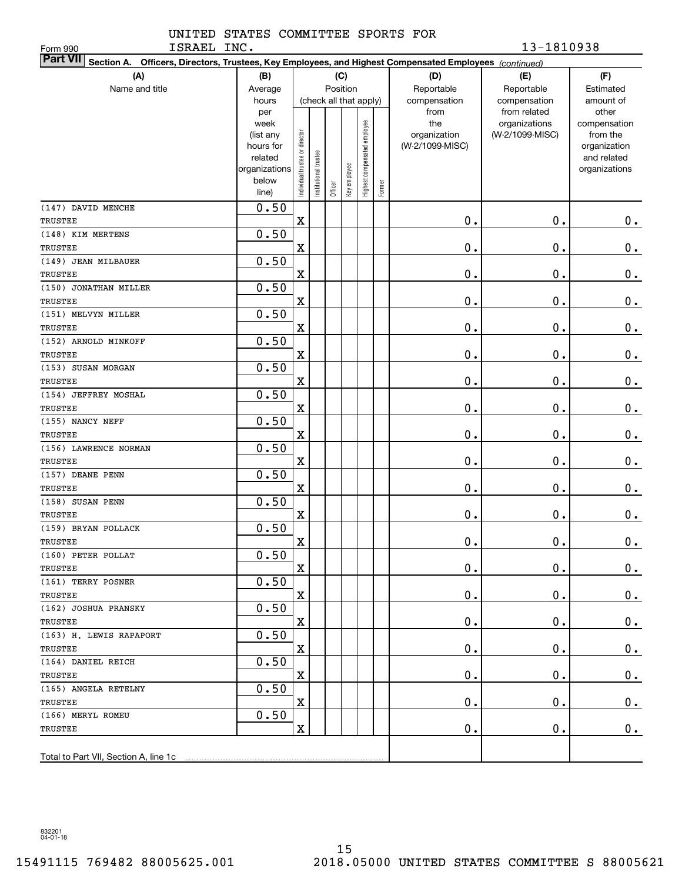UNITED STATES COMMITTEE SPORTS FOR ISRAEL INC.

Form 990 — 13-1810938

**Part VII Section A. Officers, Directors, Trustees, Key Employees, and Highest Compensated Employees** *(continued)*

| (A) Name and title | (B) Average hours per week (list any hours for related organizations below line) | (C) Position: Individual trustee or director | Institutional trustee | Officer | Key employee | Highest compensated employee | Former | (D) Reportable compensation from the organization (W-2/1099-MISC) | (E) Reportable compensation from related organizations (W-2/1099-MISC) | (F) Estimated amount of other compensation from the organization and related organizations |
|---|---|---|---|---|---|---|---|---|---|---|
| (147) DAVID MENCHE<br>TRUSTEE | 0.50 | X | | | | | | 0. | 0. | 0. |
| (148) KIM MERTENS<br>TRUSTEE | 0.50 | X | | | | | | 0. | 0. | 0. |
| (149) JEAN MILBAUER<br>TRUSTEE | 0.50 | X | | | | | | 0. | 0. | 0. |
| (150) JONATHAN MILLER<br>TRUSTEE | 0.50 | X | | | | | | 0. | 0. | 0. |
| (151) MELVYN MILLER<br>TRUSTEE | 0.50 | X | | | | | | 0. | 0. | 0. |
| (152) ARNOLD MINKOFF<br>TRUSTEE | 0.50 | X | | | | | | 0. | 0. | 0. |
| (153) SUSAN MORGAN<br>TRUSTEE | 0.50 | X | | | | | | 0. | 0. | 0. |
| (154) JEFFREY MOSHAL<br>TRUSTEE | 0.50 | X | | | | | | 0. | 0. | 0. |
| (155) NANCY NEFF<br>TRUSTEE | 0.50 | X | | | | | | 0. | 0. | 0. |
| (156) LAWRENCE NORMAN<br>TRUSTEE | 0.50 | X | | | | | | 0. | 0. | 0. |
| (157) DEANE PENN<br>TRUSTEE | 0.50 | X | | | | | | 0. | 0. | 0. |
| (158) SUSAN PENN<br>TRUSTEE | 0.50 | X | | | | | | 0. | 0. | 0. |
| (159) BRYAN POLLACK<br>TRUSTEE | 0.50 | X | | | | | | 0. | 0. | 0. |
| (160) PETER POLLAT<br>TRUSTEE | 0.50 | X | | | | | | 0. | 0. | 0. |
| (161) TERRY POSNER<br>TRUSTEE | 0.50 | X | | | | | | 0. | 0. | 0. |
| (162) JOSHUA PRANSKY<br>TRUSTEE | 0.50 | X | | | | | | 0. | 0. | 0. |
| (163) H. LEWIS RAPAPORT<br>TRUSTEE | 0.50 | X | | | | | | 0. | 0. | 0. |
| (164) DANIEL REICH<br>TRUSTEE | 0.50 | X | | | | | | 0. | 0. | 0. |
| (165) ANGELA RETELNY<br>TRUSTEE | 0.50 | X | | | | | | 0. | 0. | 0. |
| (166) MERYL ROMEU<br>TRUSTEE | 0.50 | X | | | | | | 0. | 0. | 0. |
| Total to Part VII, Section A, line 1c | | | | | | | | | | |

832201 04-01-18

15491115 769482 88005625.001 2018.05000 UNITED STATES COMMITTEE S 88005621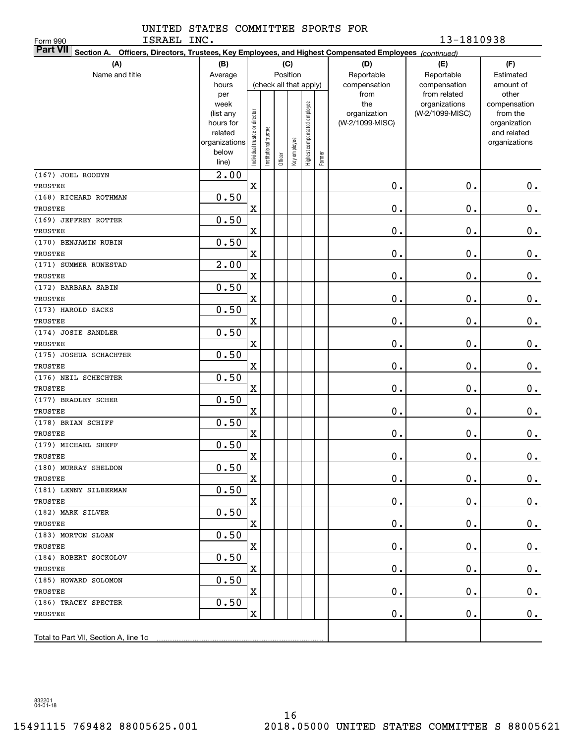Form 990

UNITED STATES COMMITTEE SPORTS FOR ISRAEL INC. 13-1810938

**Part VII Section A. Officers, Directors, Trustees, Key Employees, and Highest Compensated Employees** *(continued)*

| (A) Name and title | (B) Average hours per week (list any hours for related organizations below line) | (C) Position: Individual trustee or director | Institutional trustee | Officer | Key employee | Highest compensated employee | Former | (D) Reportable compensation from the organization (W-2/1099-MISC) | (E) Reportable compensation from related organizations (W-2/1099-MISC) | (F) Estimated amount of other compensation from the organization and related organizations |
|---|---|---|---|---|---|---|---|---|---|---|
| (167) JOEL ROODYN<br>TRUSTEE | 2.00 | X | | | | | | 0. | 0. | 0. |
| (168) RICHARD ROTHMAN<br>TRUSTEE | 0.50 | X | | | | | | 0. | 0. | 0. |
| (169) JEFFREY ROTTER<br>TRUSTEE | 0.50 | X | | | | | | 0. | 0. | 0. |
| (170) BENJAMIN RUBIN<br>TRUSTEE | 0.50 | X | | | | | | 0. | 0. | 0. |
| (171) SUMMER RUNESTAD<br>TRUSTEE | 2.00 | X | | | | | | 0. | 0. | 0. |
| (172) BARBARA SABIN<br>TRUSTEE | 0.50 | X | | | | | | 0. | 0. | 0. |
| (173) HAROLD SACKS<br>TRUSTEE | 0.50 | X | | | | | | 0. | 0. | 0. |
| (174) JOSIE SANDLER<br>TRUSTEE | 0.50 | X | | | | | | 0. | 0. | 0. |
| (175) JOSHUA SCHACHTER<br>TRUSTEE | 0.50 | X | | | | | | 0. | 0. | 0. |
| (176) NEIL SCHECHTER<br>TRUSTEE | 0.50 | X | | | | | | 0. | 0. | 0. |
| (177) BRADLEY SCHER<br>TRUSTEE | 0.50 | X | | | | | | 0. | 0. | 0. |
| (178) BRIAN SCHIFF<br>TRUSTEE | 0.50 | X | | | | | | 0. | 0. | 0. |
| (179) MICHAEL SHEFF<br>TRUSTEE | 0.50 | X | | | | | | 0. | 0. | 0. |
| (180) MURRAY SHELDON<br>TRUSTEE | 0.50 | X | | | | | | 0. | 0. | 0. |
| (181) LENNY SILBERMAN<br>TRUSTEE | 0.50 | X | | | | | | 0. | 0. | 0. |
| (182) MARK SILVER<br>TRUSTEE | 0.50 | X | | | | | | 0. | 0. | 0. |
| (183) MORTON SLOAN<br>TRUSTEE | 0.50 | X | | | | | | 0. | 0. | 0. |
| (184) ROBERT SOCKOLOV<br>TRUSTEE | 0.50 | X | | | | | | 0. | 0. | 0. |
| (185) HOWARD SOLOMON<br>TRUSTEE | 0.50 | X | | | | | | 0. | 0. | 0. |
| (186) TRACEY SPECTER<br>TRUSTEE | 0.50 | X | | | | | | 0. | 0. | 0. |
| Total to Part VII, Section A, line 1c | | | | | | | | | | |

832201 04-01-18

15491115 769482 88005625.001 2018.05000 UNITED STATES COMMITTEE S 88005621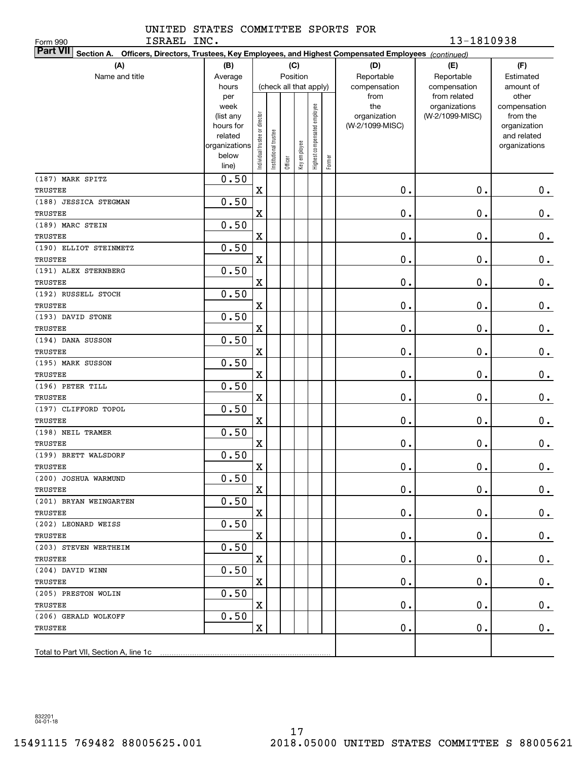UNITED STATES COMMITTEE SPORTS FOR ISRAEL INC.

13-1810938

Form 990

**Part VII Section A. Officers, Directors, Trustees, Key Employees, and Highest Compensated Employees** *(continued)*

| (A) Name and title | (B) Average hours per week (list any hours for related organizations below line) | (C) Position (check all that apply): Individual trustee or director | Institutional trustee | Officer | Key employee | Highest compensated employee | Former | (D) Reportable compensation from the organization (W-2/1099-MISC) | (E) Reportable compensation from related organizations (W-2/1099-MISC) | (F) Estimated amount of other compensation from the organization and related organizations |
|---|---|---|---|---|---|---|---|---|---|---|
| (187) MARK SPITZ<br>TRUSTEE | 0.50 | X | | | | | | 0. | 0. | 0. |
| (188) JESSICA STEGMAN<br>TRUSTEE | 0.50 | X | | | | | | 0. | 0. | 0. |
| (189) MARC STEIN<br>TRUSTEE | 0.50 | X | | | | | | 0. | 0. | 0. |
| (190) ELLIOT STEINMETZ<br>TRUSTEE | 0.50 | X | | | | | | 0. | 0. | 0. |
| (191) ALEX STERNBERG<br>TRUSTEE | 0.50 | X | | | | | | 0. | 0. | 0. |
| (192) RUSSELL STOCH<br>TRUSTEE | 0.50 | X | | | | | | 0. | 0. | 0. |
| (193) DAVID STONE<br>TRUSTEE | 0.50 | X | | | | | | 0. | 0. | 0. |
| (194) DANA SUSSON<br>TRUSTEE | 0.50 | X | | | | | | 0. | 0. | 0. |
| (195) MARK SUSSON<br>TRUSTEE | 0.50 | X | | | | | | 0. | 0. | 0. |
| (196) PETER TILL<br>TRUSTEE | 0.50 | X | | | | | | 0. | 0. | 0. |
| (197) CLIFFORD TOPOL<br>TRUSTEE | 0.50 | X | | | | | | 0. | 0. | 0. |
| (198) NEIL TRAMER<br>TRUSTEE | 0.50 | X | | | | | | 0. | 0. | 0. |
| (199) BRETT WALSDORF<br>TRUSTEE | 0.50 | X | | | | | | 0. | 0. | 0. |
| (200) JOSHUA WARMUND<br>TRUSTEE | 0.50 | X | | | | | | 0. | 0. | 0. |
| (201) BRYAN WEINGARTEN<br>TRUSTEE | 0.50 | X | | | | | | 0. | 0. | 0. |
| (202) LEONARD WEISS<br>TRUSTEE | 0.50 | X | | | | | | 0. | 0. | 0. |
| (203) STEVEN WERTHEIM<br>TRUSTEE | 0.50 | X | | | | | | 0. | 0. | 0. |
| (204) DAVID WINN<br>TRUSTEE | 0.50 | X | | | | | | 0. | 0. | 0. |
| (205) PRESTON WOLIN<br>TRUSTEE | 0.50 | X | | | | | | 0. | 0. | 0. |
| (206) GERALD WOLKOFF<br>TRUSTEE | 0.50 | X | | | | | | 0. | 0. | 0. |
| Total to Part VII, Section A, line 1c | | | | | | | | | | |

832201 04-01-18

15491115 769482 88005625.001 2018.05000 UNITED STATES COMMITTEE S 88005621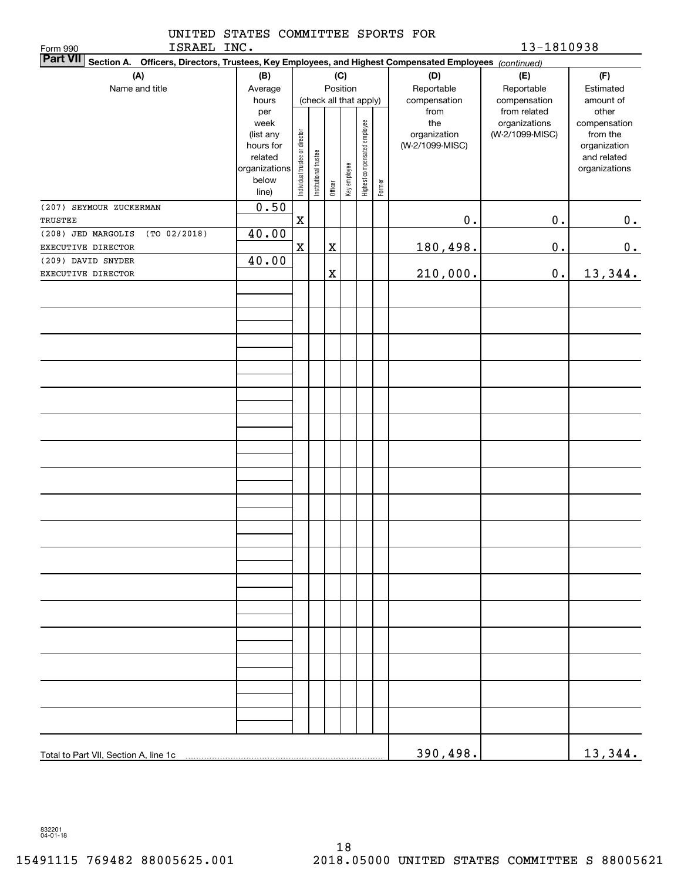UNITED STATES COMMITTEE SPORTS FOR ISRAEL INC.

13-1810938

Form 990

**Part VII Section A. Officers, Directors, Trustees, Key Employees, and Highest Compensated Employees** *(continued)*

| (A) Name and title | (B) Average hours per week (list any hours for related organizations below line) | (C) Position (check all that apply): Individual trustee or director | Institutional trustee | Officer | Key employee | Highest compensated employee | Former | (D) Reportable compensation from the organization (W-2/1099-MISC) | (E) Reportable compensation from related organizations (W-2/1099-MISC) | (F) Estimated amount of other compensation from the organization and related organizations |
|---|---|---|---|---|---|---|---|---|---|---|
| (207) SEYMOUR ZUCKERMAN<br>TRUSTEE | 0.50 | X | | | | | | 0. | 0. | 0. |
| (208) JED MARGOLIS (TO 02/2018)<br>EXECUTIVE DIRECTOR | 40.00 | X | | X | | | | 180,498. | 0. | 0. |
| (209) DAVID SNYDER<br>EXECUTIVE DIRECTOR | 40.00 | | | X | | | | 210,000. | 0. | 13,344. |
| Total to Part VII, Section A, line 1c | | | | | | | | 390,498. | | 13,344. |

832201 04-01-18

15491115 769482 88005625.001 2018.05000 UNITED STATES COMMITTEE S 88005621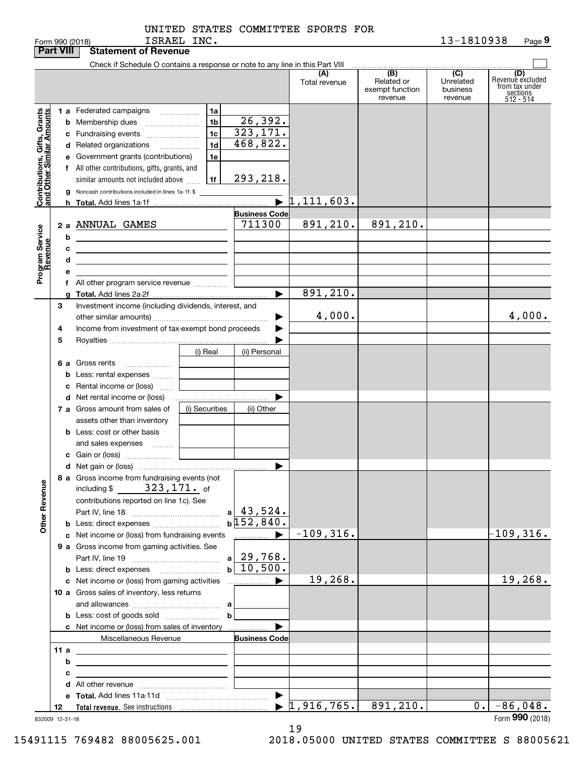UNITED STATES COMMITTEE SPORTS FOR ISRAEL INC.

Form 990 (2018) 13-1810938 Page 9

**Part VIII Statement of Revenue**

Check if Schedule O contains a response or note to any line in this Part VIII

| | | | | (A) Total revenue | (B) Related or exempt function revenue | (C) Unrelated business revenue | (D) Revenue excluded from tax under sections 512 - 514 |
|---|---|---|---|---|---|---|---|
| **Contributions, Gifts, Grants and Other Similar Amounts** | 1 a Federated campaigns | 1a | | | | | |
| | b Membership dues | 1b | 26,392. | | | | |
| | c Fundraising events | 1c | 323,171. | | | | |
| | d Related organizations | 1d | 468,822. | | | | |
| | e Government grants (contributions) | 1e | | | | | |
| | f All other contributions, gifts, grants, and similar amounts not included above | 1f | 293,218. | | | | |
| | g Noncash contributions included in lines 1a-1f: $ | | | | | | |
| | h Total. Add lines 1a-1f | | | 1,111,603. | | | |
| **Program Service Revenue** | | | Business Code | | | | |
| | 2 a ANNUAL GAMES | | 711300 | 891,210. | 891,210. | | |
| | b | | | | | | |
| | c | | | | | | |
| | d | | | | | | |
| | e | | | | | | |
| | f All other program service revenue | | | | | | |
| | g Total. Add lines 2a-2f | | | 891,210. | | | |
| **Other Revenue** | 3 Investment income (including dividends, interest, and other similar amounts) | | | 4,000. | | | 4,000. |
| | 4 Income from investment of tax-exempt bond proceeds | | | | | | |
| | 5 Royalties | | | | | | |
| | | (i) Real | (ii) Personal | | | | |
| | 6 a Gross rents | | | | | | |
| | b Less: rental expenses | | | | | | |
| | c Rental income or (loss) | | | | | | |
| | d Net rental income or (loss) | | | | | | |
| | 7 a Gross amount from sales of assets other than inventory | (i) Securities | (ii) Other | | | | |
| | b Less: cost or other basis and sales expenses | | | | | | |
| | c Gain or (loss) | | | | | | |
| | d Net gain or (loss) | | | | | | |
| | 8 a Gross income from fundraising events (not including $ 323,171. of contributions reported on line 1c). See Part IV, line 18 | a | 43,524. | | | | |
| | b Less: direct expenses | b | 152,840. | | | | |
| | c Net income or (loss) from fundraising events | | | -109,316. | | | -109,316. |
| | 9 a Gross income from gaming activities. See Part IV, line 19 | a | 29,768. | | | | |
| | b Less: direct expenses | b | 10,500. | | | | |
| | c Net income or (loss) from gaming activities | | | 19,268. | | | 19,268. |
| | 10 a Gross sales of inventory, less returns and allowances | a | | | | | |
| | b Less: cost of goods sold | b | | | | | |
| | c Net income or (loss) from sales of inventory | | | | | | |
| | Miscellaneous Revenue | | Business Code | | | | |
| | 11 a | | | | | | |
| | b | | | | | | |
| | c | | | | | | |
| | d All other revenue | | | | | | |
| | e Total. Add lines 11a-11d | | | | | | |
| | 12 Total revenue. See instructions | | | 1,916,765. | 891,210. | 0. | -86,048. |

832009 12-31-18 Form 990 (2018)

15491115 769482 88005625.001 2018.05000 UNITED STATES COMMITTEE S 88005621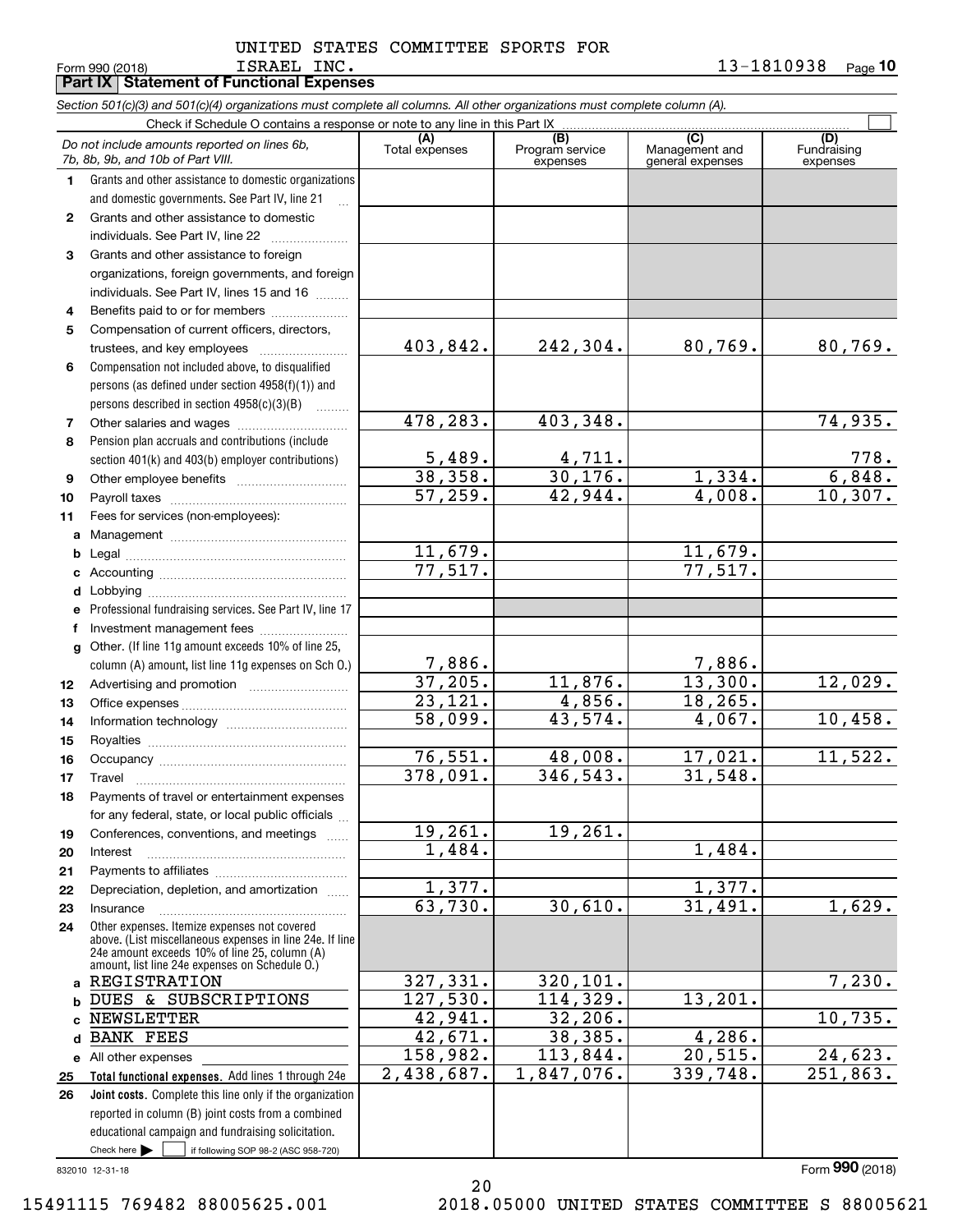UNITED STATES COMMITTEE SPORTS FOR ISRAEL INC.

Form 990 (2018) 13-1810938 Page **10**

**Part IX Statement of Functional Expenses**

*Section 501(c)(3) and 501(c)(4) organizations must complete all columns. All other organizations must complete column (A).*

Check if Schedule O contains a response or note to any line in this Part IX ☐

| | *Do not include amounts reported on lines 6b, 7b, 8b, 9b, and 10b of Part VIII.* | (A) Total expenses | (B) Program service expenses | (C) Management and general expenses | (D) Fundraising expenses |
|---|---|---|---|---|---|
| 1 | Grants and other assistance to domestic organizations and domestic governments. See Part IV, line 21 | | | | |
| 2 | Grants and other assistance to domestic individuals. See Part IV, line 22 | | | | |
| 3 | Grants and other assistance to foreign organizations, foreign governments, and foreign individuals. See Part IV, lines 15 and 16 | | | | |
| 4 | Benefits paid to or for members | | | | |
| 5 | Compensation of current officers, directors, trustees, and key employees | 403,842. | 242,304. | 80,769. | 80,769. |
| 6 | Compensation not included above, to disqualified persons (as defined under section 4958(f)(1)) and persons described in section 4958(c)(3)(B) | | | | |
| 7 | Other salaries and wages | 478,283. | 403,348. | | 74,935. |
| 8 | Pension plan accruals and contributions (include section 401(k) and 403(b) employer contributions) | 5,489. | 4,711. | | 778. |
| 9 | Other employee benefits | 38,358. | 30,176. | 1,334. | 6,848. |
| 10 | Payroll taxes | 57,259. | 42,944. | 4,008. | 10,307. |
| 11 | Fees for services (non-employees): | | | | |
| a | Management | | | | |
| b | Legal | 11,679. | | 11,679. | |
| c | Accounting | 77,517. | | 77,517. | |
| d | Lobbying | | | | |
| e | Professional fundraising services. See Part IV, line 17 | | | | |
| f | Investment management fees | | | | |
| g | Other. (If line 11g amount exceeds 10% of line 25, column (A) amount, list line 11g expenses on Sch O.) | 7,886. | | 7,886. | |
| 12 | Advertising and promotion | 37,205. | 11,876. | 13,300. | 12,029. |
| 13 | Office expenses | 23,121. | 4,856. | 18,265. | |
| 14 | Information technology | 58,099. | 43,574. | 4,067. | 10,458. |
| 15 | Royalties | | | | |
| 16 | Occupancy | 76,551. | 48,008. | 17,021. | 11,522. |
| 17 | Travel | 378,091. | 346,543. | 31,548. | |
| 18 | Payments of travel or entertainment expenses for any federal, state, or local public officials | | | | |
| 19 | Conferences, conventions, and meetings | 19,261. | 19,261. | | |
| 20 | Interest | 1,484. | | 1,484. | |
| 21 | Payments to affiliates | | | | |
| 22 | Depreciation, depletion, and amortization | 1,377. | | 1,377. | |
| 23 | Insurance | 63,730. | 30,610. | 31,491. | 1,629. |
| 24 | Other expenses. Itemize expenses not covered above. (List miscellaneous expenses in line 24e. If line 24e amount exceeds 10% of line 25, column (A) amount, list line 24e expenses on Schedule O.) | | | | |
| a | REGISTRATION | 327,331. | 320,101. | | 7,230. |
| b | DUES & SUBSCRIPTIONS | 127,530. | 114,329. | 13,201. | |
| c | NEWSLETTER | 42,941. | 32,206. | | 10,735. |
| d | BANK FEES | 42,671. | 38,385. | 4,286. | |
| e | All other expenses | 158,982. | 113,844. | 20,515. | 24,623. |
| 25 | **Total functional expenses.** Add lines 1 through 24e | 2,438,687. | 1,847,076. | 339,748. | 251,863. |
| 26 | **Joint costs.** Complete this line only if the organization reported in column (B) joint costs from a combined educational campaign and fundraising solicitation. Check here ☐ if following SOP 98-2 (ASC 958-720) | | | | |

832010 12-31-18

Form **990** (2018)

15491115 769482 88005625.001 2018.05000 UNITED STATES COMMITTEE S 88005621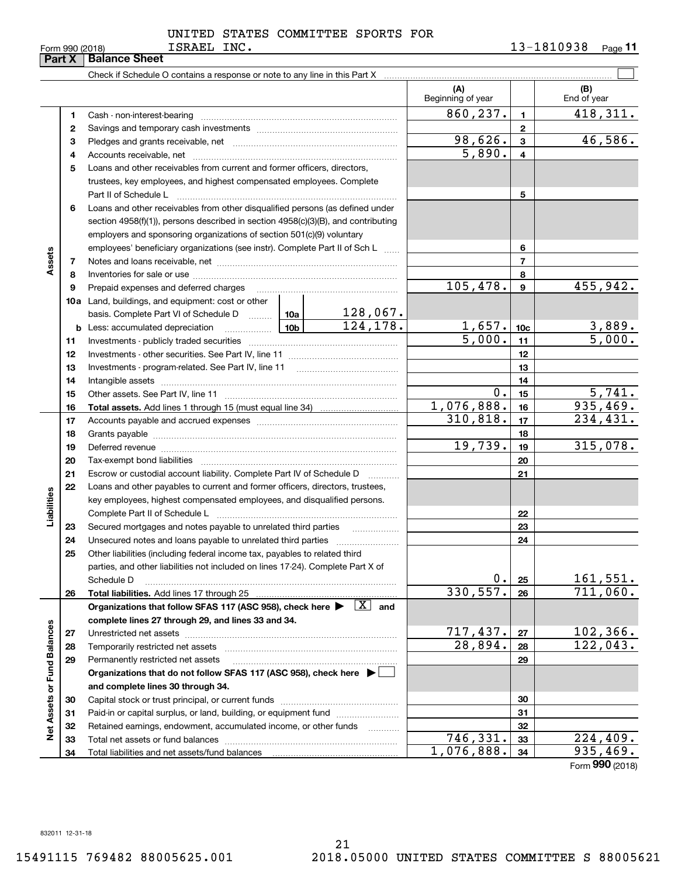UNITED STATES COMMITTEE SPORTS FOR ISRAEL INC.

Form 990 (2018) 13-1810938 Page **11**

**Part X | Balance Sheet**

Check if Schedule O contains a response or note to any line in this Part X ☐

| | | | | (A) Beginning of year | | (B) End of year |
|---|---|---|---|---|---|---|
| **Assets** | 1 | Cash - non-interest-bearing | | 860,237. | 1 | 418,311. |
| | 2 | Savings and temporary cash investments | | | 2 | |
| | 3 | Pledges and grants receivable, net | | 98,626. | 3 | 46,586. |
| | 4 | Accounts receivable, net | | 5,890. | 4 | |
| | 5 | Loans and other receivables from current and former officers, directors, trustees, key employees, and highest compensated employees. Complete Part II of Schedule L | | | 5 | |
| | 6 | Loans and other receivables from other disqualified persons (as defined under section 4958(f)(1)), persons described in section 4958(c)(3)(B), and contributing employers and sponsoring organizations of section 501(c)(9) voluntary employees' beneficiary organizations (see instr). Complete Part II of Sch L | | | 6 | |
| | 7 | Notes and loans receivable, net | | | 7 | |
| | 8 | Inventories for sale or use | | | 8 | |
| | 9 | Prepaid expenses and deferred charges | | 105,478. | 9 | 455,942. |
| | 10a | Land, buildings, and equipment: cost or other basis. Complete Part VI of Schedule D | 10a 128,067. | | | |
| | b | Less: accumulated depreciation | 10b 124,178. | 1,657. | 10c | 3,889. |
| | 11 | Investments - publicly traded securities | | 5,000. | 11 | 5,000. |
| | 12 | Investments - other securities. See Part IV, line 11 | | | 12 | |
| | 13 | Investments - program-related. See Part IV, line 11 | | | 13 | |
| | 14 | Intangible assets | | | 14 | |
| | 15 | Other assets. See Part IV, line 11 | | 0. | 15 | 5,741. |
| | 16 | **Total assets.** Add lines 1 through 15 (must equal line 34) | | 1,076,888. | 16 | 935,469. |
| **Liabilities** | 17 | Accounts payable and accrued expenses | | 310,818. | 17 | 234,431. |
| | 18 | Grants payable | | | 18 | |
| | 19 | Deferred revenue | | 19,739. | 19 | 315,078. |
| | 20 | Tax-exempt bond liabilities | | | 20 | |
| | 21 | Escrow or custodial account liability. Complete Part IV of Schedule D | | | 21 | |
| | 22 | Loans and other payables to current and former officers, directors, trustees, key employees, highest compensated employees, and disqualified persons. Complete Part II of Schedule L | | | 22 | |
| | 23 | Secured mortgages and notes payable to unrelated third parties | | | 23 | |
| | 24 | Unsecured notes and loans payable to unrelated third parties | | | 24 | |
| | 25 | Other liabilities (including federal income tax, payables to related third parties, and other liabilities not included on lines 17-24). Complete Part X of Schedule D | | 0. | 25 | 161,551. |
| | 26 | **Total liabilities.** Add lines 17 through 25 | | 330,557. | 26 | 711,060. |
| **Net Assets or Fund Balances** | | **Organizations that follow SFAS 117 (ASC 958), check here ▶ [X] and complete lines 27 through 29, and lines 33 and 34.** | | | | |
| | 27 | Unrestricted net assets | | 717,437. | 27 | 102,366. |
| | 28 | Temporarily restricted net assets | | 28,894. | 28 | 122,043. |
| | 29 | Permanently restricted net assets | | | 29 | |
| | | **Organizations that do not follow SFAS 117 (ASC 958), check here ▶ [ ] and complete lines 30 through 34.** | | | | |
| | 30 | Capital stock or trust principal, or current funds | | | 30 | |
| | 31 | Paid-in or capital surplus, or land, building, or equipment fund | | | 31 | |
| | 32 | Retained earnings, endowment, accumulated income, or other funds | | | 32 | |
| | 33 | Total net assets or fund balances | | 746,331. | 33 | 224,409. |
| | 34 | Total liabilities and net assets/fund balances | | 1,076,888. | 34 | 935,469. |

Form **990** (2018)

832011 12-31-18

15491115 769482 88005625.001 2018.05000 UNITED STATES COMMITTEE S 88005621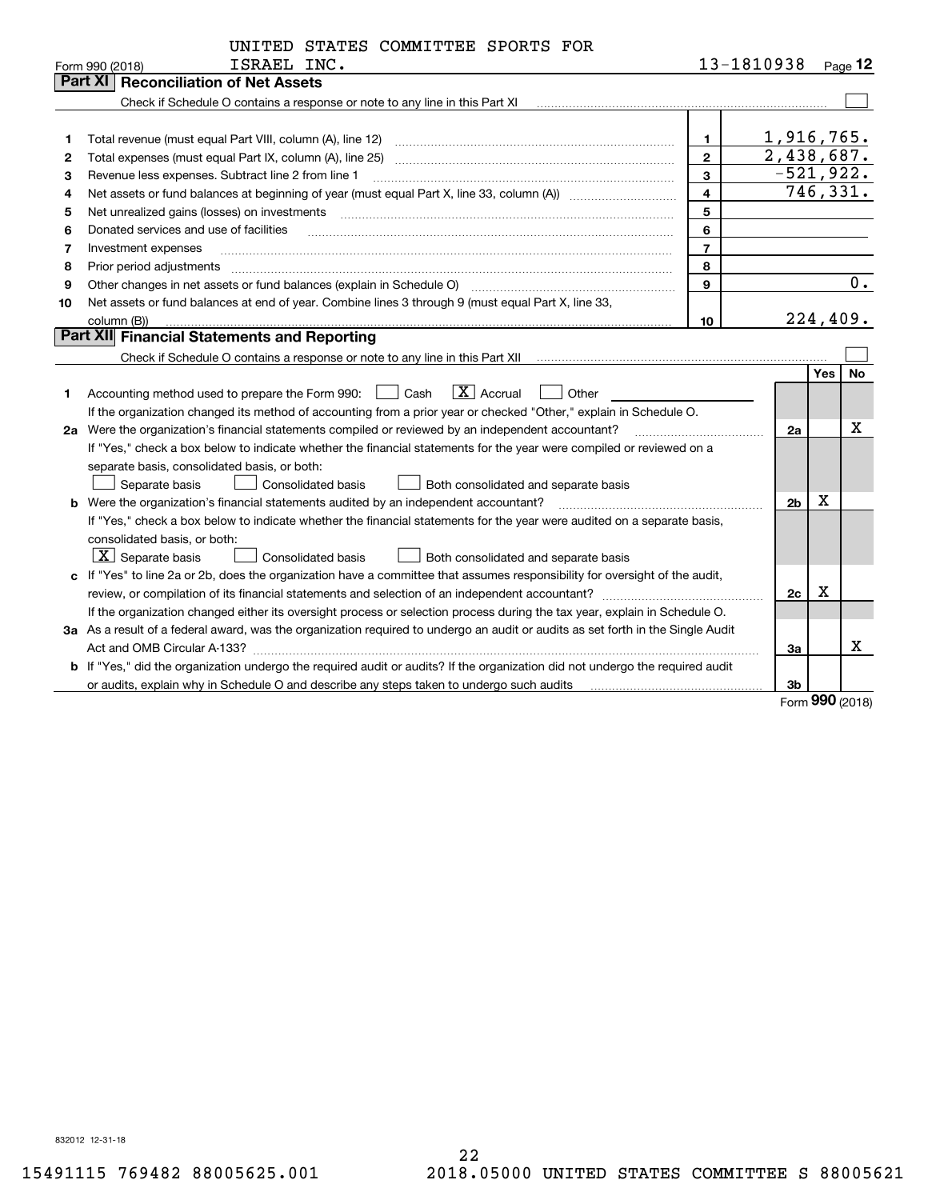UNITED STATES COMMITTEE SPORTS FOR ISRAEL INC. — 13-1810938

Form 990 (2018)

## Part XI Reconciliation of Net Assets

Check if Schedule O contains a response or note to any line in this Part XI ☐

| | | | |
|---|---|---|---|
| 1 | Total revenue (must equal Part VIII, column (A), line 12) | 1 | 1,916,765. |
| 2 | Total expenses (must equal Part IX, column (A), line 25) | 2 | 2,438,687. |
| 3 | Revenue less expenses. Subtract line 2 from line 1 | 3 | -521,922. |
| 4 | Net assets or fund balances at beginning of year (must equal Part X, line 33, column (A)) | 4 | 746,331. |
| 5 | Net unrealized gains (losses) on investments | 5 | |
| 6 | Donated services and use of facilities | 6 | |
| 7 | Investment expenses | 7 | |
| 8 | Prior period adjustments | 8 | |
| 9 | Other changes in net assets or fund balances (explain in Schedule O) | 9 | 0. |
| 10 | Net assets or fund balances at end of year. Combine lines 3 through 9 (must equal Part X, line 33, column (B)) | 10 | 224,409. |

## Part XII Financial Statements and Reporting

Check if Schedule O contains a response or note to any line in this Part XII ☐

| | | | Yes | No |
|---|---|---|---|---|
| 1 | Accounting method used to prepare the Form 990: ☐ Cash ☒ Accrual ☐ Other ______ If the organization changed its method of accounting from a prior year or checked "Other," explain in Schedule O. | | | |
| 2a | Were the organization's financial statements compiled or reviewed by an independent accountant? If "Yes," check a box below to indicate whether the financial statements for the year were compiled or reviewed on a separate basis, consolidated basis, or both: ☐ Separate basis ☐ Consolidated basis ☐ Both consolidated and separate basis | 2a | | X |
| b | Were the organization's financial statements audited by an independent accountant? If "Yes," check a box below to indicate whether the financial statements for the year were audited on a separate basis, consolidated basis, or both: ☒ Separate basis ☐ Consolidated basis ☐ Both consolidated and separate basis | 2b | X | |
| c | If "Yes" to line 2a or 2b, does the organization have a committee that assumes responsibility for oversight of the audit, review, or compilation of its financial statements and selection of an independent accountant? If the organization changed either its oversight process or selection process during the tax year, explain in Schedule O. | 2c | X | |
| 3a | As a result of a federal award, was the organization required to undergo an audit or audits as set forth in the Single Audit Act and OMB Circular A-133? | 3a | | X |
| b | If "Yes," did the organization undergo the required audit or audits? If the organization did not undergo the required audit or audits, explain why in Schedule O and describe any steps taken to undergo such audits | 3b | | |

Form **990** (2018)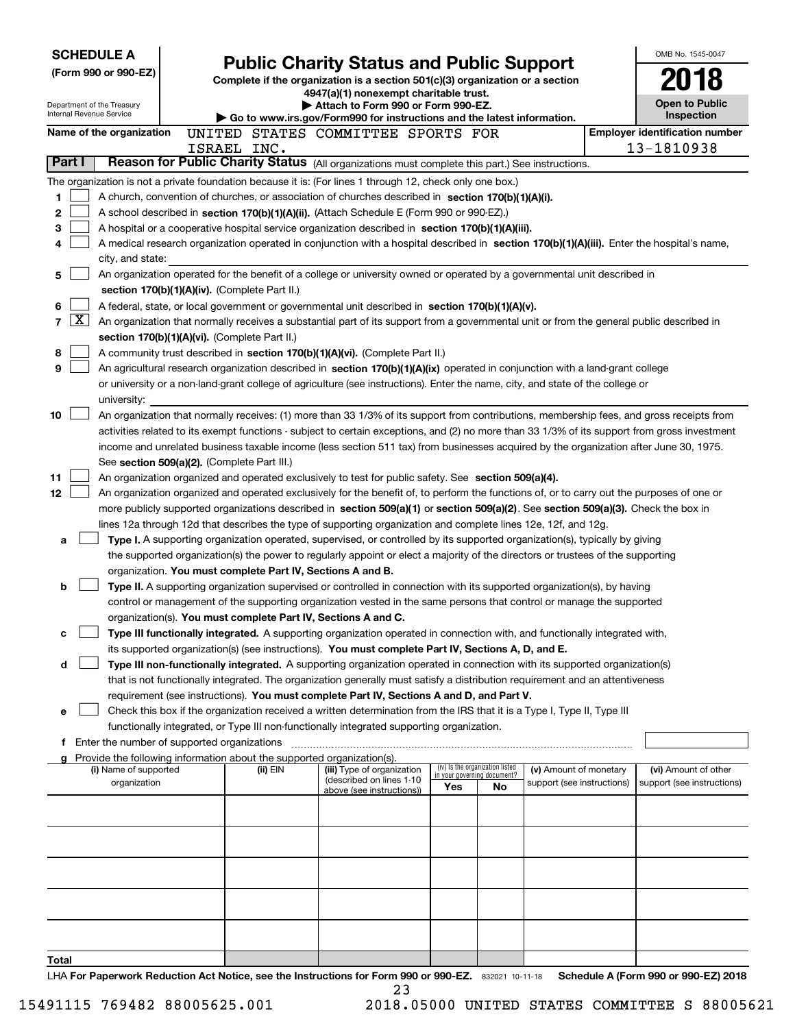**SCHEDULE A**
**(Form 990 or 990-EZ)**

Department of the Treasury
Internal Revenue Service

# Public Charity Status and Public Support

**Complete if the organization is a section 501(c)(3) organization or a section 4947(a)(1) nonexempt charitable trust.**
**▶ Attach to Form 990 or Form 990-EZ.**
**▶ Go to www.irs.gov/Form990 for instructions and the latest information.**

OMB No. 1545-0047
**2018**
**Open to Public Inspection**

**Name of the organization** UNITED STATES COMMITTEE SPORTS FOR ISRAEL INC.
**Employer identification number** 13-1810938

## Part I Reason for Public Charity Status (All organizations must complete this part.) See instructions.

The organization is not a private foundation because it is: (For lines 1 through 12, check only one box.)

1 ☐ A church, convention of churches, or association of churches described in **section 170(b)(1)(A)(i).**

2 ☐ A school described in **section 170(b)(1)(A)(ii).** (Attach Schedule E (Form 990 or 990-EZ).)

3 ☐ A hospital or a cooperative hospital service organization described in **section 170(b)(1)(A)(iii).**

4 ☐ A medical research organization operated in conjunction with a hospital described in **section 170(b)(1)(A)(iii).** Enter the hospital's name, city, and state:

5 ☐ An organization operated for the benefit of a college or university owned or operated by a governmental unit described in **section 170(b)(1)(A)(iv).** (Complete Part II.)

6 ☐ A federal, state, or local government or governmental unit described in **section 170(b)(1)(A)(v).**

7 ☒ An organization that normally receives a substantial part of its support from a governmental unit or from the general public described in **section 170(b)(1)(A)(vi).** (Complete Part II.)

8 ☐ A community trust described in **section 170(b)(1)(A)(vi).** (Complete Part II.)

9 ☐ An agricultural research organization described in **section 170(b)(1)(A)(ix)** operated in conjunction with a land-grant college or university or a non-land-grant college of agriculture (see instructions). Enter the name, city, and state of the college or university:

10 ☐ An organization that normally receives: (1) more than 33 1/3% of its support from contributions, membership fees, and gross receipts from activities related to its exempt functions - subject to certain exceptions, and (2) no more than 33 1/3% of its support from gross investment income and unrelated business taxable income (less section 511 tax) from businesses acquired by the organization after June 30, 1975. See **section 509(a)(2).** (Complete Part III.)

11 ☐ An organization organized and operated exclusively to test for public safety. See **section 509(a)(4).**

12 ☐ An organization organized and operated exclusively for the benefit of, to perform the functions of, or to carry out the purposes of one or more publicly supported organizations described in **section 509(a)(1)** or **section 509(a)(2).** See **section 509(a)(3).** Check the box in lines 12a through 12d that describes the type of supporting organization and complete lines 12e, 12f, and 12g.

a ☐ **Type I.** A supporting organization operated, supervised, or controlled by its supported organization(s), typically by giving the supported organization(s) the power to regularly appoint or elect a majority of the directors or trustees of the supporting organization. **You must complete Part IV, Sections A and B.**

b ☐ **Type II.** A supporting organization supervised or controlled in connection with its supported organization(s), by having control or management of the supporting organization vested in the same persons that control or manage the supported organization(s). **You must complete Part IV, Sections A and C.**

c ☐ **Type III functionally integrated.** A supporting organization operated in connection with, and functionally integrated with, its supported organization(s) (see instructions). **You must complete Part IV, Sections A, D, and E.**

d ☐ **Type III non-functionally integrated.** A supporting organization operated in connection with its supported organization(s) that is not functionally integrated. The organization generally must satisfy a distribution requirement and an attentiveness requirement (see instructions). **You must complete Part IV, Sections A and D, and Part V.**

e ☐ Check this box if the organization received a written determination from the IRS that it is a Type I, Type II, Type III functionally integrated, or Type III non-functionally integrated supporting organization.

f Enter the number of supported organizations

g Provide the following information about the supported organization(s).

| (i) Name of supported organization | (ii) EIN | (iii) Type of organization (described on lines 1-10 above (see instructions)) | (iv) Is the organization listed in your governing document? Yes | No | (v) Amount of monetary support (see instructions) | (vi) Amount of other support (see instructions) |
|---|---|---|---|---|---|---|
| | | | | | | |
| | | | | | | |
| | | | | | | |
| | | | | | | |
| | | | | | | |
| **Total** | | | | | | |

LHA **For Paperwork Reduction Act Notice, see the Instructions for Form 990 or 990-EZ.** 832021 10-11-18 **Schedule A (Form 990 or 990-EZ) 2018**

15491115 769482 88005625.001 2018.05000 UNITED STATES COMMITTEE S 88005621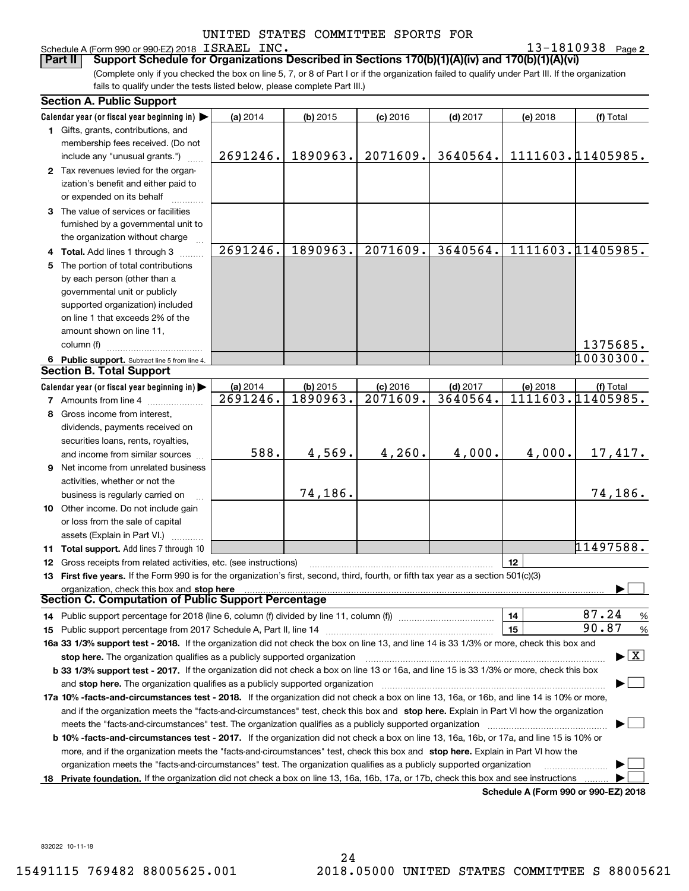UNITED STATES COMMITTEE SPORTS FOR

Schedule A (Form 990 or 990-EZ) 2018 ISRAEL INC. 13-1810938 Page 2

**Part II Support Schedule for Organizations Described in Sections 170(b)(1)(A)(iv) and 170(b)(1)(A)(vi)**

(Complete only if you checked the box on line 5, 7, or 8 of Part I or if the organization failed to qualify under Part III. If the organization fails to qualify under the tests listed below, please complete Part III.)

**Section A. Public Support**

| Calendar year (or fiscal year beginning in) ▶ | (a) 2014 | (b) 2015 | (c) 2016 | (d) 2017 | (e) 2018 | (f) Total |
|---|---|---|---|---|---|---|
| 1 Gifts, grants, contributions, and membership fees received. (Do not include any "unusual grants.") | 2691246. | 1890963. | 2071609. | 3640564. | 1111603. | 11405985. |
| 2 Tax revenues levied for the organization's benefit and either paid to or expended on its behalf | | | | | | |
| 3 The value of services or facilities furnished by a governmental unit to the organization without charge | | | | | | |
| 4 Total. Add lines 1 through 3 | 2691246. | 1890963. | 2071609. | 3640564. | 1111603. | 11405985. |
| 5 The portion of total contributions by each person (other than a governmental unit or publicly supported organization) included on line 1 that exceeds 2% of the amount shown on line 11, column (f) | | | | | | 1375685. |
| 6 Public support. Subtract line 5 from line 4. | | | | | | 10030300. |

**Section B. Total Support**

| Calendar year (or fiscal year beginning in) ▶ | (a) 2014 | (b) 2015 | (c) 2016 | (d) 2017 | (e) 2018 | (f) Total |
|---|---|---|---|---|---|---|
| 7 Amounts from line 4 | 2691246. | 1890963. | 2071609. | 3640564. | 1111603. | 11405985. |
| 8 Gross income from interest, dividends, payments received on securities loans, rents, royalties, and income from similar sources | 588. | 4,569. | 4,260. | 4,000. | 4,000. | 17,417. |
| 9 Net income from unrelated business activities, whether or not the business is regularly carried on | | 74,186. | | | | 74,186. |
| 10 Other income. Do not include gain or loss from the sale of capital assets (Explain in Part VI.) | | | | | | |
| 11 Total support. Add lines 7 through 10 | | | | | | 11497588. |

12 Gross receipts from related activities, etc. (see instructions) | 12 |

13 **First five years.** If the Form 990 is for the organization's first, second, third, fourth, or fifth tax year as a section 501(c)(3) organization, check this box and **stop here** ▶ ☐

**Section C. Computation of Public Support Percentage**

| | | |
|---|---|---|
| 14 Public support percentage for 2018 (line 6, column (f) divided by line 11, column (f)) | 14 | 87.24 % |
| 15 Public support percentage from 2017 Schedule A, Part II, line 14 | 15 | 90.87 % |

**16a 33 1/3% support test - 2018.** If the organization did not check the box on line 13, and line 14 is 33 1/3% or more, check this box and **stop here.** The organization qualifies as a publicly supported organization ▶ ☒

**b 33 1/3% support test - 2017.** If the organization did not check a box on line 13 or 16a, and line 15 is 33 1/3% or more, check this box and **stop here.** The organization qualifies as a publicly supported organization ▶ ☐

**17a 10% -facts-and-circumstances test - 2018.** If the organization did not check a box on line 13, 16a, or 16b, and line 14 is 10% or more, and if the organization meets the "facts-and-circumstances" test, check this box and **stop here.** Explain in Part VI how the organization meets the "facts-and-circumstances" test. The organization qualifies as a publicly supported organization ▶ ☐

**b 10% -facts-and-circumstances test - 2017.** If the organization did not check a box on line 13, 16a, 16b, or 17a, and line 15 is 10% or more, and if the organization meets the "facts-and-circumstances" test, check this box and **stop here.** Explain in Part VI how the organization meets the "facts-and-circumstances" test. The organization qualifies as a publicly supported organization ▶ ☐

**18 Private foundation.** If the organization did not check a box on line 13, 16a, 16b, 17a, or 17b, check this box and see instructions ▶ ☐

**Schedule A (Form 990 or 990-EZ) 2018**

832022 10-11-18

15491115 769482 88005625.001 2018.05000 UNITED STATES COMMITTEE S 88005621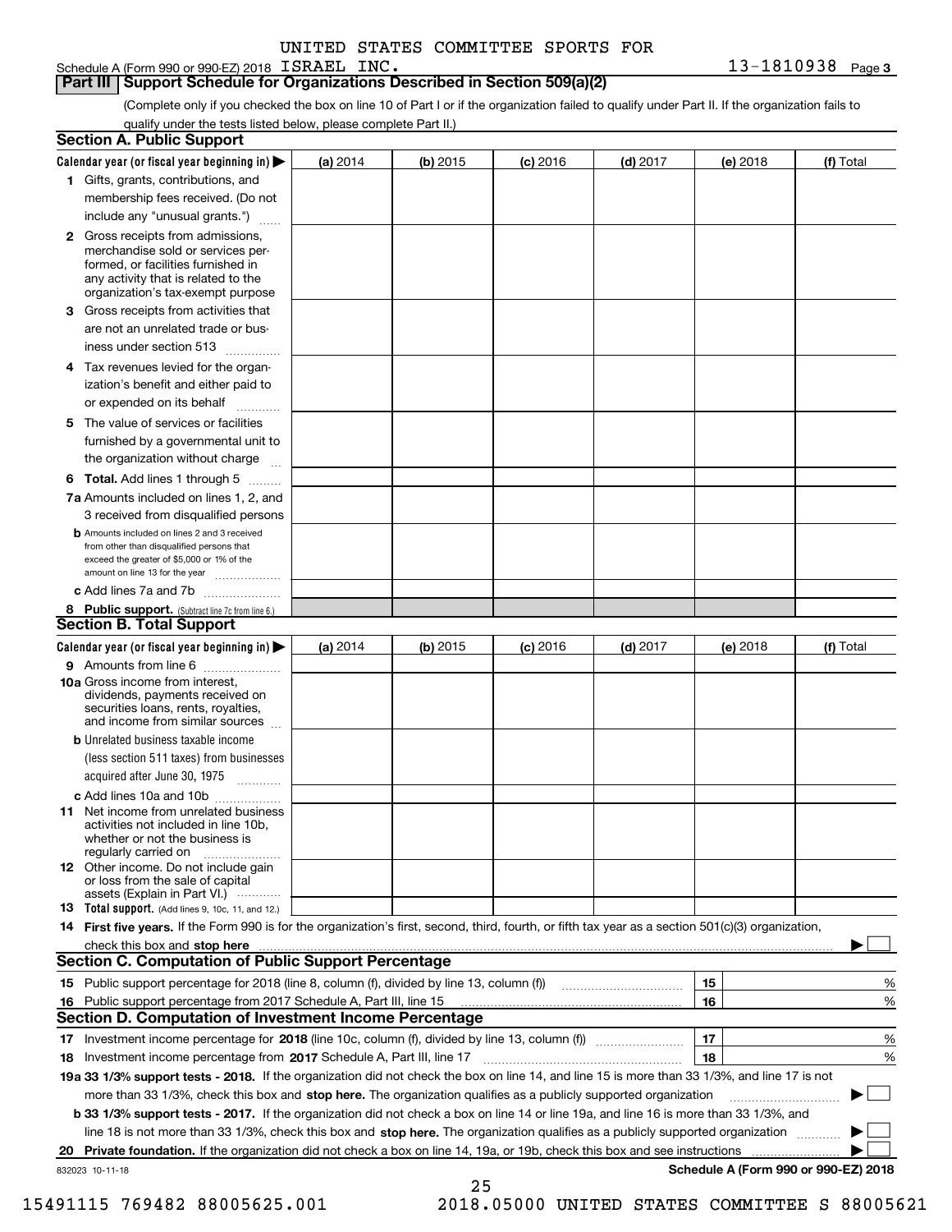UNITED STATES COMMITTEE SPORTS FOR

Schedule A (Form 990 or 990-EZ) 2018 ISRAEL INC. 13-1810938 Page 3

## Part III Support Schedule for Organizations Described in Section 509(a)(2)

(Complete only if you checked the box on line 10 of Part I or if the organization failed to qualify under Part II. If the organization fails to qualify under the tests listed below, please complete Part II.)

### Section A. Public Support

| Calendar year (or fiscal year beginning in) ▶ | (a) 2014 | (b) 2015 | (c) 2016 | (d) 2017 | (e) 2018 | (f) Total |
|---|---|---|---|---|---|---|
| 1 Gifts, grants, contributions, and membership fees received. (Do not include any "unusual grants.") | | | | | | |
| 2 Gross receipts from admissions, merchandise sold or services performed, or facilities furnished in any activity that is related to the organization's tax-exempt purpose | | | | | | |
| 3 Gross receipts from activities that are not an unrelated trade or business under section 513 | | | | | | |
| 4 Tax revenues levied for the organization's benefit and either paid to or expended on its behalf | | | | | | |
| 5 The value of services or facilities furnished by a governmental unit to the organization without charge | | | | | | |
| 6 Total. Add lines 1 through 5 | | | | | | |
| 7a Amounts included on lines 1, 2, and 3 received from disqualified persons | | | | | | |
| b Amounts included on lines 2 and 3 received from other than disqualified persons that exceed the greater of $5,000 or 1% of the amount on line 13 for the year | | | | | | |
| c Add lines 7a and 7b | | | | | | |
| 8 Public support. (Subtract line 7c from line 6.) | | | | | | |

### Section B. Total Support

| Calendar year (or fiscal year beginning in) ▶ | (a) 2014 | (b) 2015 | (c) 2016 | (d) 2017 | (e) 2018 | (f) Total |
|---|---|---|---|---|---|---|
| 9 Amounts from line 6 | | | | | | |
| 10a Gross income from interest, dividends, payments received on securities loans, rents, royalties, and income from similar sources | | | | | | |
| b Unrelated business taxable income (less section 511 taxes) from businesses acquired after June 30, 1975 | | | | | | |
| c Add lines 10a and 10b | | | | | | |
| 11 Net income from unrelated business activities not included in line 10b, whether or not the business is regularly carried on | | | | | | |
| 12 Other income. Do not include gain or loss from the sale of capital assets (Explain in Part VI.) | | | | | | |
| 13 Total support. (Add lines 9, 10c, 11, and 12.) | | | | | | |

14 First five years. If the Form 990 is for the organization's first, second, third, fourth, or fifth tax year as a section 501(c)(3) organization, check this box and stop here ▶ ☐

### Section C. Computation of Public Support Percentage

| | | | |
|---|---|---|---|
| 15 | Public support percentage for 2018 (line 8, column (f), divided by line 13, column (f)) | 15 | % |
| 16 | Public support percentage from 2017 Schedule A, Part III, line 15 | 16 | % |

### Section D. Computation of Investment Income Percentage

| | | | |
|---|---|---|---|
| 17 | Investment income percentage for 2018 (line 10c, column (f), divided by line 13, column (f)) | 17 | % |
| 18 | Investment income percentage from 2017 Schedule A, Part III, line 17 | 18 | % |

19a 33 1/3% support tests - 2018. If the organization did not check the box on line 14, and line 15 is more than 33 1/3%, and line 17 is not more than 33 1/3%, check this box and stop here. The organization qualifies as a publicly supported organization ▶ ☐

b 33 1/3% support tests - 2017. If the organization did not check a box on line 14 or line 19a, and line 16 is more than 33 1/3%, and line 18 is not more than 33 1/3%, check this box and stop here. The organization qualifies as a publicly supported organization ▶ ☐

20 Private foundation. If the organization did not check a box on line 14, 19a, or 19b, check this box and see instructions ▶ ☐

832023 10-11-18

Schedule A (Form 990 or 990-EZ) 2018

15491115 769482 88005625.001 2018.05000 UNITED STATES COMMITTEE S 88005621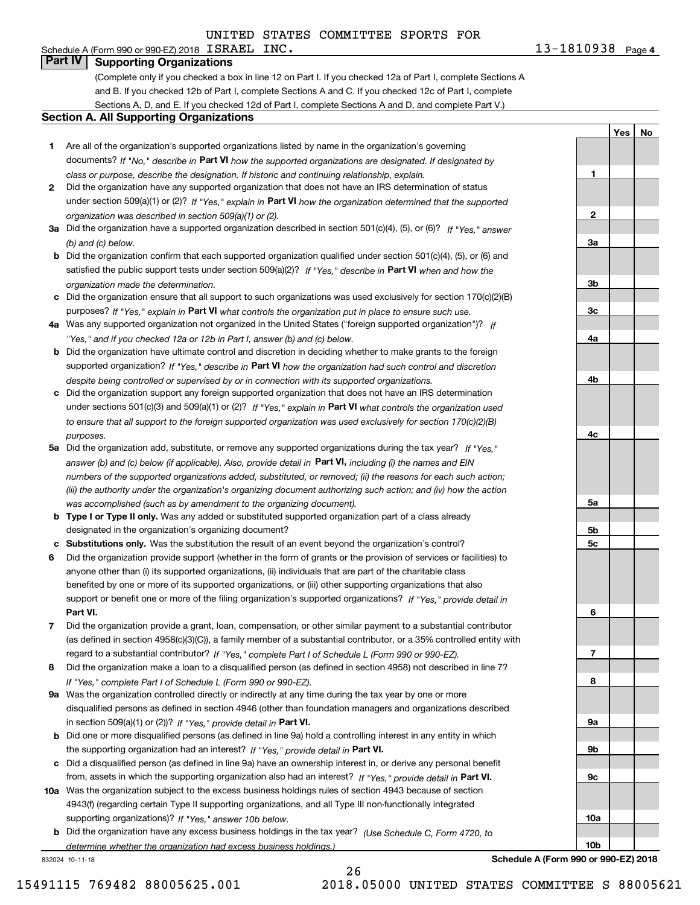UNITED STATES COMMITTEE SPORTS FOR

Schedule A (Form 990 or 990-EZ) 2018 ISRAEL INC. 13-1810938 Page 4

## Part IV Supporting Organizations

(Complete only if you checked a box in line 12 on Part I. If you checked 12a of Part I, complete Sections A and B. If you checked 12b of Part I, complete Sections A and C. If you checked 12c of Part I, complete Sections A, D, and E. If you checked 12d of Part I, complete Sections A and D, and complete Part V.)

### Section A. All Supporting Organizations

| | | | Yes | No |
|---|---|---|---|---|
| 1 | Are all of the organization's supported organizations listed by name in the organization's governing documents? *If "No," describe in* **Part VI** *how the supported organizations are designated. If designated by class or purpose, describe the designation. If historic and continuing relationship, explain.* | 1 | | |
| 2 | Did the organization have any supported organization that does not have an IRS determination of status under section 509(a)(1) or (2)? *If "Yes," explain in* **Part VI** *how the organization determined that the supported organization was described in section 509(a)(1) or (2).* | 2 | | |
| 3a | Did the organization have a supported organization described in section 501(c)(4), (5), or (6)? *If "Yes," answer (b) and (c) below.* | 3a | | |
| b | Did the organization confirm that each supported organization qualified under section 501(c)(4), (5), or (6) and satisfied the public support tests under section 509(a)(2)? *If "Yes," describe in* **Part VI** *when and how the organization made the determination.* | 3b | | |
| c | Did the organization ensure that all support to such organizations was used exclusively for section 170(c)(2)(B) purposes? *If "Yes," explain in* **Part VI** *what controls the organization put in place to ensure such use.* | 3c | | |
| 4a | Was any supported organization not organized in the United States ("foreign supported organization")? *If "Yes," and if you checked 12a or 12b in Part I, answer (b) and (c) below.* | 4a | | |
| b | Did the organization have ultimate control and discretion in deciding whether to make grants to the foreign supported organization? *If "Yes," describe in* **Part VI** *how the organization had such control and discretion despite being controlled or supervised by or in connection with its supported organizations.* | 4b | | |
| c | Did the organization support any foreign supported organization that does not have an IRS determination under sections 501(c)(3) and 509(a)(1) or (2)? *If "Yes," explain in* **Part VI** *what controls the organization used to ensure that all support to the foreign supported organization was used exclusively for section 170(c)(2)(B) purposes.* | 4c | | |
| 5a | Did the organization add, substitute, or remove any supported organizations during the tax year? *If "Yes," answer (b) and (c) below (if applicable). Also, provide detail in* **Part VI,** *including (i) the names and EIN numbers of the supported organizations added, substituted, or removed; (ii) the reasons for each such action; (iii) the authority under the organization's organizing document authorizing such action; and (iv) how the action was accomplished (such as by amendment to the organizing document).* | 5a | | |
| b | **Type I or Type II only.** Was any added or substituted supported organization part of a class already designated in the organization's organizing document? | 5b | | |
| c | **Substitutions only.** Was the substitution the result of an event beyond the organization's control? | 5c | | |
| 6 | Did the organization provide support (whether in the form of grants or the provision of services or facilities) to anyone other than (i) its supported organizations, (ii) individuals that are part of the charitable class benefited by one or more of its supported organizations, or (iii) other supporting organizations that also support or benefit one or more of the filing organization's supported organizations? *If "Yes," provide detail in* **Part VI.** | 6 | | |
| 7 | Did the organization provide a grant, loan, compensation, or other similar payment to a substantial contributor (as defined in section 4958(c)(3)(C)), a family member of a substantial contributor, or a 35% controlled entity with regard to a substantial contributor? *If "Yes," complete Part I of Schedule L (Form 990 or 990-EZ).* | 7 | | |
| 8 | Did the organization make a loan to a disqualified person (as defined in section 4958) not described in line 7? *If "Yes," complete Part I of Schedule L (Form 990 or 990-EZ).* | 8 | | |
| 9a | Was the organization controlled directly or indirectly at any time during the tax year by one or more disqualified persons as defined in section 4946 (other than foundation managers and organizations described in section 509(a)(1) or (2))? *If "Yes," provide detail in* **Part VI.** | 9a | | |
| b | Did one or more disqualified persons (as defined in line 9a) hold a controlling interest in any entity in which the supporting organization had an interest? *If "Yes," provide detail in* **Part VI.** | 9b | | |
| c | Did a disqualified person (as defined in line 9a) have an ownership interest in, or derive any personal benefit from, assets in which the supporting organization also had an interest? *If "Yes," provide detail in* **Part VI.** | 9c | | |
| 10a | Was the organization subject to the excess business holdings rules of section 4943 because of section 4943(f) (regarding certain Type II supporting organizations, and all Type III non-functionally integrated supporting organizations)? *If "Yes," answer 10b below.* | 10a | | |
| b | Did the organization have any excess business holdings in the tax year? *(Use Schedule C, Form 4720, to determine whether the organization had excess business holdings.)* | 10b | | |

832024 10-11-18 **Schedule A (Form 990 or 990-EZ) 2018**

15491115 769482 88005625.001 2018.05000 UNITED STATES COMMITTEE S 88005621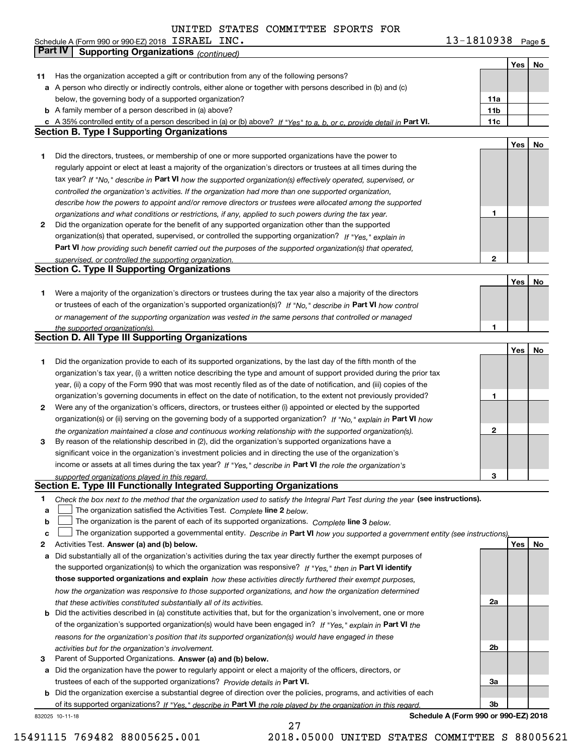UNITED STATES COMMITTEE SPORTS FOR

Schedule A (Form 990 or 990-EZ) 2018 ISRAEL INC. 13-1810938 Page 5

## Part IV Supporting Organizations *(continued)*

| | | | Yes | No |
|---|---|---|---|---|
| **11** | Has the organization accepted a gift or contribution from any of the following persons? | | | |
| **a** | A person who directly or indirectly controls, either alone or together with persons described in (b) and (c) below, the governing body of a supported organization? | **11a** | | |
| **b** | A family member of a person described in (a) above? | **11b** | | |
| **c** | A 35% controlled entity of a person described in (a) or (b) above? *If "Yes" to a, b, or c, provide detail in* **Part VI.** | **11c** | | |

### Section B. Type I Supporting Organizations

| | | | Yes | No |
|---|---|---|---|---|
| **1** | Did the directors, trustees, or membership of one or more supported organizations have the power to regularly appoint or elect at least a majority of the organization's directors or trustees at all times during the tax year? *If "No," describe in* **Part VI** *how the supported organization(s) effectively operated, supervised, or controlled the organization's activities. If the organization had more than one supported organization, describe how the powers to appoint and/or remove directors or trustees were allocated among the supported organizations and what conditions or restrictions, if any, applied to such powers during the tax year.* | **1** | | |
| **2** | Did the organization operate for the benefit of any supported organization other than the supported organization(s) that operated, supervised, or controlled the supporting organization? *If "Yes," explain in* **Part VI** *how providing such benefit carried out the purposes of the supported organization(s) that operated, supervised, or controlled the supporting organization.* | **2** | | |

### Section C. Type II Supporting Organizations

| | | | Yes | No |
|---|---|---|---|---|
| **1** | Were a majority of the organization's directors or trustees during the tax year also a majority of the directors or trustees of each of the organization's supported organization(s)? *If "No," describe in* **Part VI** *how control or management of the supporting organization was vested in the same persons that controlled or managed the supported organization(s).* | **1** | | |

### Section D. All Type III Supporting Organizations

| | | | Yes | No |
|---|---|---|---|---|
| **1** | Did the organization provide to each of its supported organizations, by the last day of the fifth month of the organization's tax year, (i) a written notice describing the type and amount of support provided during the prior tax year, (ii) a copy of the Form 990 that was most recently filed as of the date of notification, and (iii) copies of the organization's governing documents in effect on the date of notification, to the extent not previously provided? | **1** | | |
| **2** | Were any of the organization's officers, directors, or trustees either (i) appointed or elected by the supported organization(s) or (ii) serving on the governing body of a supported organization? *If "No," explain in* **Part VI** *how the organization maintained a close and continuous working relationship with the supported organization(s).* | **2** | | |
| **3** | By reason of the relationship described in (2), did the organization's supported organizations have a significant voice in the organization's investment policies and in directing the use of the organization's income or assets at all times during the tax year? *If "Yes," describe in* **Part VI** *the role the organization's supported organizations played in this regard.* | **3** | | |

### Section E. Type III Functionally Integrated Supporting Organizations

**1** *Check the box next to the method that the organization used to satisfy the Integral Part Test during the year* **(see instructions).**

- **a** ☐ The organization satisfied the Activities Test. *Complete* **line 2** *below.*
- **b** ☐ The organization is the parent of each of its supported organizations. *Complete* **line 3** *below.*
- **c** ☐ The organization supported a governmental entity. *Describe in* **Part VI** *how you supported a government entity (see instructions).*

| | | | Yes | No |
|---|---|---|---|---|
| **2** | Activities Test. **Answer (a) and (b) below.** | | | |
| **a** | Did substantially all of the organization's activities during the tax year directly further the exempt purposes of the supported organization(s) to which the organization was responsive? *If "Yes," then in* **Part VI identify those supported organizations and explain** *how these activities directly furthered their exempt purposes, how the organization was responsive to those supported organizations, and how the organization determined that these activities constituted substantially all of its activities.* | **2a** | | |
| **b** | Did the activities described in (a) constitute activities that, but for the organization's involvement, one or more of the organization's supported organization(s) would have been engaged in? *If "Yes," explain in* **Part VI** *the reasons for the organization's position that its supported organization(s) would have engaged in these activities but for the organization's involvement.* | **2b** | | |
| **3** | Parent of Supported Organizations. **Answer (a) and (b) below.** | | | |
| **a** | Did the organization have the power to regularly appoint or elect a majority of the officers, directors, or trustees of each of the supported organizations? *Provide details in* **Part VI.** | **3a** | | |
| **b** | Did the organization exercise a substantial degree of direction over the policies, programs, and activities of each of its supported organizations? *If "Yes," describe in* **Part VI** *the role played by the organization in this regard.* | **3b** | | |

832025 10-11-18 **Schedule A (Form 990 or 990-EZ) 2018**

15491115 769482 88005625.001 2018.05000 UNITED STATES COMMITTEE S 88005621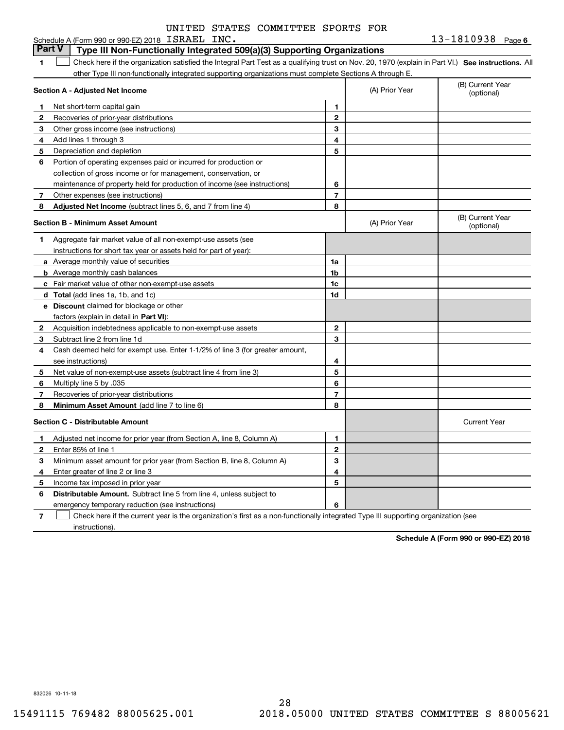UNITED STATES COMMITTEE SPORTS FOR

Schedule A (Form 990 or 990-EZ) 2018 ISRAEL INC. 13-1810938 Page **6**

## Part V Type III Non-Functionally Integrated 509(a)(3) Supporting Organizations

**1** ☐ Check here if the organization satisfied the Integral Part Test as a qualifying trust on Nov. 20, 1970 (explain in Part VI.) **See instructions.** All other Type III non-functionally integrated supporting organizations must complete Sections A through E.

| **Section A - Adjusted Net Income** | | | (A) Prior Year | (B) Current Year (optional) |
|---|---|---|---|---|
| **1** | Net short-term capital gain | **1** | | |
| **2** | Recoveries of prior-year distributions | **2** | | |
| **3** | Other gross income (see instructions) | **3** | | |
| **4** | Add lines 1 through 3 | **4** | | |
| **5** | Depreciation and depletion | **5** | | |
| **6** | Portion of operating expenses paid or incurred for production or collection of gross income or for management, conservation, or maintenance of property held for production of income (see instructions) | **6** | | |
| **7** | Other expenses (see instructions) | **7** | | |
| **8** | **Adjusted Net Income** (subtract lines 5, 6, and 7 from line 4) | **8** | | |

| **Section B - Minimum Asset Amount** | | | (A) Prior Year | (B) Current Year (optional) |
|---|---|---|---|---|
| **1** | Aggregate fair market value of all non-exempt-use assets (see instructions for short tax year or assets held for part of year): | | | |
| **a** | Average monthly value of securities | **1a** | | |
| **b** | Average monthly cash balances | **1b** | | |
| **c** | Fair market value of other non-exempt-use assets | **1c** | | |
| **d** | **Total** (add lines 1a, 1b, and 1c) | **1d** | | |
| **e** | **Discount** claimed for blockage or other factors (explain in detail in **Part VI**): | | | |
| **2** | Acquisition indebtedness applicable to non-exempt-use assets | **2** | | |
| **3** | Subtract line 2 from line 1d | **3** | | |
| **4** | Cash deemed held for exempt use. Enter 1-1/2% of line 3 (for greater amount, see instructions) | **4** | | |
| **5** | Net value of non-exempt-use assets (subtract line 4 from line 3) | **5** | | |
| **6** | Multiply line 5 by .035 | **6** | | |
| **7** | Recoveries of prior-year distributions | **7** | | |
| **8** | **Minimum Asset Amount** (add line 7 to line 6) | **8** | | |

| **Section C - Distributable Amount** | | | | Current Year |
|---|---|---|---|---|
| **1** | Adjusted net income for prior year (from Section A, line 8, Column A) | **1** | | |
| **2** | Enter 85% of line 1 | **2** | | |
| **3** | Minimum asset amount for prior year (from Section B, line 8, Column A) | **3** | | |
| **4** | Enter greater of line 2 or line 3 | **4** | | |
| **5** | Income tax imposed in prior year | **5** | | |
| **6** | **Distributable Amount.** Subtract line 5 from line 4, unless subject to emergency temporary reduction (see instructions) | **6** | | |

**7** ☐ Check here if the current year is the organization's first as a non-functionally integrated Type III supporting organization (see instructions).

**Schedule A (Form 990 or 990-EZ) 2018**

832026 10-11-18

15491115 769482 88005625.001 2018.05000 UNITED STATES COMMITTEE S 88005621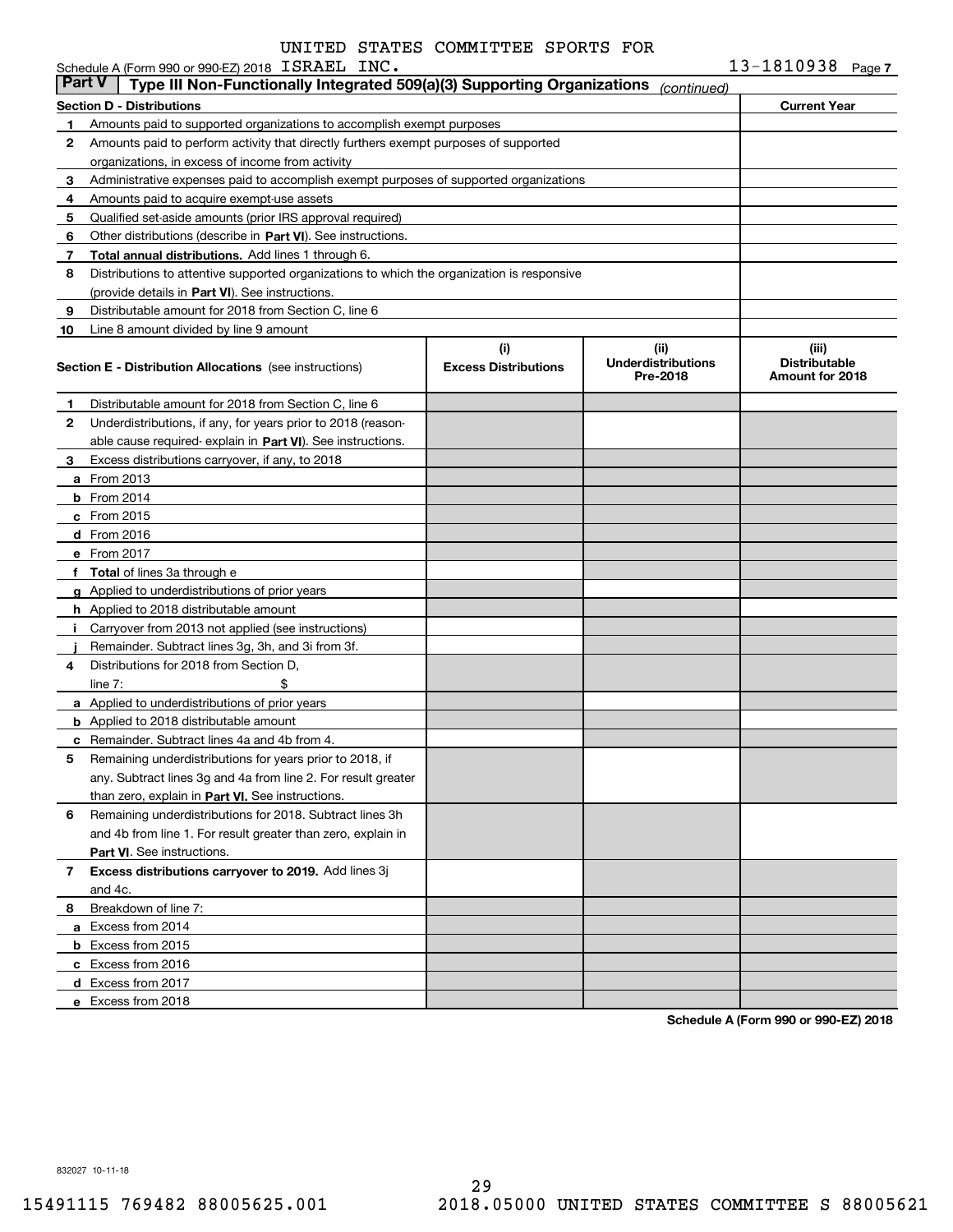UNITED STATES COMMITTEE SPORTS FOR

Schedule A (Form 990 or 990-EZ) 2018 ISRAEL INC. 13-1810938 Page 7

**Part V | Type III Non-Functionally Integrated 509(a)(3) Supporting Organizations** *(continued)*

| **Section D - Distributions** | | **Current Year** |
|---|---|---|
| 1 | Amounts paid to supported organizations to accomplish exempt purposes | |
| 2 | Amounts paid to perform activity that directly furthers exempt purposes of supported organizations, in excess of income from activity | |
| 3 | Administrative expenses paid to accomplish exempt purposes of supported organizations | |
| 4 | Amounts paid to acquire exempt-use assets | |
| 5 | Qualified set-aside amounts (prior IRS approval required) | |
| 6 | Other distributions (describe in **Part VI**). See instructions. | |
| 7 | **Total annual distributions.** Add lines 1 through 6. | |
| 8 | Distributions to attentive supported organizations to which the organization is responsive (provide details in **Part VI**). See instructions. | |
| 9 | Distributable amount for 2018 from Section C, line 6 | |
| 10 | Line 8 amount divided by line 9 amount | |

| **Section E - Distribution Allocations** (see instructions) | (i) **Excess Distributions** | (ii) **Underdistributions Pre-2018** | (iii) **Distributable Amount for 2018** |
|---|---|---|---|
| **1** Distributable amount for 2018 from Section C, line 6 | | | |
| **2** Underdistributions, if any, for years prior to 2018 (reasonable cause required- explain in **Part VI**). See instructions. | | | |
| **3** Excess distributions carryover, if any, to 2018 | | | |
| **a** From 2013 | | | |
| **b** From 2014 | | | |
| **c** From 2015 | | | |
| **d** From 2016 | | | |
| **e** From 2017 | | | |
| **f** **Total** of lines 3a through e | | | |
| **g** Applied to underdistributions of prior years | | | |
| **h** Applied to 2018 distributable amount | | | |
| **i** Carryover from 2013 not applied (see instructions) | | | |
| **j** Remainder. Subtract lines 3g, 3h, and 3i from 3f. | | | |
| **4** Distributions for 2018 from Section D, line 7: $ | | | |
| **a** Applied to underdistributions of prior years | | | |
| **b** Applied to 2018 distributable amount | | | |
| **c** Remainder. Subtract lines 4a and 4b from 4. | | | |
| **5** Remaining underdistributions for years prior to 2018, if any. Subtract lines 3g and 4a from line 2. For result greater than zero, explain in **Part VI.** See instructions. | | | |
| **6** Remaining underdistributions for 2018. Subtract lines 3h and 4b from line 1. For result greater than zero, explain in **Part VI**. See instructions. | | | |
| **7** **Excess distributions carryover to 2019.** Add lines 3j and 4c. | | | |
| **8** Breakdown of line 7: | | | |
| **a** Excess from 2014 | | | |
| **b** Excess from 2015 | | | |
| **c** Excess from 2016 | | | |
| **d** Excess from 2017 | | | |
| **e** Excess from 2018 | | | |

**Schedule A (Form 990 or 990-EZ) 2018**

832027 10-11-18

15491115 769482 88005625.001 2018.05000 UNITED STATES COMMITTEE S 88005621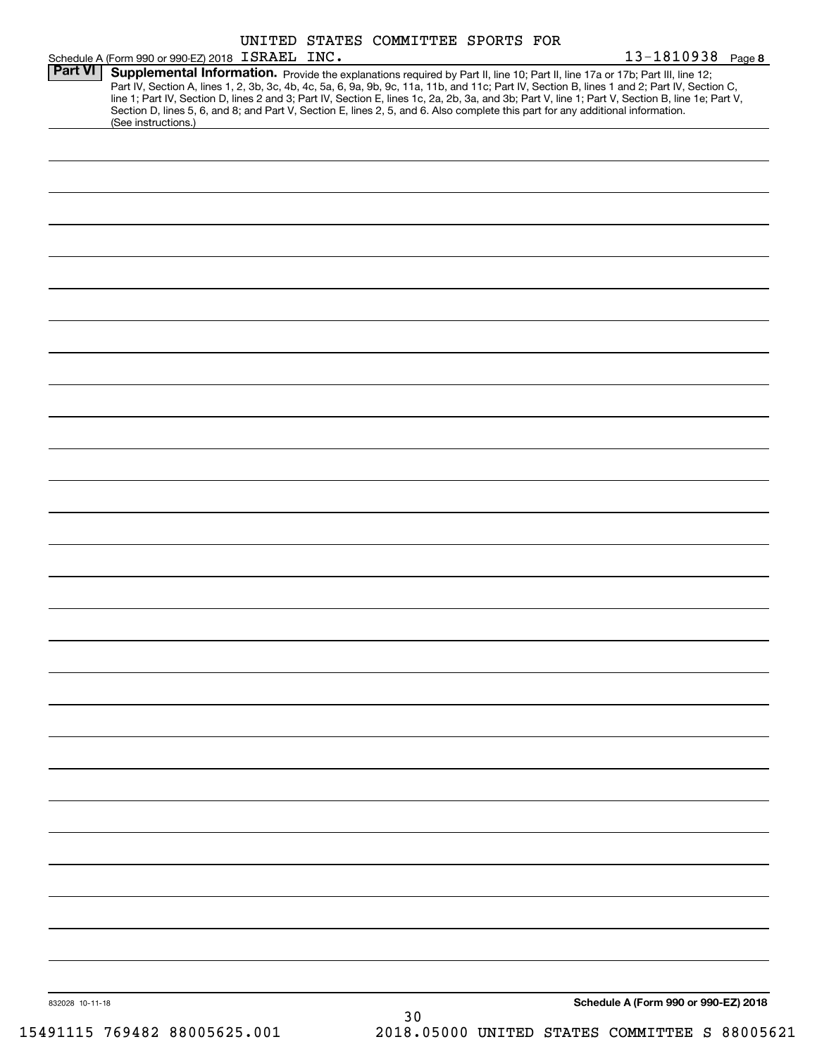Schedule A (Form 990 or 990-EZ) 2018 UNITED STATES COMMITTEE SPORTS FOR ISRAEL INC. 13-1810938 Page 8

**Part VI** **Supplemental Information.** Provide the explanations required by Part II, line 10; Part II, line 17a or 17b; Part III, line 12; Part IV, Section A, lines 1, 2, 3b, 3c, 4b, 4c, 5a, 6, 9a, 9b, 9c, 11a, 11b, and 11c; Part IV, Section B, lines 1 and 2; Part IV, Section C, line 1; Part IV, Section D, lines 2 and 3; Part IV, Section E, lines 1c, 2a, 2b, 3a, and 3b; Part V, line 1; Part V, Section B, line 1e; Part V, Section D, lines 5, 6, and 8; and Part V, Section E, lines 2, 5, and 6. Also complete this part for any additional information. (See instructions.)

832028 10-11-18

**Schedule A (Form 990 or 990-EZ) 2018**

15491115 769482 88005625.001 2018.05000 UNITED STATES COMMITTEE S 88005621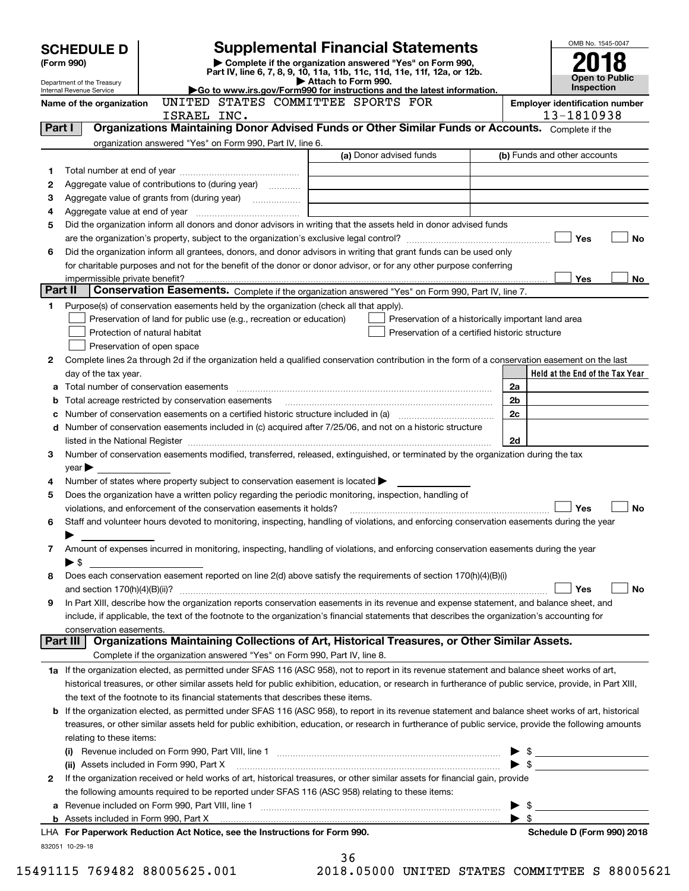# SCHEDULE D (Form 990)

Department of the Treasury
Internal Revenue Service

## Supplemental Financial Statements

▶ Complete if the organization answered "Yes" on Form 990, Part IV, line 6, 7, 8, 9, 10, 11a, 11b, 11c, 11d, 11e, 11f, 12a, or 12b.
▶ Attach to Form 990.
▶Go to www.irs.gov/Form990 for instructions and the latest information.

OMB No. 1545-0047

**2018**

**Open to Public Inspection**

**Name of the organization:** UNITED STATES COMMITTEE SPORTS FOR ISRAEL INC.

**Employer identification number:** 13-1810938

## Part I Organizations Maintaining Donor Advised Funds or Other Similar Funds or Accounts.

Complete if the organization answered "Yes" on Form 990, Part IV, line 6.

| | | (a) Donor advised funds | (b) Funds and other accounts |
|---|---|---|---|
| 1 | Total number at end of year | | |
| 2 | Aggregate value of contributions to (during year) | | |
| 3 | Aggregate value of grants from (during year) | | |
| 4 | Aggregate value at end of year | | |

5 Did the organization inform all donors and donor advisors in writing that the assets held in donor advised funds are the organization's property, subject to the organization's exclusive legal control? ☐ Yes ☐ No

6 Did the organization inform all grantees, donors, and donor advisors in writing that grant funds can be used only for charitable purposes and not for the benefit of the donor or donor advisor, or for any other purpose conferring impermissible private benefit? ☐ Yes ☐ No

## Part II Conservation Easements.

Complete if the organization answered "Yes" on Form 990, Part IV, line 7.

1 Purpose(s) of conservation easements held by the organization (check all that apply).

- ☐ Preservation of land for public use (e.g., recreation or education)
- ☐ Preservation of a historically important land area
- ☐ Protection of natural habitat
- ☐ Preservation of a certified historic structure
- ☐ Preservation of open space

2 Complete lines 2a through 2d if the organization held a qualified conservation contribution in the form of a conservation easement on the last day of the tax year.

| | | | Held at the End of the Tax Year |
|---|---|---|---|
| a | Total number of conservation easements | 2a | |
| b | Total acreage restricted by conservation easements | 2b | |
| c | Number of conservation easements on a certified historic structure included in (a) | 2c | |
| d | Number of conservation easements included in (c) acquired after 7/25/06, and not on a historic structure listed in the National Register | 2d | |

3 Number of conservation easements modified, transferred, released, extinguished, or terminated by the organization during the tax year ▶

4 Number of states where property subject to conservation easement is located ▶

5 Does the organization have a written policy regarding the periodic monitoring, inspection, handling of violations, and enforcement of the conservation easements it holds? ☐ Yes ☐ No

6 Staff and volunteer hours devoted to monitoring, inspecting, handling of violations, and enforcing conservation easements during the year ▶

7 Amount of expenses incurred in monitoring, inspecting, handling of violations, and enforcing conservation easements during the year ▶ $

8 Does each conservation easement reported on line 2(d) above satisfy the requirements of section 170(h)(4)(B)(i) and section 170(h)(4)(B)(ii)? ☐ Yes ☐ No

9 In Part XIII, describe how the organization reports conservation easements in its revenue and expense statement, and balance sheet, and include, if applicable, the text of the footnote to the organization's financial statements that describes the organization's accounting for conservation easements.

## Part III Organizations Maintaining Collections of Art, Historical Treasures, or Other Similar Assets.

Complete if the organization answered "Yes" on Form 990, Part IV, line 8.

1a If the organization elected, as permitted under SFAS 116 (ASC 958), not to report in its revenue statement and balance sheet works of art, historical treasures, or other similar assets held for public exhibition, education, or research in furtherance of public service, provide, in Part XIII, the text of the footnote to its financial statements that describes these items.

b If the organization elected, as permitted under SFAS 116 (ASC 958), to report in its revenue statement and balance sheet works of art, historical treasures, or other similar assets held for public exhibition, education, or research in furtherance of public service, provide the following amounts relating to these items:

(i) Revenue included on Form 990, Part VIII, line 1 ▶ $

(ii) Assets included in Form 990, Part X ▶ $

2 If the organization received or held works of art, historical treasures, or other similar assets for financial gain, provide the following amounts required to be reported under SFAS 116 (ASC 958) relating to these items:

a Revenue included on Form 990, Part VIII, line 1 ▶ $

b Assets included in Form 990, Part X ▶ $

LHA **For Paperwork Reduction Act Notice, see the Instructions for Form 990.** **Schedule D (Form 990) 2018**

832051 10-29-18

15491115 769482 88005625.001 2018.05000 UNITED STATES COMMITTEE S 88005621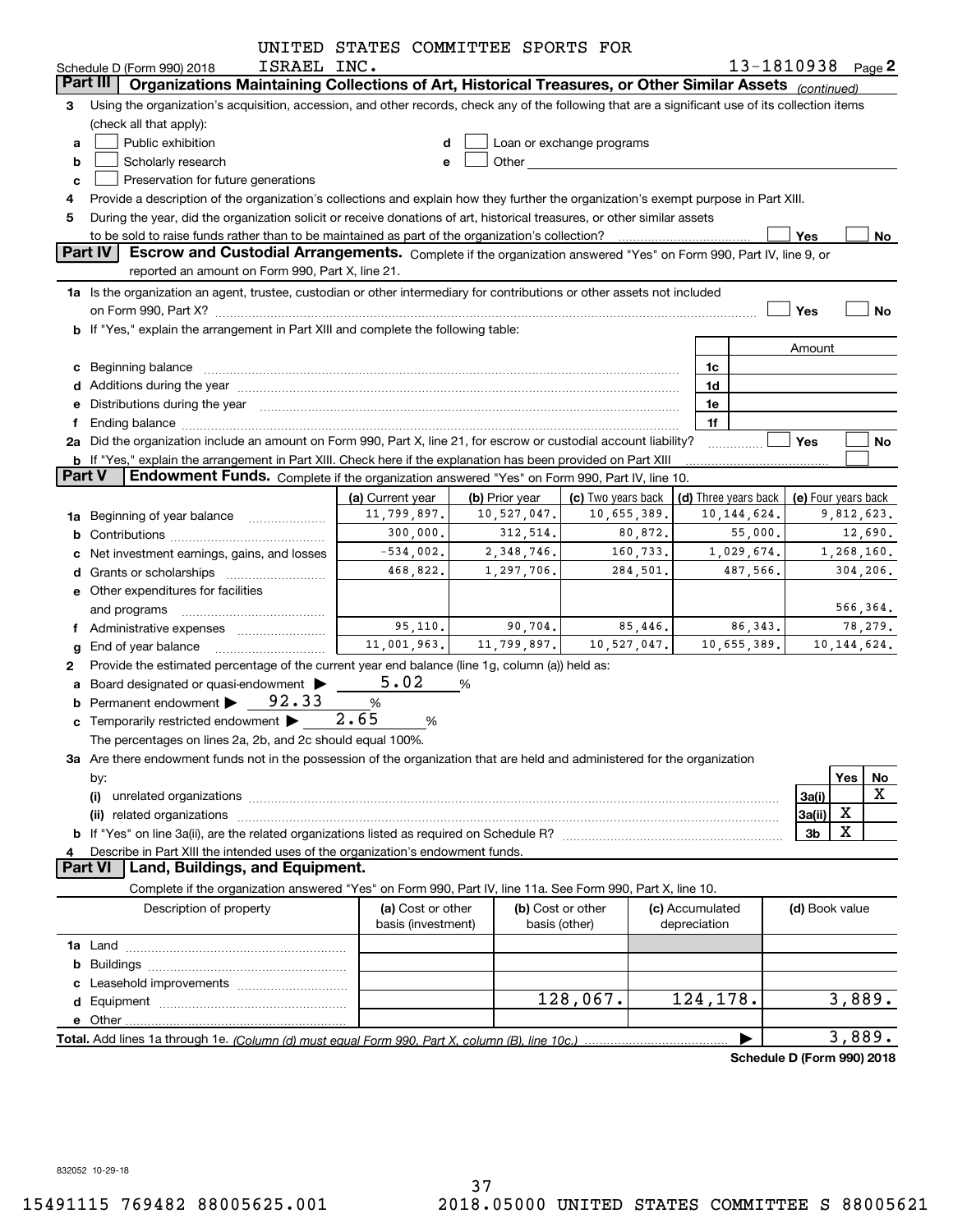Schedule D (Form 990) 2018 UNITED STATES COMMITTEE SPORTS FOR ISRAEL INC. 13-1810938 Page 2

## Part III Organizations Maintaining Collections of Art, Historical Treasures, or Other Similar Assets *(continued)*

3 Using the organization's acquisition, accession, and other records, check any of the following that are a significant use of its collection items (check all that apply):

- a ☐ Public exhibition
- b ☐ Scholarly research
- c ☐ Preservation for future generations
- d ☐ Loan or exchange programs
- e ☐ Other

4 Provide a description of the organization's collections and explain how they further the organization's exempt purpose in Part XIII.

5 During the year, did the organization solicit or receive donations of art, historical treasures, or other similar assets to be sold to raise funds rather than to be maintained as part of the organization's collection? ☐ Yes ☐ No

## Part IV Escrow and Custodial Arrangements.

Complete if the organization answered "Yes" on Form 990, Part IV, line 9, or reported an amount on Form 990, Part X, line 21.

1a Is the organization an agent, trustee, custodian or other intermediary for contributions or other assets not included on Form 990, Part X? ☐ Yes ☐ No

b If "Yes," explain the arrangement in Part XIII and complete the following table:

| | | Amount |
|---|---|---|
| c Beginning balance | 1c | |
| d Additions during the year | 1d | |
| e Distributions during the year | 1e | |
| f Ending balance | 1f | |

2a Did the organization include an amount on Form 990, Part X, line 21, for escrow or custodial account liability? ☐ Yes ☐ No

b If "Yes," explain the arrangement in Part XIII. Check here if the explanation has been provided on Part XIII ☐

## Part V Endowment Funds.

Complete if the organization answered "Yes" on Form 990, Part IV, line 10.

| | (a) Current year | (b) Prior year | (c) Two years back | (d) Three years back | (e) Four years back |
|---|---|---|---|---|---|
| 1a Beginning of year balance | 11,799,897. | 10,527,047. | 10,655,389. | 10,144,624. | 9,812,623. |
| b Contributions | 300,000. | 312,514. | 80,872. | 55,000. | 12,690. |
| c Net investment earnings, gains, and losses | -534,002. | 2,348,746. | 160,733. | 1,029,674. | 1,268,160. |
| d Grants or scholarships | 468,822. | 1,297,706. | 284,501. | 487,566. | 304,206. |
| e Other expenditures for facilities and programs | | | | | 566,364. |
| f Administrative expenses | 95,110. | 90,704. | 85,446. | 86,343. | 78,279. |
| g End of year balance | 11,001,963. | 11,799,897. | 10,527,047. | 10,655,389. | 10,144,624. |

2 Provide the estimated percentage of the current year end balance (line 1g, column (a)) held as:

- a Board designated or quasi-endowment ▶ 5.02 %
- b Permanent endowment ▶ 92.33 %
- c Temporarily restricted endowment ▶ 2.65 %

The percentages on lines 2a, 2b, and 2c should equal 100%.

3a Are there endowment funds not in the possession of the organization that are held and administered for the organization by:

| | | Yes | No |
|---|---|---|---|
| (i) unrelated organizations | 3a(i) | | X |
| (ii) related organizations | 3a(ii) | X | |
| b If "Yes" on line 3a(ii), are the related organizations listed as required on Schedule R? | 3b | X | |

4 Describe in Part XIII the intended uses of the organization's endowment funds.

## Part VI Land, Buildings, and Equipment.

Complete if the organization answered "Yes" on Form 990, Part IV, line 11a. See Form 990, Part X, line 10.

| Description of property | (a) Cost or other basis (investment) | (b) Cost or other basis (other) | (c) Accumulated depreciation | (d) Book value |
|---|---|---|---|---|
| 1a Land | | | | |
| b Buildings | | | | |
| c Leasehold improvements | | | | |
| d Equipment | | 128,067. | 124,178. | 3,889. |
| e Other | | | | |
| Total. Add lines 1a through 1e. *(Column (d) must equal Form 990, Part X, column (B), line 10c.)* | | | ▶ | 3,889. |

Schedule D (Form 990) 2018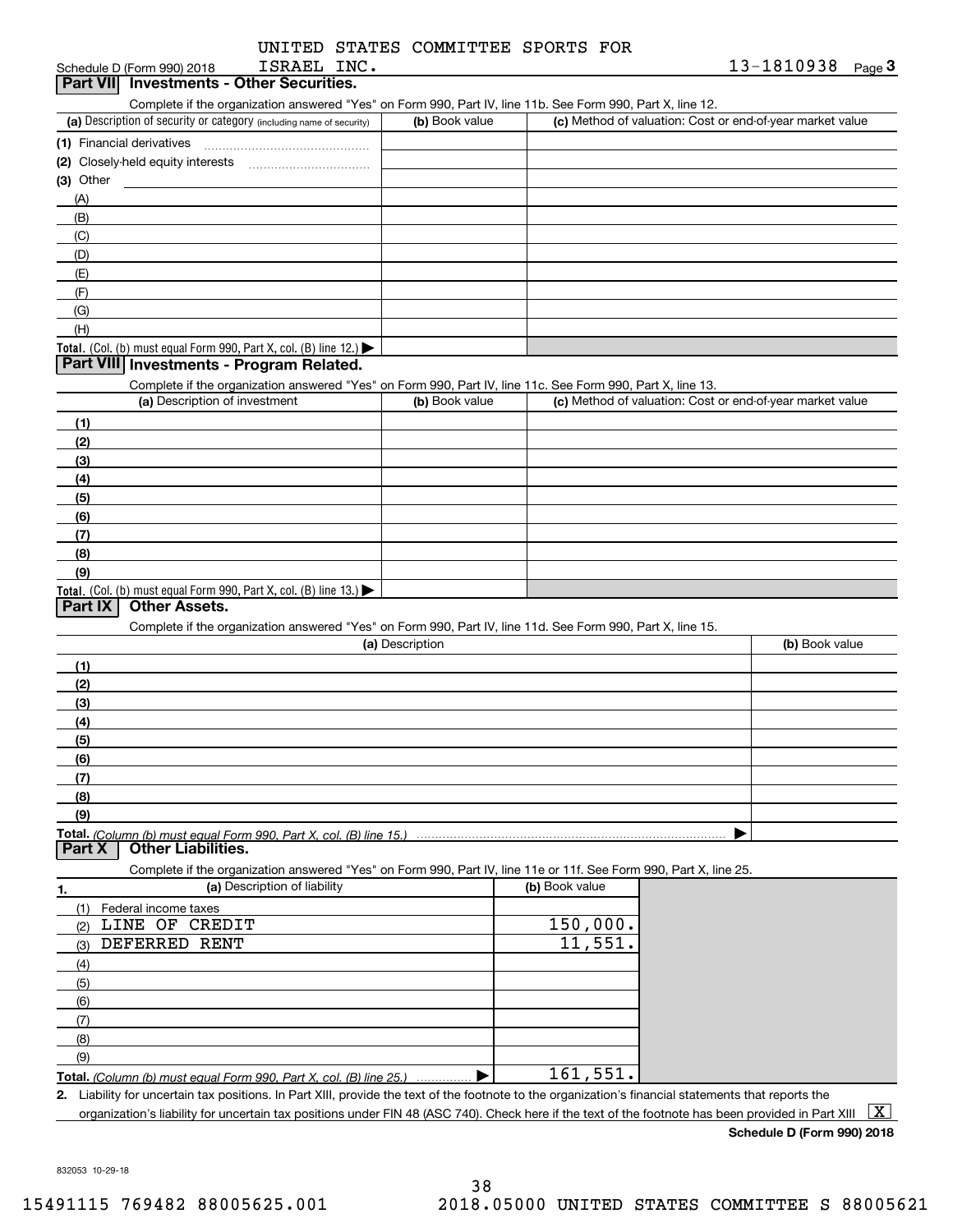Schedule D (Form 990) 2018 UNITED STATES COMMITTEE SPORTS FOR ISRAEL INC. 13-1810938 Page 3

## Part VII Investments - Other Securities.

Complete if the organization answered "Yes" on Form 990, Part IV, line 11b. See Form 990, Part X, line 12.

| (a) Description of security or category (including name of security) | (b) Book value | (c) Method of valuation: Cost or end-of-year market value |
|---|---|---|
| (1) Financial derivatives | | |
| (2) Closely-held equity interests | | |
| (3) Other | | |
| (A) | | |
| (B) | | |
| (C) | | |
| (D) | | |
| (E) | | |
| (F) | | |
| (G) | | |
| (H) | | |
| Total. (Col. (b) must equal Form 990, Part X, col. (B) line 12.) ▶ | | |

## Part VIII Investments - Program Related.

Complete if the organization answered "Yes" on Form 990, Part IV, line 11c. See Form 990, Part X, line 13.

| (a) Description of investment | (b) Book value | (c) Method of valuation: Cost or end-of-year market value |
|---|---|---|
| (1) | | |
| (2) | | |
| (3) | | |
| (4) | | |
| (5) | | |
| (6) | | |
| (7) | | |
| (8) | | |
| (9) | | |
| Total. (Col. (b) must equal Form 990, Part X, col. (B) line 13.) ▶ | | |

## Part IX Other Assets.

Complete if the organization answered "Yes" on Form 990, Part IV, line 11d. See Form 990, Part X, line 15.

| (a) Description | (b) Book value |
|---|---|
| (1) | |
| (2) | |
| (3) | |
| (4) | |
| (5) | |
| (6) | |
| (7) | |
| (8) | |
| (9) | |
| Total. (Column (b) must equal Form 990, Part X, col. (B) line 15.) ▶ | |

## Part X Other Liabilities.

Complete if the organization answered "Yes" on Form 990, Part IV, line 11e or 11f. See Form 990, Part X, line 25.

| 1. (a) Description of liability | (b) Book value |
|---|---|
| (1) Federal income taxes | |
| (2) LINE OF CREDIT | 150,000. |
| (3) DEFERRED RENT | 11,551. |
| (4) | |
| (5) | |
| (6) | |
| (7) | |
| (8) | |
| (9) | |
| Total. (Column (b) must equal Form 990, Part X, col. (B) line 25.) ▶ | 161,551. |

2. Liability for uncertain tax positions. In Part XIII, provide the text of the footnote to the organization's financial statements that reports the organization's liability for uncertain tax positions under FIN 48 (ASC 740). Check here if the text of the footnote has been provided in Part XIII [X]

Schedule D (Form 990) 2018

832053 10-29-18

15491115 769482 88005625.001 2018.05000 UNITED STATES COMMITTEE S 88005621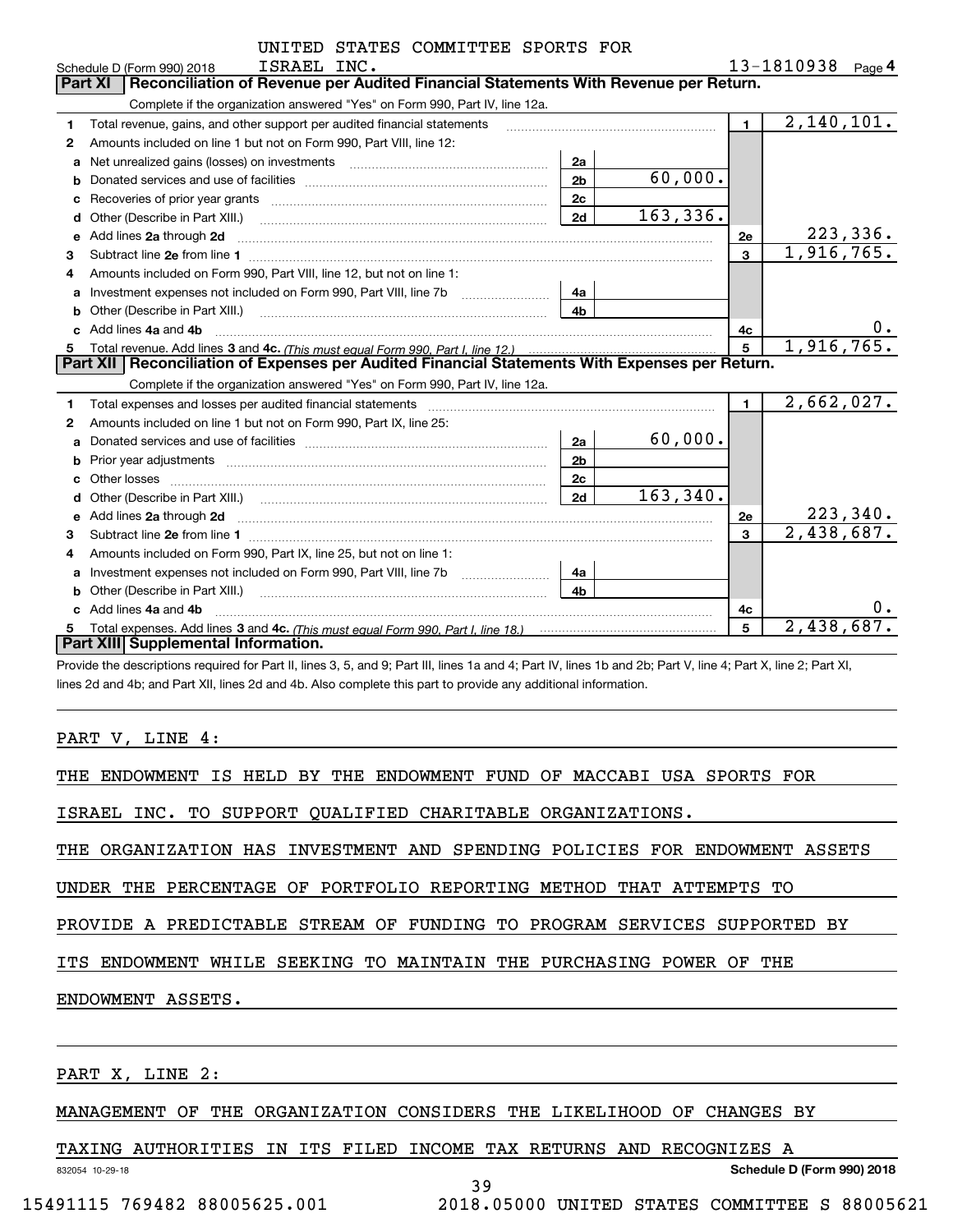UNITED STATES COMMITTEE SPORTS FOR ISRAEL INC. — 13-1810938

## Part XI Reconciliation of Revenue per Audited Financial Statements With Revenue per Return.

Complete if the organization answered "Yes" on Form 990, Part IV, line 12a.

| | | | | | |
|---|---|---|---|---|---|
| 1 | Total revenue, gains, and other support per audited financial statements | | | 1 | 2,140,101. |
| 2 | Amounts included on line 1 but not on Form 990, Part VIII, line 12: | | | | |
| a | Net unrealized gains (losses) on investments | 2a | | | |
| b | Donated services and use of facilities | 2b | 60,000. | | |
| c | Recoveries of prior year grants | 2c | | | |
| d | Other (Describe in Part XIII.) | 2d | 163,336. | | |
| e | Add lines 2a through 2d | | | 2e | 223,336. |
| 3 | Subtract line 2e from line 1 | | | 3 | 1,916,765. |
| 4 | Amounts included on Form 990, Part VIII, line 12, but not on line 1: | | | | |
| a | Investment expenses not included on Form 990, Part VIII, line 7b | 4a | | | |
| b | Other (Describe in Part XIII.) | 4b | | | |
| c | Add lines 4a and 4b | | | 4c | 0. |
| 5 | Total revenue. Add lines 3 and 4c. *(This must equal Form 990, Part I, line 12.)* | | | 5 | 1,916,765. |

## Part XII Reconciliation of Expenses per Audited Financial Statements With Expenses per Return.

Complete if the organization answered "Yes" on Form 990, Part IV, line 12a.

| | | | | | |
|---|---|---|---|---|---|
| 1 | Total expenses and losses per audited financial statements | | | 1 | 2,662,027. |
| 2 | Amounts included on line 1 but not on Form 990, Part IX, line 25: | | | | |
| a | Donated services and use of facilities | 2a | 60,000. | | |
| b | Prior year adjustments | 2b | | | |
| c | Other losses | 2c | | | |
| d | Other (Describe in Part XIII.) | 2d | 163,340. | | |
| e | Add lines 2a through 2d | | | 2e | 223,340. |
| 3 | Subtract line 2e from line 1 | | | 3 | 2,438,687. |
| 4 | Amounts included on Form 990, Part IX, line 25, but not on line 1: | | | | |
| a | Investment expenses not included on Form 990, Part VIII, line 7b | 4a | | | |
| b | Other (Describe in Part XIII.) | 4b | | | |
| c | Add lines 4a and 4b | | | 4c | 0. |
| 5 | Total expenses. Add lines 3 and 4c. *(This must equal Form 990, Part I, line 18.)* | | | 5 | 2,438,687. |

## Part XIII Supplemental Information.

Provide the descriptions required for Part II, lines 3, 5, and 9; Part III, lines 1a and 4; Part IV, lines 1b and 2b; Part V, line 4; Part X, line 2; Part XI, lines 2d and 4b; and Part XII, lines 2d and 4b. Also complete this part to provide any additional information.

PART V, LINE 4:

THE ENDOWMENT IS HELD BY THE ENDOWMENT FUND OF MACCABI USA SPORTS FOR ISRAEL INC. TO SUPPORT QUALIFIED CHARITABLE ORGANIZATIONS.

THE ORGANIZATION HAS INVESTMENT AND SPENDING POLICIES FOR ENDOWMENT ASSETS UNDER THE PERCENTAGE OF PORTFOLIO REPORTING METHOD THAT ATTEMPTS TO PROVIDE A PREDICTABLE STREAM OF FUNDING TO PROGRAM SERVICES SUPPORTED BY ITS ENDOWMENT WHILE SEEKING TO MAINTAIN THE PURCHASING POWER OF THE ENDOWMENT ASSETS.

PART X, LINE 2:

MANAGEMENT OF THE ORGANIZATION CONSIDERS THE LIKELIHOOD OF CHANGES BY TAXING AUTHORITIES IN ITS FILED INCOME TAX RETURNS AND RECOGNIZES A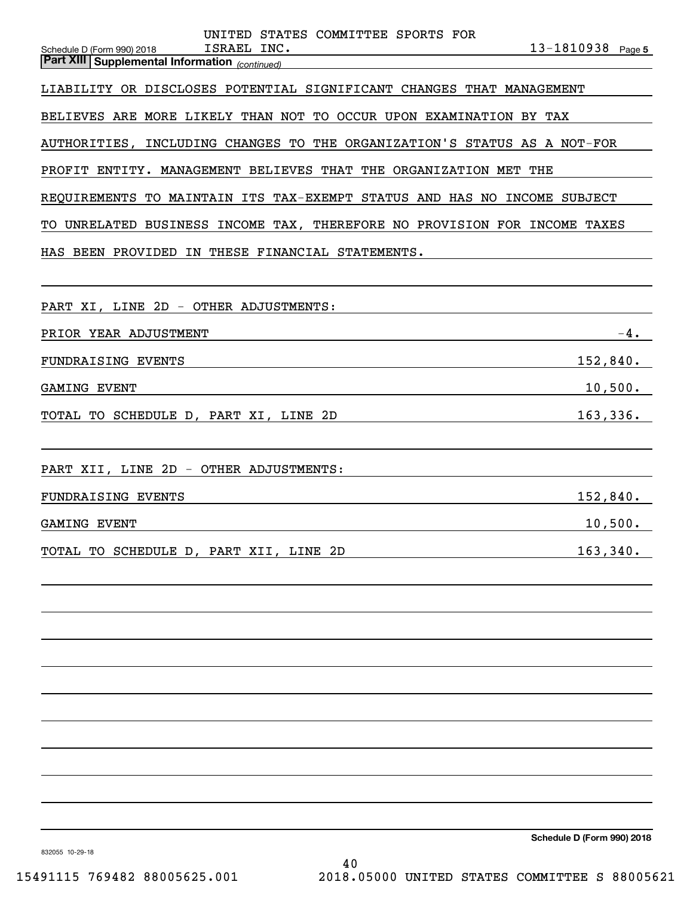UNITED STATES COMMITTEE SPORTS FOR ISRAEL INC. 13-1810938

Schedule D (Form 990) 2018 Page 5

**Part XIII | Supplemental Information** *(continued)*

LIABILITY OR DISCLOSES POTENTIAL SIGNIFICANT CHANGES THAT MANAGEMENT BELIEVES ARE MORE LIKELY THAN NOT TO OCCUR UPON EXAMINATION BY TAX AUTHORITIES, INCLUDING CHANGES TO THE ORGANIZATION'S STATUS AS A NOT-FOR PROFIT ENTITY. MANAGEMENT BELIEVES THAT THE ORGANIZATION MET THE REQUIREMENTS TO MAINTAIN ITS TAX-EXEMPT STATUS AND HAS NO INCOME SUBJECT TO UNRELATED BUSINESS INCOME TAX, THEREFORE NO PROVISION FOR INCOME TAXES HAS BEEN PROVIDED IN THESE FINANCIAL STATEMENTS.

PART XI, LINE 2D - OTHER ADJUSTMENTS:

| | |
|---|---|
| PRIOR YEAR ADJUSTMENT | -4. |
| FUNDRAISING EVENTS | 152,840. |
| GAMING EVENT | 10,500. |
| TOTAL TO SCHEDULE D, PART XI, LINE 2D | 163,336. |

PART XII, LINE 2D - OTHER ADJUSTMENTS:

| | |
|---|---|
| FUNDRAISING EVENTS | 152,840. |
| GAMING EVENT | 10,500. |
| TOTAL TO SCHEDULE D, PART XII, LINE 2D | 163,340. |

Schedule D (Form 990) 2018

832055 10-29-18

15491115 769482 88005625.001 2018.05000 UNITED STATES COMMITTEE S 88005621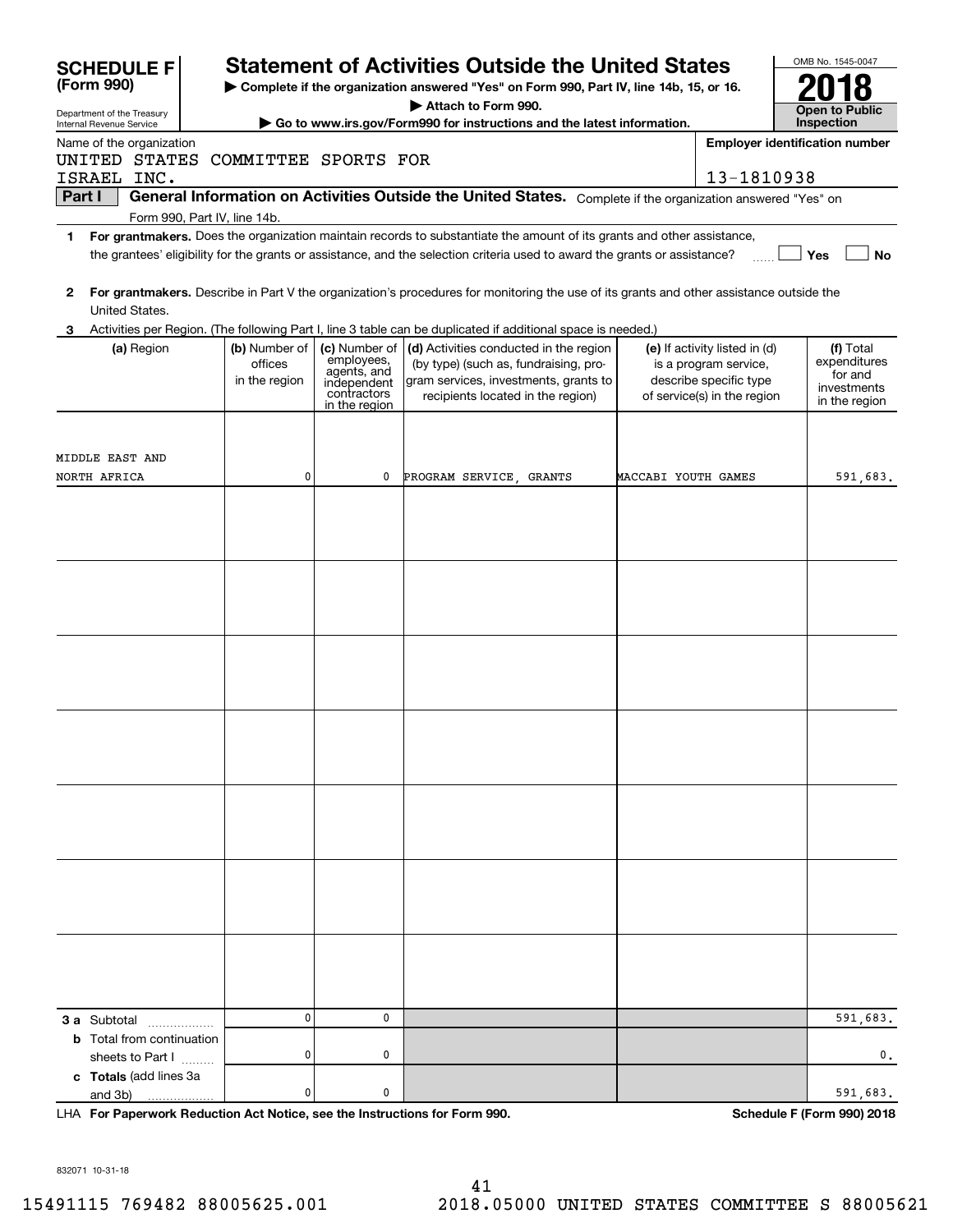**SCHEDULE F (Form 990)**

Department of the Treasury
Internal Revenue Service

# Statement of Activities Outside the United States

▶ Complete if the organization answered "Yes" on Form 990, Part IV, line 14b, 15, or 16.
▶ Attach to Form 990.
▶ Go to www.irs.gov/Form990 for instructions and the latest information.

OMB No. 1545-0047

**2018**

**Open to Public Inspection**

Name of the organization: UNITED STATES COMMITTEE SPORTS FOR ISRAEL INC.

Employer identification number: 13-1810938

**Part I — General Information on Activities Outside the United States.** Complete if the organization answered "Yes" on Form 990, Part IV, line 14b.

**1** **For grantmakers.** Does the organization maintain records to substantiate the amount of its grants and other assistance, the grantees' eligibility for the grants or assistance, and the selection criteria used to award the grants or assistance? ☐ Yes ☐ No

**2** **For grantmakers.** Describe in Part V the organization's procedures for monitoring the use of its grants and other assistance outside the United States.

**3** Activities per Region. (The following Part I, line 3 table can be duplicated if additional space is needed.)

| (a) Region | (b) Number of offices in the region | (c) Number of employees, agents, and independent contractors in the region | (d) Activities conducted in the region (by type) (such as, fundraising, program services, investments, grants to recipients located in the region) | (e) If activity listed in (d) is a program service, describe specific type of service(s) in the region | (f) Total expenditures for and investments in the region |
|---|---|---|---|---|---|
| MIDDLE EAST AND NORTH AFRICA | 0 | 0 | PROGRAM SERVICE, GRANTS | MACCABI YOUTH GAMES | 591,683. |
| | | | | | |
| | | | | | |
| | | | | | |
| | | | | | |
| | | | | | |
| | | | | | |
| | | | | | |
| **3 a** Subtotal | 0 | 0 | | | 591,683. |
| **b** Total from continuation sheets to Part I | 0 | 0 | | | 0. |
| **c Totals** (add lines 3a and 3b) | 0 | 0 | | | 591,683. |

LHA **For Paperwork Reduction Act Notice, see the Instructions for Form 990.** **Schedule F (Form 990) 2018**

832071 10-31-18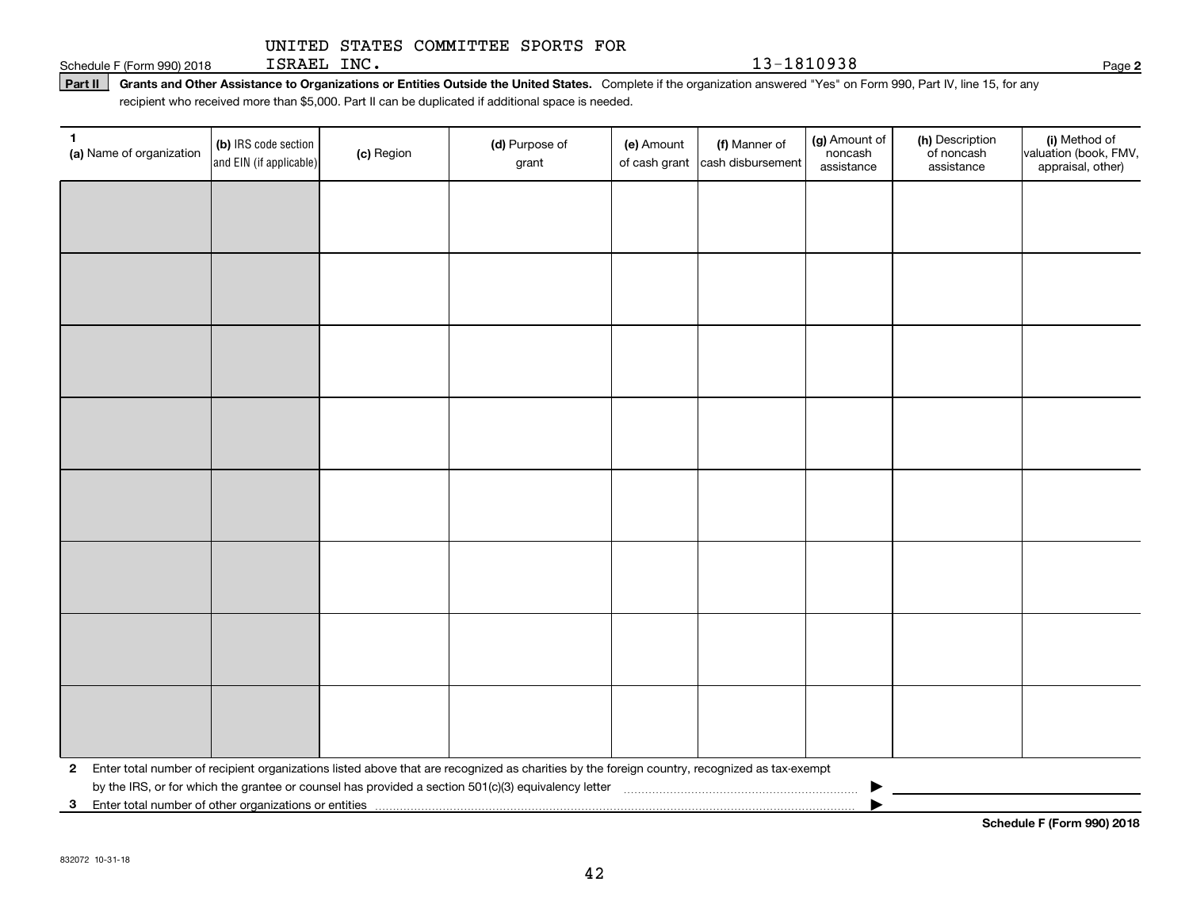Schedule F (Form 990) 2018 UNITED STATES COMMITTEE SPORTS FOR ISRAEL INC. 13-1810938 Page **2**

**Part II** **Grants and Other Assistance to Organizations or Entities Outside the United States.** Complete if the organization answered "Yes" on Form 990, Part IV, line 15, for any recipient who received more than $5,000. Part II can be duplicated if additional space is needed.

| **1** **(a)** Name of organization | **(b)** IRS code section and EIN (if applicable) | **(c)** Region | **(d)** Purpose of grant | **(e)** Amount of cash grant | **(f)** Manner of cash disbursement | **(g)** Amount of noncash assistance | **(h)** Description of noncash assistance | **(i)** Method of valuation (book, FMV, appraisal, other) |
|---|---|---|---|---|---|---|---|---|
| | | | | | | | | |
| | | | | | | | | |
| | | | | | | | | |
| | | | | | | | | |
| | | | | | | | | |
| | | | | | | | | |
| | | | | | | | | |
| | | | | | | | | |

**2** Enter total number of recipient organizations listed above that are recognized as charities by the foreign country, recognized as tax-exempt by the IRS, or for which the grantee or counsel has provided a section 501(c)(3) equivalency letter ▶

**3** Enter total number of other organizations or entities ▶

**Schedule F (Form 990) 2018**

832072 10-31-18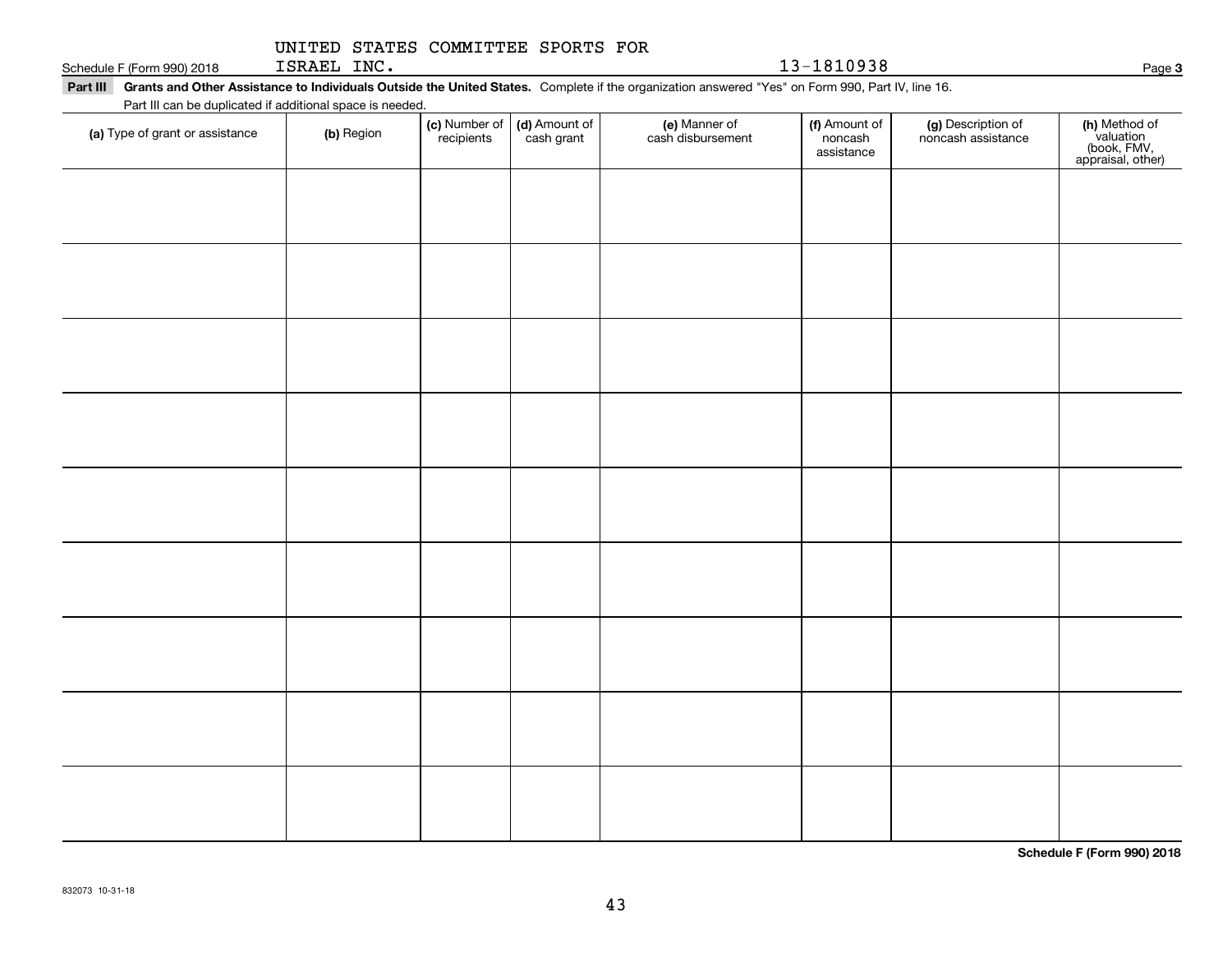Schedule F (Form 990) 2018 UNITED STATES COMMITTEE SPORTS FOR ISRAEL INC. 13-1810938 Page **3**

**Part III** **Grants and Other Assistance to Individuals Outside the United States.** Complete if the organization answered "Yes" on Form 990, Part IV, line 16.

Part III can be duplicated if additional space is needed.

| **(a)** Type of grant or assistance | **(b)** Region | **(c)** Number of recipients | **(d)** Amount of cash grant | **(e)** Manner of cash disbursement | **(f)** Amount of noncash assistance | **(g)** Description of noncash assistance | **(h)** Method of valuation (book, FMV, appraisal, other) |
|---|---|---|---|---|---|---|---|
| | | | | | | | |
| | | | | | | | |
| | | | | | | | |
| | | | | | | | |
| | | | | | | | |
| | | | | | | | |
| | | | | | | | |
| | | | | | | | |
| | | | | | | | |

**Schedule F (Form 990) 2018**

832073 10-31-18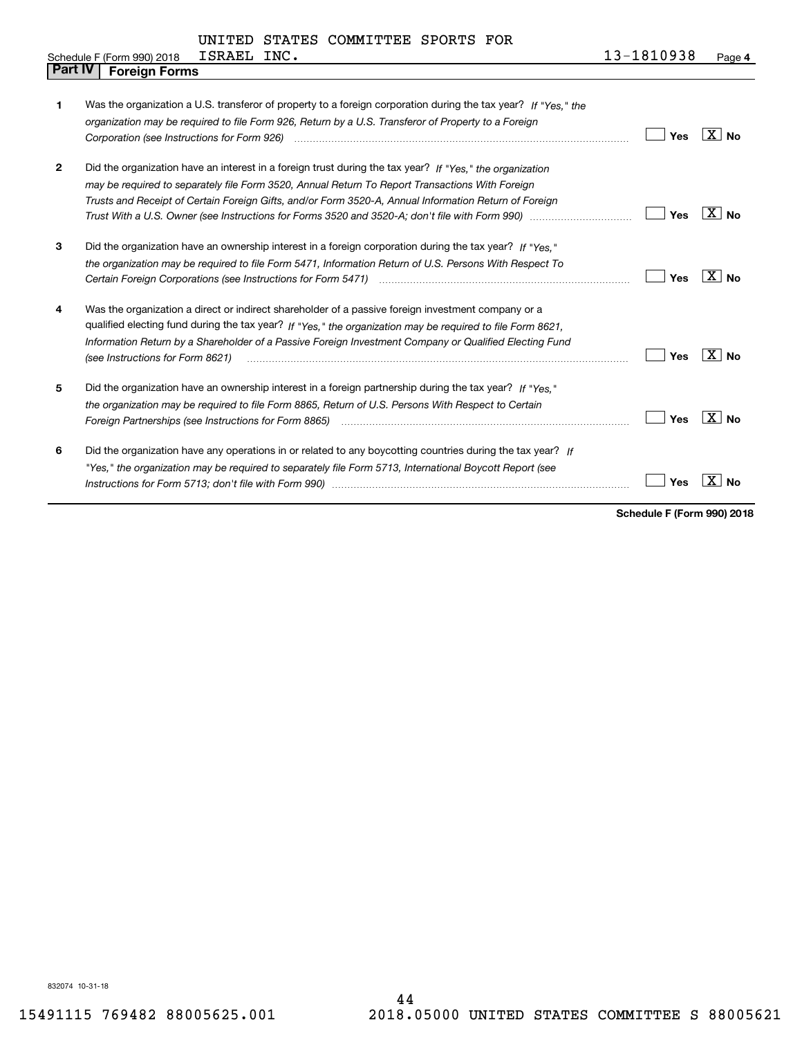UNITED STATES COMMITTEE SPORTS FOR ISRAEL INC. 13-1810938

Schedule F (Form 990) 2018

## Part IV Foreign Forms

1 Was the organization a U.S. transferor of property to a foreign corporation during the tax year? *If "Yes," the organization may be required to file Form 926, Return by a U.S. Transferor of Property to a Foreign Corporation (see Instructions for Form 926)* ☐ Yes ☒ No

2 Did the organization have an interest in a foreign trust during the tax year? *If "Yes," the organization may be required to separately file Form 3520, Annual Return To Report Transactions With Foreign Trusts and Receipt of Certain Foreign Gifts, and/or Form 3520-A, Annual Information Return of Foreign Trust With a U.S. Owner (see Instructions for Forms 3520 and 3520-A; don't file with Form 990)* ☐ Yes ☒ No

3 Did the organization have an ownership interest in a foreign corporation during the tax year? *If "Yes," the organization may be required to file Form 5471, Information Return of U.S. Persons With Respect To Certain Foreign Corporations (see Instructions for Form 5471)* ☐ Yes ☒ No

4 Was the organization a direct or indirect shareholder of a passive foreign investment company or a qualified electing fund during the tax year? *If "Yes," the organization may be required to file Form 8621, Information Return by a Shareholder of a Passive Foreign Investment Company or Qualified Electing Fund (see Instructions for Form 8621)* ☐ Yes ☒ No

5 Did the organization have an ownership interest in a foreign partnership during the tax year? *If "Yes," the organization may be required to file Form 8865, Return of U.S. Persons With Respect to Certain Foreign Partnerships (see Instructions for Form 8865)* ☐ Yes ☒ No

6 Did the organization have any operations in or related to any boycotting countries during the tax year? *If "Yes," the organization may be required to separately file Form 5713, International Boycott Report (see Instructions for Form 5713; don't file with Form 990)* ☐ Yes ☒ No

**Schedule F (Form 990) 2018**

832074 10-31-18

15491115 769482 88005625.001 2018.05000 UNITED STATES COMMITTEE S 88005621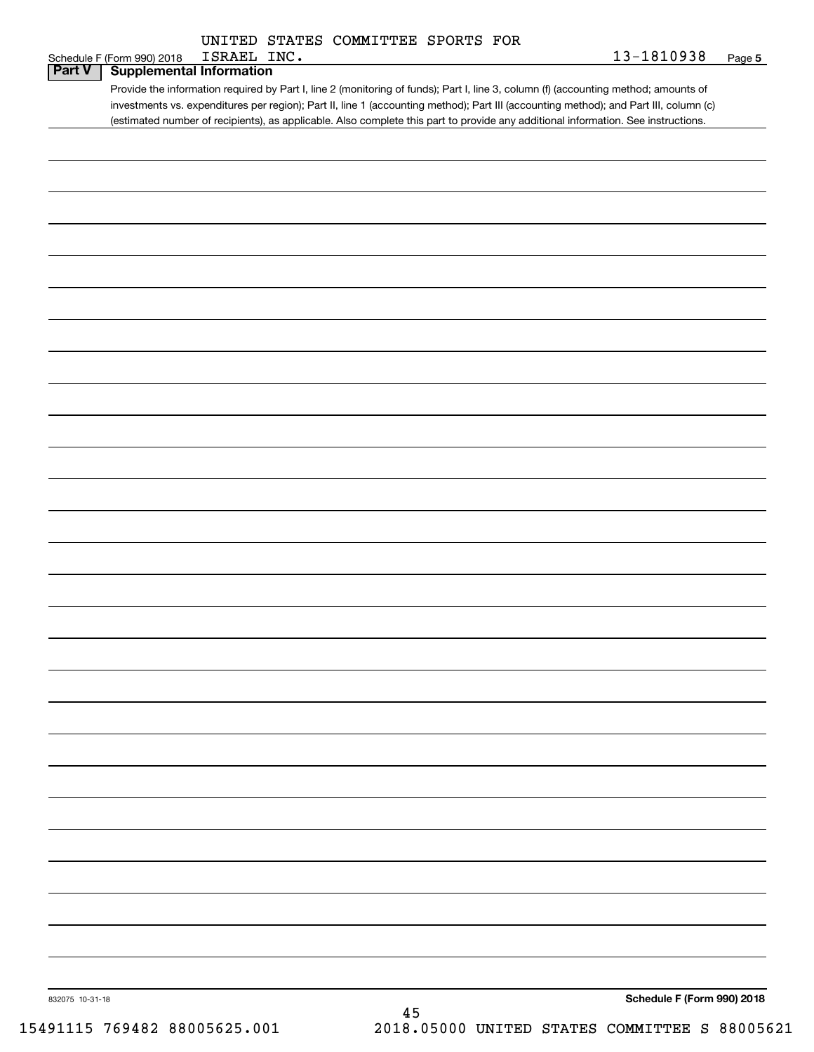UNITED STATES COMMITTEE SPORTS FOR ISRAEL INC. 13-1810938

## Part V Supplemental Information

Provide the information required by Part I, line 2 (monitoring of funds); Part I, line 3, column (f) (accounting method; amounts of investments vs. expenditures per region); Part II, line 1 (accounting method); Part III (accounting method); and Part III, column (c) (estimated number of recipients), as applicable. Also complete this part to provide any additional information. See instructions.

832075 10-31-18

**Schedule F (Form 990) 2018**

15491115 769482 88005625.001 2018.05000 UNITED STATES COMMITTEE S 88005621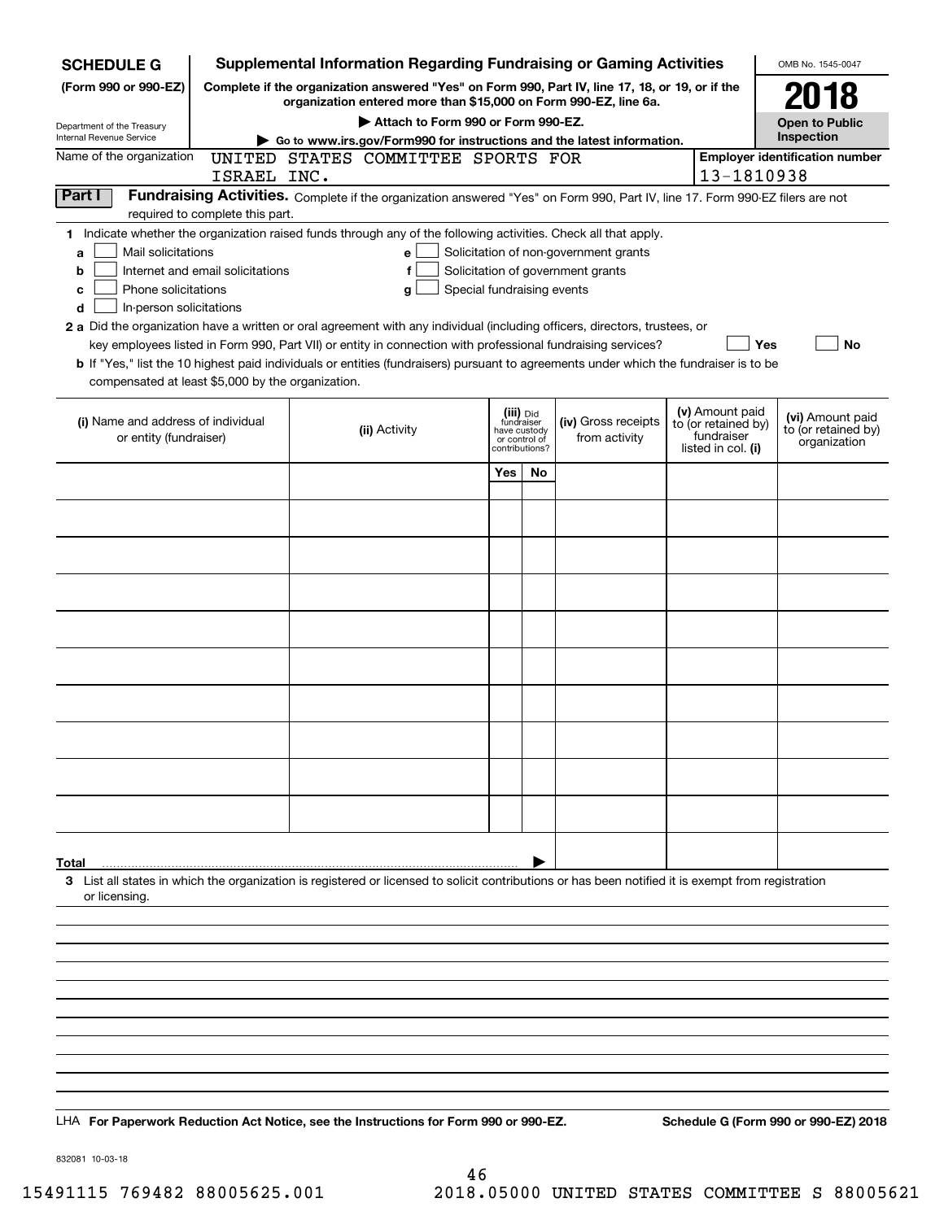**SCHEDULE G** (Form 990 or 990-EZ)

Department of the Treasury
Internal Revenue Service

# Supplemental Information Regarding Fundraising or Gaming Activities

**Complete if the organization answered "Yes" on Form 990, Part IV, line 17, 18, or 19, or if the organization entered more than $15,000 on Form 990-EZ, line 6a.**

**▶ Attach to Form 990 or Form 990-EZ.**

**▶ Go to www.irs.gov/Form990 for instructions and the latest information.**

OMB No. 1545-0047

**2018**

**Open to Public Inspection**

Name of the organization: UNITED STATES COMMITTEE SPORTS FOR ISRAEL INC.

**Employer identification number:** 13-1810938

## Part I Fundraising Activities.

Complete if the organization answered "Yes" on Form 990, Part IV, line 17. Form 990-EZ filers are not required to complete this part.

**1** Indicate whether the organization raised funds through any of the following activities. Check all that apply.

- **a** ☐ Mail solicitations
- **b** ☐ Internet and email solicitations
- **c** ☐ Phone solicitations
- **d** ☐ In-person solicitations
- **e** ☐ Solicitation of non-government grants
- **f** ☐ Solicitation of government grants
- **g** ☐ Special fundraising events

**2 a** Did the organization have a written or oral agreement with any individual (including officers, directors, trustees, or key employees listed in Form 990, Part VII) or entity in connection with professional fundraising services? ☐ **Yes** ☐ **No**

**b** If "Yes," list the 10 highest paid individuals or entities (fundraisers) pursuant to agreements under which the fundraiser is to be compensated at least $5,000 by the organization.

| (i) Name and address of individual or entity (fundraiser) | (ii) Activity | (iii) Did fundraiser have custody or control of contributions? Yes | No | (iv) Gross receipts from activity | (v) Amount paid to (or retained by) fundraiser listed in col. (i) | (vi) Amount paid to (or retained by) organization |
|---|---|---|---|---|---|---|
| | | | | | | |
| | | | | | | |
| | | | | | | |
| | | | | | | |
| | | | | | | |
| | | | | | | |
| | | | | | | |
| | | | | | | |
| | | | | | | |
| | | | | | | |
| **Total** ▶ | | | | | | |

**3** List all states in which the organization is registered or licensed to solicit contributions or has been notified it is exempt from registration or licensing.

LHA **For Paperwork Reduction Act Notice, see the Instructions for Form 990 or 990-EZ.**

**Schedule G (Form 990 or 990-EZ) 2018**

832081 10-03-18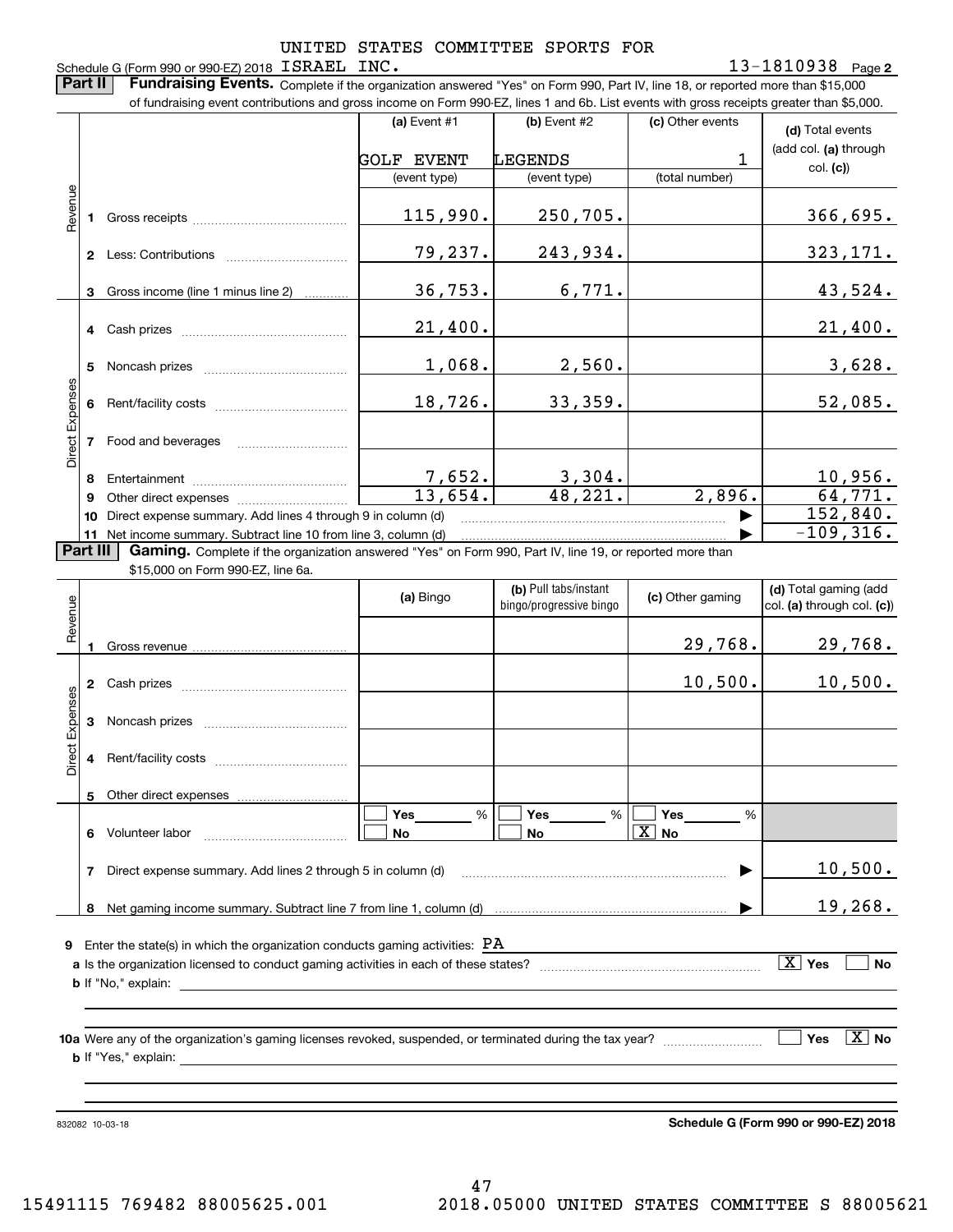Schedule G (Form 990 or 990-EZ) 2018 UNITED STATES COMMITTEE SPORTS FOR ISRAEL INC. 13-1810938 Page 2

**Part II** **Fundraising Events.** Complete if the organization answered "Yes" on Form 990, Part IV, line 18, or reported more than $15,000 of fundraising event contributions and gross income on Form 990-EZ, lines 1 and 6b. List events with gross receipts greater than $5,000.

| | | (a) Event #1 | (b) Event #2 | (c) Other events | (d) Total events (add col. (a) through col. (c)) |
|---|---|---|---|---|---|
| | | GOLF EVENT | LEGENDS | 1 | |
| | | (event type) | (event type) | (total number) | |
| Revenue | 1 Gross receipts | 115,990. | 250,705. | | 366,695. |
| | 2 Less: Contributions | 79,237. | 243,934. | | 323,171. |
| | 3 Gross income (line 1 minus line 2) | 36,753. | 6,771. | | 43,524. |
| Direct Expenses | 4 Cash prizes | 21,400. | | | 21,400. |
| | 5 Noncash prizes | 1,068. | 2,560. | | 3,628. |
| | 6 Rent/facility costs | 18,726. | 33,359. | | 52,085. |
| | 7 Food and beverages | | | | |
| | 8 Entertainment | 7,652. | 3,304. | | 10,956. |
| | 9 Other direct expenses | 13,654. | 48,221. | 2,896. | 64,771. |
| | 10 Direct expense summary. Add lines 4 through 9 in column (d) | | | ▶ | 152,840. |
| | 11 Net income summary. Subtract line 10 from line 3, column (d) | | | ▶ | -109,316. |

**Part III** **Gaming.** Complete if the organization answered "Yes" on Form 990, Part IV, line 19, or reported more than $15,000 on Form 990-EZ, line 6a.

| | | (a) Bingo | (b) Pull tabs/instant bingo/progressive bingo | (c) Other gaming | (d) Total gaming (add col. (a) through col. (c)) |
|---|---|---|---|---|---|
| Revenue | 1 Gross revenue | | | 29,768. | 29,768. |
| Direct Expenses | 2 Cash prizes | | | 10,500. | 10,500. |
| | 3 Noncash prizes | | | | |
| | 4 Rent/facility costs | | | | |
| | 5 Other direct expenses | | | | |
| | 6 Volunteer labor | ☐ Yes ___ % ☐ No | ☐ Yes ___ % ☐ No | ☐ Yes ___ % ☒ No | |
| | 7 Direct expense summary. Add lines 2 through 5 in column (d) | | | ▶ | 10,500. |
| | 8 Net gaming income summary. Subtract line 7 from line 1, column (d) | | | ▶ | 19,268. |

**9** Enter the state(s) in which the organization conducts gaming activities: PA

**a** Is the organization licensed to conduct gaming activities in each of these states? ☒ Yes ☐ No

**b** If "No," explain:

**10a** Were any of the organization's gaming licenses revoked, suspended, or terminated during the tax year? ☐ Yes ☒ No

**b** If "Yes," explain:

832082 10-03-18

**Schedule G (Form 990 or 990-EZ) 2018**

15491115 769482 88005625.001 2018.05000 UNITED STATES COMMITTEE S 88005621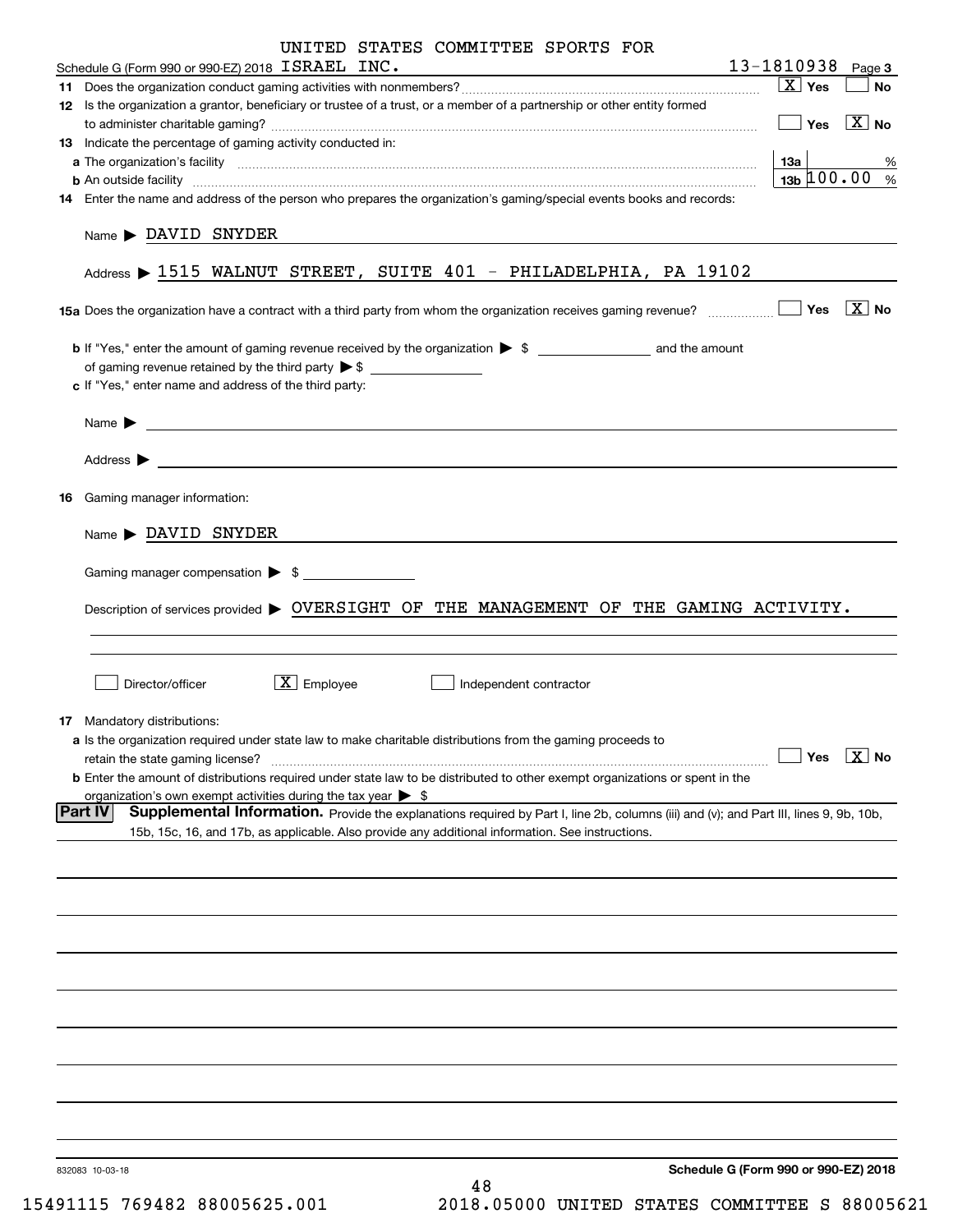UNITED STATES COMMITTEE SPORTS FOR

Schedule G (Form 990 or 990-EZ) 2018 ISRAEL INC. 13-1810938 Page 3

**11** Does the organization conduct gaming activities with nonmembers? [X] Yes [ ] No

**12** Is the organization a grantor, beneficiary or trustee of a trust, or a member of a partnership or other entity formed to administer charitable gaming? [ ] Yes [X] No

**13** Indicate the percentage of gaming activity conducted in:

**a** The organization's facility **13a** %

**b** An outside facility **13b** 100.00 %

**14** Enter the name and address of the person who prepares the organization's gaming/special events books and records:

Name ▶ DAVID SNYDER

Address ▶ 1515 WALNUT STREET, SUITE 401 - PHILADELPHIA, PA 19102

**15a** Does the organization have a contract with a third party from whom the organization receives gaming revenue? [ ] Yes [X] No

**b** If "Yes," enter the amount of gaming revenue received by the organization ▶ $ ______ and the amount of gaming revenue retained by the third party ▶ $ ______

**c** If "Yes," enter name and address of the third party:

Name ▶

Address ▶

**16** Gaming manager information:

Name ▶ DAVID SNYDER

Gaming manager compensation ▶ $

Description of services provided ▶ OVERSIGHT OF THE MANAGEMENT OF THE GAMING ACTIVITY.

[ ] Director/officer [X] Employee [ ] Independent contractor

**17** Mandatory distributions:

**a** Is the organization required under state law to make charitable distributions from the gaming proceeds to retain the state gaming license? [ ] Yes [X] No

**b** Enter the amount of distributions required under state law to be distributed to other exempt organizations or spent in the organization's own exempt activities during the tax year ▶ $

**Part IV Supplemental Information.** Provide the explanations required by Part I, line 2b, columns (iii) and (v); and Part III, lines 9, 9b, 10b, 15b, 15c, 16, and 17b, as applicable. Also provide any additional information. See instructions.

832083 10-03-18

Schedule G (Form 990 or 990-EZ) 2018

15491115 769482 88005625.001 2018.05000 UNITED STATES COMMITTEE S 88005621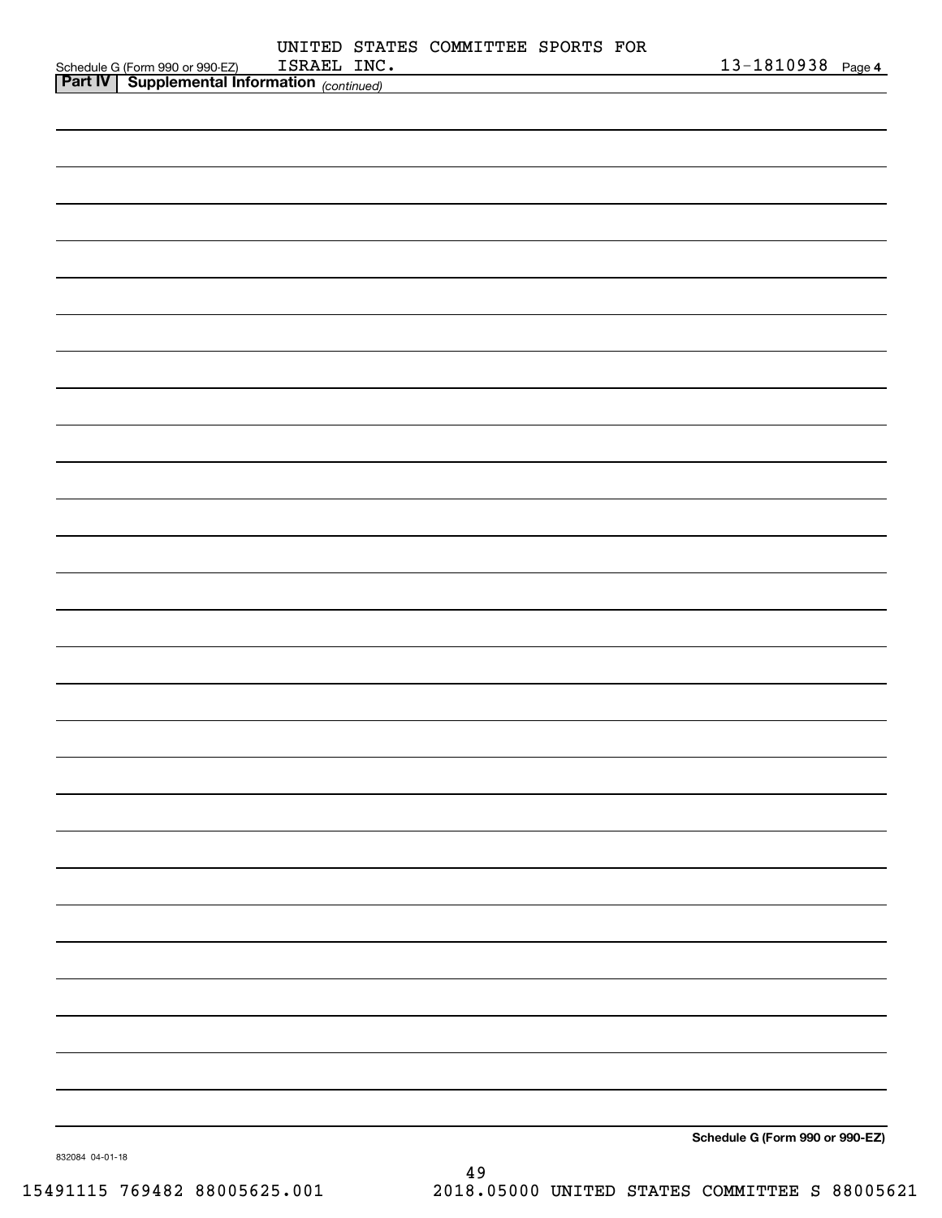Schedule G (Form 990 or 990-EZ) UNITED STATES COMMITTEE SPORTS FOR ISRAEL INC. 13-1810938 Page 4

## Part IV Supplemental Information *(continued)*

Schedule G (Form 990 or 990-EZ)

832084 04-01-18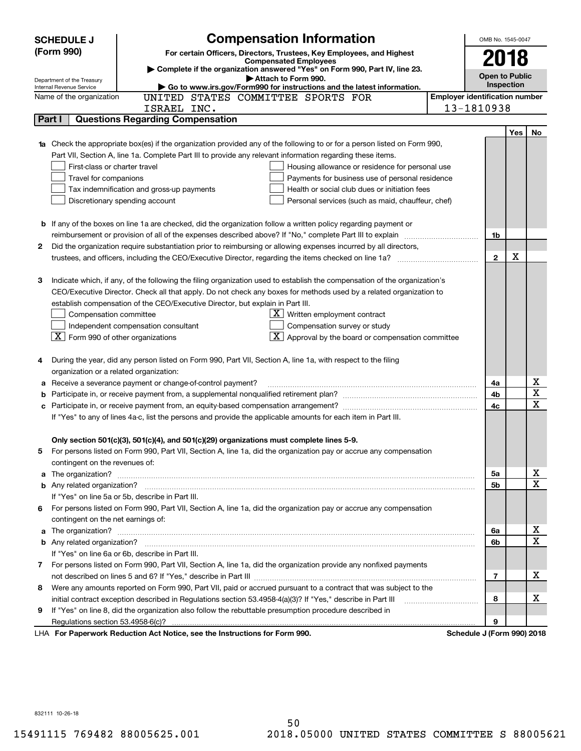**SCHEDULE J (Form 990)**

# Compensation Information

**For certain Officers, Directors, Trustees, Key Employees, and Highest Compensated Employees**

▶ Complete if the organization answered "Yes" on Form 990, Part IV, line 23.

▶ Attach to Form 990.

▶ Go to www.irs.gov/Form990 for instructions and the latest information.

Department of the Treasury
Internal Revenue Service

OMB No. 1545-0047

**2018**

**Open to Public Inspection**

Name of the organization: UNITED STATES COMMITTEE SPORTS FOR ISRAEL INC.

Employer identification number: 13-1810938

## Part I Questions Regarding Compensation

| | | | Yes | No |
|---|---|---|---|---|
| **1a** | Check the appropriate box(es) if the organization provided any of the following to or for a person listed on Form 990, Part VII, Section A, line 1a. Complete Part III to provide any relevant information regarding these items.<br>☐ First-class or charter travel ☐ Housing allowance or residence for personal use<br>☐ Travel for companions ☐ Payments for business use of personal residence<br>☐ Tax indemnification and gross-up payments ☐ Health or social club dues or initiation fees<br>☐ Discretionary spending account ☐ Personal services (such as maid, chauffeur, chef) | | | |
| **b** | If any of the boxes on line 1a are checked, did the organization follow a written policy regarding payment or reimbursement or provision of all of the expenses described above? If "No," complete Part III to explain | 1b | | |
| **2** | Did the organization require substantiation prior to reimbursing or allowing expenses incurred by all directors, trustees, and officers, including the CEO/Executive Director, regarding the items checked on line 1a? | 2 | X | |
| **3** | Indicate which, if any, of the following the filing organization used to establish the compensation of the organization's CEO/Executive Director. Check all that apply. Do not check any boxes for methods used by a related organization to establish compensation of the CEO/Executive Director, but explain in Part III.<br>☐ Compensation committee ☒ Written employment contract<br>☐ Independent compensation consultant ☐ Compensation survey or study<br>☒ Form 990 of other organizations ☒ Approval by the board or compensation committee | | | |
| **4** | During the year, did any person listed on Form 990, Part VII, Section A, line 1a, with respect to the filing organization or a related organization: | | | |
| **a** | Receive a severance payment or change-of-control payment? | 4a | | X |
| **b** | Participate in, or receive payment from, a supplemental nonqualified retirement plan? | 4b | | X |
| **c** | Participate in, or receive payment from, an equity-based compensation arrangement? | 4c | | X |
| | If "Yes" to any of lines 4a-c, list the persons and provide the applicable amounts for each item in Part III. | | | |
| | **Only section 501(c)(3), 501(c)(4), and 501(c)(29) organizations must complete lines 5-9.** | | | |
| **5** | For persons listed on Form 990, Part VII, Section A, line 1a, did the organization pay or accrue any compensation contingent on the revenues of: | | | |
| **a** | The organization? | 5a | | X |
| **b** | Any related organization? | 5b | | X |
| | If "Yes" on line 5a or 5b, describe in Part III. | | | |
| **6** | For persons listed on Form 990, Part VII, Section A, line 1a, did the organization pay or accrue any compensation contingent on the net earnings of: | | | |
| **a** | The organization? | 6a | | X |
| **b** | Any related organization? | 6b | | X |
| | If "Yes" on line 6a or 6b, describe in Part III. | | | |
| **7** | For persons listed on Form 990, Part VII, Section A, line 1a, did the organization provide any nonfixed payments not described on lines 5 and 6? If "Yes," describe in Part III | 7 | | X |
| **8** | Were any amounts reported on Form 990, Part VII, paid or accrued pursuant to a contract that was subject to the initial contract exception described in Regulations section 53.4958-4(a)(3)? If "Yes," describe in Part III | 8 | | X |
| **9** | If "Yes" on line 8, did the organization also follow the rebuttable presumption procedure described in Regulations section 53.4958-6(c)? | 9 | | |

LHA **For Paperwork Reduction Act Notice, see the Instructions for Form 990.** **Schedule J (Form 990) 2018**

832111 10-26-18

15491115 769482 88005625.001 2018.05000 UNITED STATES COMMITTEE S 88005621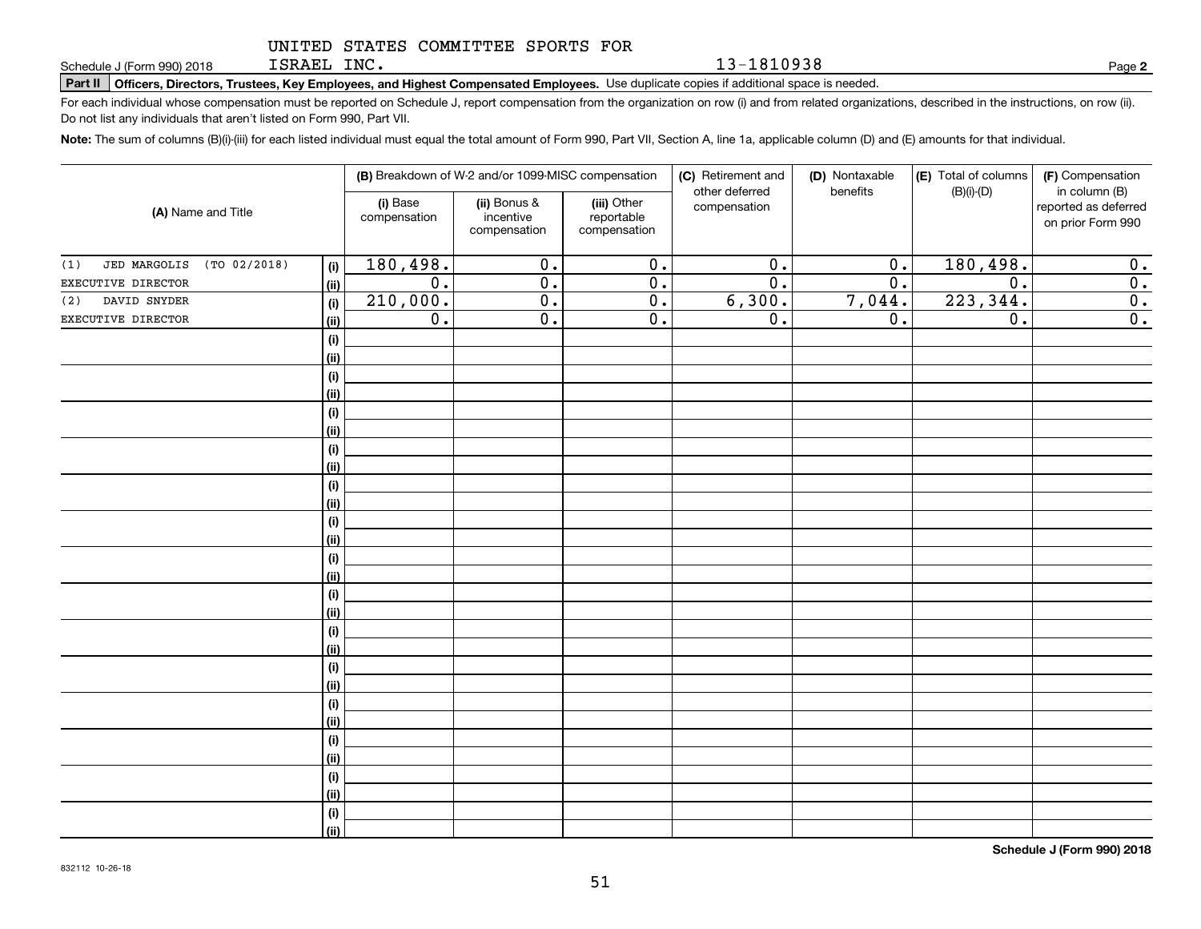UNITED STATES COMMITTEE SPORTS FOR ISRAEL INC. 13-1810938

Schedule J (Form 990) 2018 Page **2**

**Part II** **Officers, Directors, Trustees, Key Employees, and Highest Compensated Employees.** Use duplicate copies if additional space is needed.

For each individual whose compensation must be reported on Schedule J, report compensation from the organization on row (i) and from related organizations, described in the instructions, on row (ii). Do not list any individuals that aren't listed on Form 990, Part VII.

**Note:** The sum of columns (B)(i)-(iii) for each listed individual must equal the total amount of Form 990, Part VII, Section A, line 1a, applicable column (D) and (E) amounts for that individual.

| (A) Name and Title | | (B) Breakdown of W-2 and/or 1099-MISC compensation | | | (C) Retirement and other deferred compensation | (D) Nontaxable benefits | (E) Total of columns (B)(i)-(D) | (F) Compensation in column (B) reported as deferred on prior Form 990 |
|---|---|---|---|---|---|---|---|---|
| | | (i) Base compensation | (ii) Bonus & incentive compensation | (iii) Other reportable compensation | | | | |
| (1) JED MARGOLIS (TO 02/2018) | (i) | 180,498. | 0. | 0. | 0. | 0. | 180,498. | 0. |
| EXECUTIVE DIRECTOR | (ii) | 0. | 0. | 0. | 0. | 0. | 0. | 0. |
| (2) DAVID SNYDER | (i) | 210,000. | 0. | 0. | 6,300. | 7,044. | 223,344. | 0. |
| EXECUTIVE DIRECTOR | (ii) | 0. | 0. | 0. | 0. | 0. | 0. | 0. |
| | (i) | | | | | | | |
| | (ii) | | | | | | | |
| | (i) | | | | | | | |
| | (ii) | | | | | | | |
| | (i) | | | | | | | |
| | (ii) | | | | | | | |
| | (i) | | | | | | | |
| | (ii) | | | | | | | |
| | (i) | | | | | | | |
| | (ii) | | | | | | | |
| | (i) | | | | | | | |
| | (ii) | | | | | | | |
| | (i) | | | | | | | |
| | (ii) | | | | | | | |
| | (i) | | | | | | | |
| | (ii) | | | | | | | |
| | (i) | | | | | | | |
| | (ii) | | | | | | | |
| | (i) | | | | | | | |
| | (ii) | | | | | | | |
| | (i) | | | | | | | |
| | (ii) | | | | | | | |
| | (i) | | | | | | | |
| | (ii) | | | | | | | |
| | (i) | | | | | | | |
| | (ii) | | | | | | | |
| | (i) | | | | | | | |
| | (ii) | | | | | | | |

**Schedule J (Form 990) 2018**

832112 10-26-18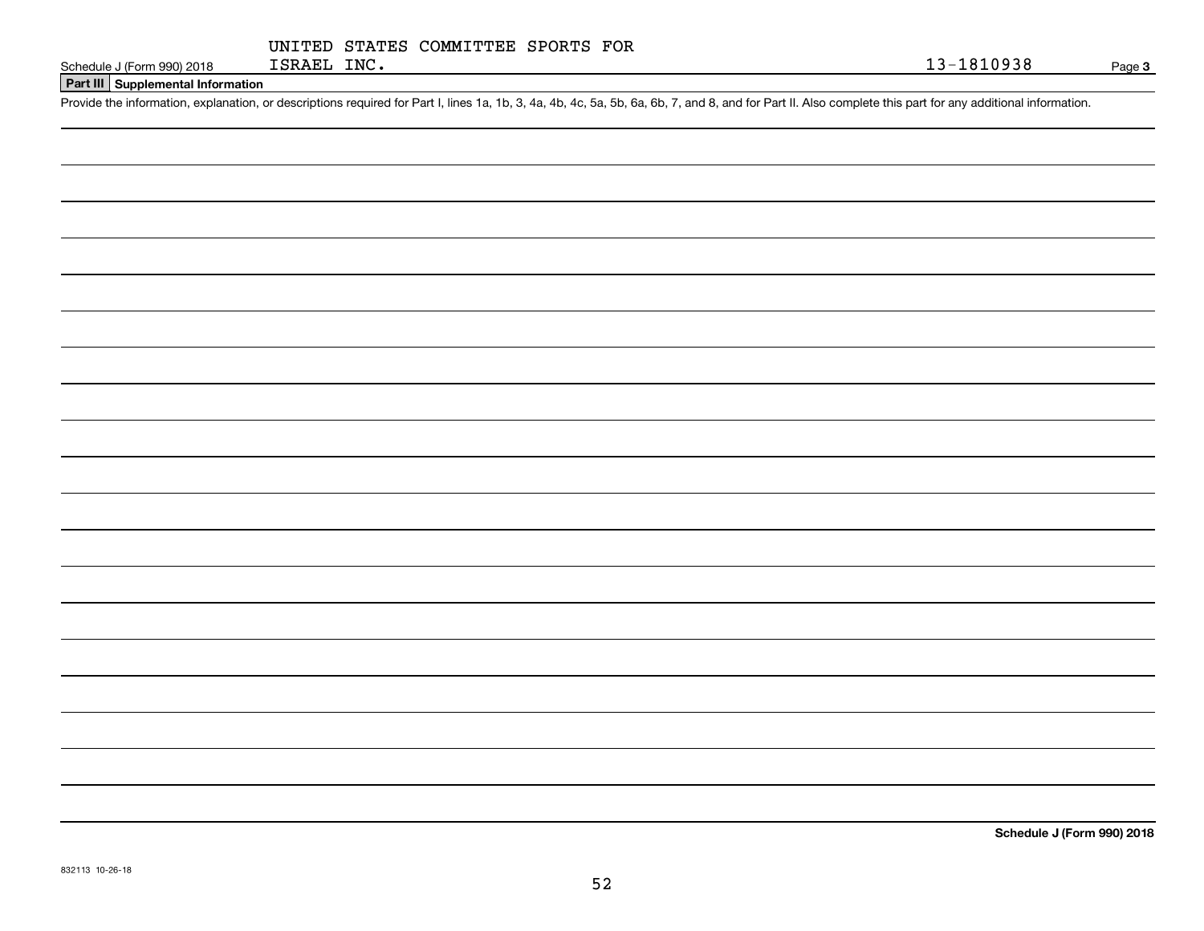UNITED STATES COMMITTEE SPORTS FOR ISRAEL INC. 13-1810938

Schedule J (Form 990) 2018

## Part III Supplemental Information

Provide the information, explanation, or descriptions required for Part I, lines 1a, 1b, 3, 4a, 4b, 4c, 5a, 5b, 6a, 6b, 7, and 8, and for Part II. Also complete this part for any additional information.

**Schedule J (Form 990) 2018**

832113 10-26-18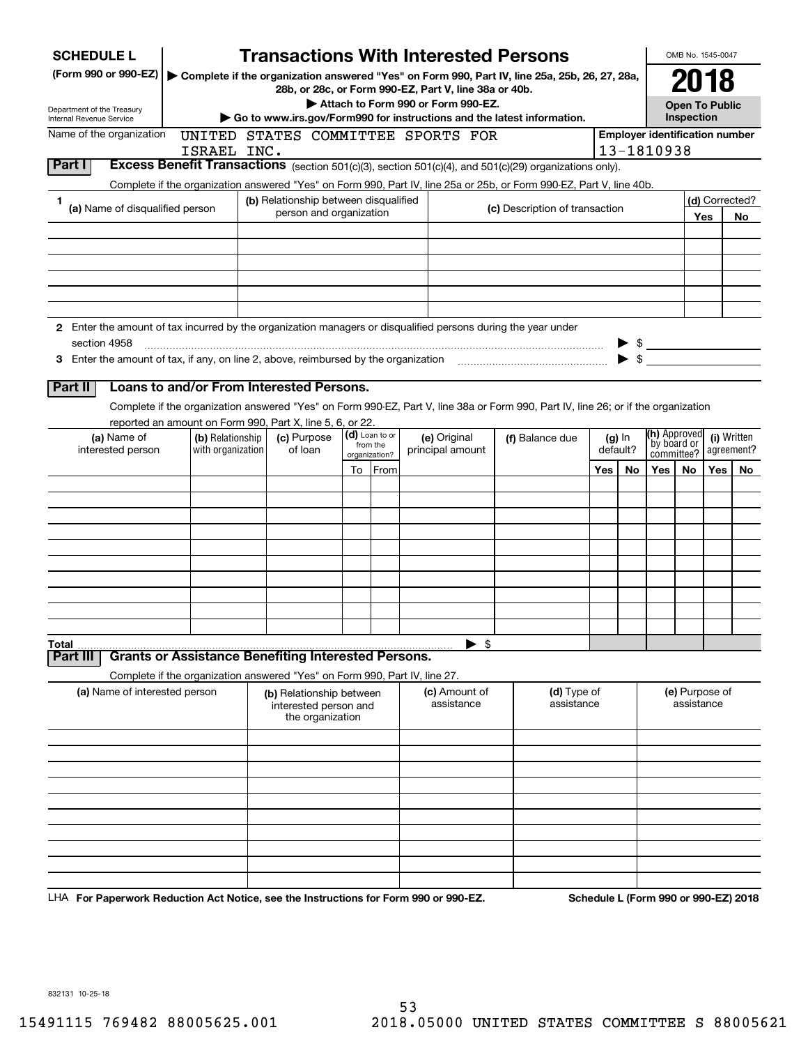# SCHEDULE L (Form 990 or 990-EZ)

Department of the Treasury
Internal Revenue Service

## Transactions With Interested Persons

▶ Complete if the organization answered "Yes" on Form 990, Part IV, line 25a, 25b, 26, 27, 28a, 28b, or 28c, or Form 990-EZ, Part V, line 38a or 40b.

▶ Attach to Form 990 or Form 990-EZ.

▶ Go to www.irs.gov/Form990 for instructions and the latest information.

OMB No. 1545-0047

**2018**

**Open To Public Inspection**

Name of the organization: UNITED STATES COMMITTEE SPORTS FOR ISRAEL INC.

Employer identification number: 13-1810938

### Part I Excess Benefit Transactions (section 501(c)(3), section 501(c)(4), and 501(c)(29) organizations only).

Complete if the organization answered "Yes" on Form 990, Part IV, line 25a or 25b, or Form 990-EZ, Part V, line 40b.

| 1 (a) Name of disqualified person | (b) Relationship between disqualified person and organization | (c) Description of transaction | (d) Corrected? Yes | No |
|---|---|---|---|---|
| | | | | |
| | | | | |
| | | | | |
| | | | | |
| | | | | |
| | | | | |

2 Enter the amount of tax incurred by the organization managers or disqualified persons during the year under section 4958 ▶ $

3 Enter the amount of tax, if any, on line 2, above, reimbursed by the organization ▶ $

### Part II Loans to and/or From Interested Persons.

Complete if the organization answered "Yes" on Form 990-EZ, Part V, line 38a or Form 990, Part IV, line 26; or if the organization reported an amount on Form 990, Part X, line 5, 6, or 22.

| (a) Name of interested person | (b) Relationship with organization | (c) Purpose of loan | (d) Loan to or from the organization? To | From | (e) Original principal amount | (f) Balance due | (g) In default? Yes | No | (h) Approved by board or committee? Yes | No | (i) Written agreement? Yes | No |
|---|---|---|---|---|---|---|---|---|---|---|---|---|
| | | | | | | | | | | | | |
| | | | | | | | | | | | | |
| | | | | | | | | | | | | |
| | | | | | | | | | | | | |
| | | | | | | | | | | | | |
| | | | | | | | | | | | | |
| | | | | | | | | | | | | |
| | | | | | | | | | | | | |
| | | | | | | | | | | | | |
| | | | | | | | | | | | | |
| Total | | | | | ▶ $ | | | | | | | |

### Part III Grants or Assistance Benefiting Interested Persons.

Complete if the organization answered "Yes" on Form 990, Part IV, line 27.

| (a) Name of interested person | (b) Relationship between interested person and the organization | (c) Amount of assistance | (d) Type of assistance | (e) Purpose of assistance |
|---|---|---|---|---|
| | | | | |
| | | | | |
| | | | | |
| | | | | |
| | | | | |
| | | | | |
| | | | | |
| | | | | |
| | | | | |
| | | | | |

LHA For Paperwork Reduction Act Notice, see the Instructions for Form 990 or 990-EZ.

Schedule L (Form 990 or 990-EZ) 2018

832131 10-25-18

15491115 769482 88005625.001 2018.05000 UNITED STATES COMMITTEE S 88005621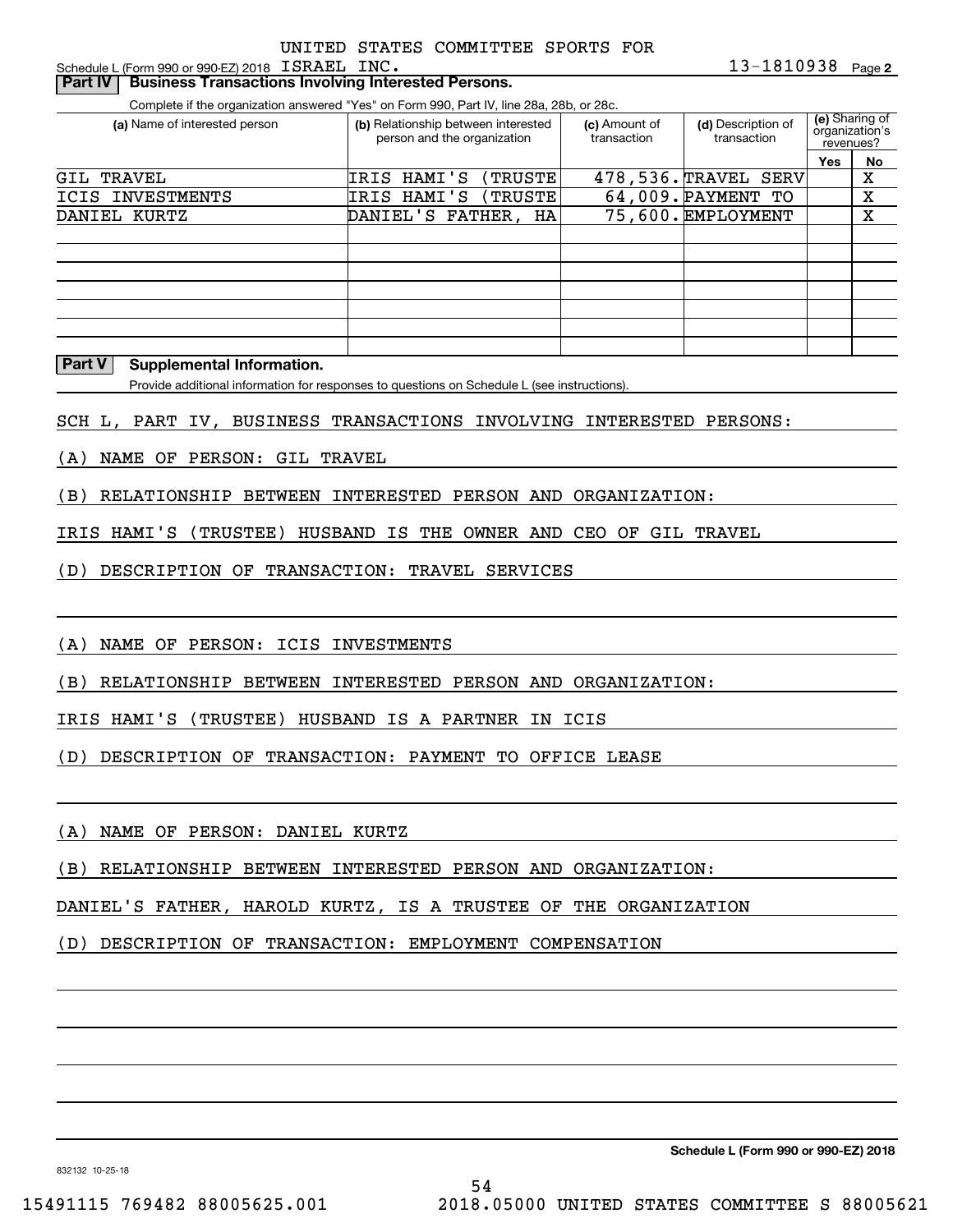Schedule L (Form 990 or 990-EZ) 2018 UNITED STATES COMMITTEE SPORTS FOR ISRAEL INC. 13-1810938 Page **2**

**Part IV | Business Transactions Involving Interested Persons.**

Complete if the organization answered "Yes" on Form 990, Part IV, line 28a, 28b, or 28c.

| (a) Name of interested person | (b) Relationship between interested person and the organization | (c) Amount of transaction | (d) Description of transaction | (e) Sharing of organization's revenues? Yes | No |
|---|---|---|---|---|---|
| GIL TRAVEL | IRIS HAMI'S (TRUSTE | 478,536. | TRAVEL SERV | | X |
| ICIS INVESTMENTS | IRIS HAMI'S (TRUSTE | 64,009. | PAYMENT TO | | X |
| DANIEL KURTZ | DANIEL'S FATHER, HA | 75,600. | EMPLOYMENT | | X |

**Part V | Supplemental Information.**

Provide additional information for responses to questions on Schedule L (see instructions).

SCH L, PART IV, BUSINESS TRANSACTIONS INVOLVING INTERESTED PERSONS:

(A) NAME OF PERSON: GIL TRAVEL

(B) RELATIONSHIP BETWEEN INTERESTED PERSON AND ORGANIZATION:

IRIS HAMI'S (TRUSTEE) HUSBAND IS THE OWNER AND CEO OF GIL TRAVEL

(D) DESCRIPTION OF TRANSACTION: TRAVEL SERVICES

(A) NAME OF PERSON: ICIS INVESTMENTS

(B) RELATIONSHIP BETWEEN INTERESTED PERSON AND ORGANIZATION:

IRIS HAMI'S (TRUSTEE) HUSBAND IS A PARTNER IN ICIS

(D) DESCRIPTION OF TRANSACTION: PAYMENT TO OFFICE LEASE

(A) NAME OF PERSON: DANIEL KURTZ

(B) RELATIONSHIP BETWEEN INTERESTED PERSON AND ORGANIZATION:

DANIEL'S FATHER, HAROLD KURTZ, IS A TRUSTEE OF THE ORGANIZATION

(D) DESCRIPTION OF TRANSACTION: EMPLOYMENT COMPENSATION

**Schedule L (Form 990 or 990-EZ) 2018**

832132 10-25-18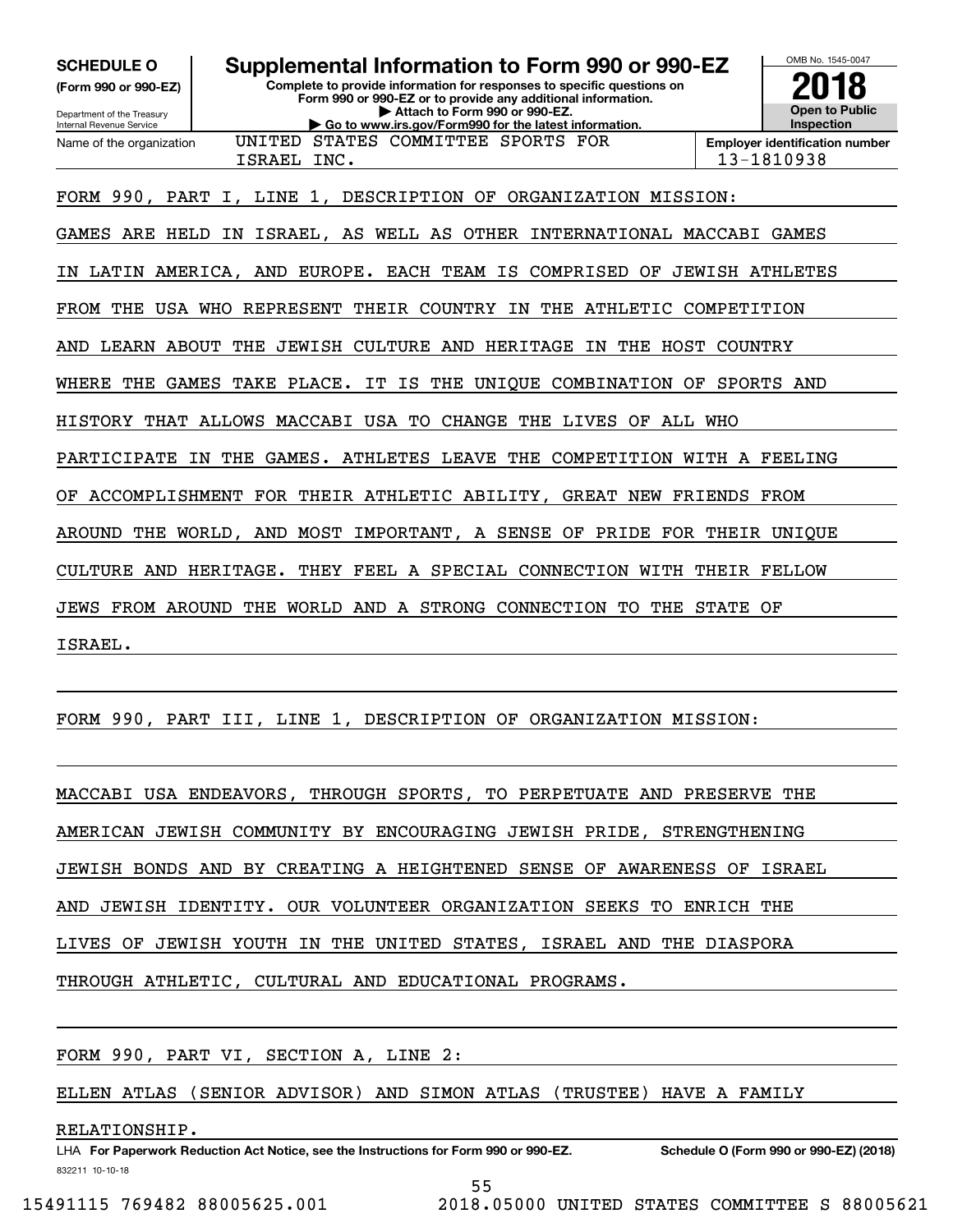**SCHEDULE O**
**(Form 990 or 990-EZ)**

Department of the Treasury
Internal Revenue Service

# Supplemental Information to Form 990 or 990-EZ

**Complete to provide information for responses to specific questions on Form 990 or 990-EZ or to provide any additional information.**
**▶ Attach to Form 990 or 990-EZ.**
**▶ Go to www.irs.gov/Form990 for the latest information.**

OMB No. 1545-0047

**2018**

**Open to Public Inspection**

| Name of the organization | Employer identification number |
|---|---|
| UNITED STATES COMMITTEE SPORTS FOR ISRAEL INC. | 13-1810938 |

FORM 990, PART I, LINE 1, DESCRIPTION OF ORGANIZATION MISSION:

GAMES ARE HELD IN ISRAEL, AS WELL AS OTHER INTERNATIONAL MACCABI GAMES IN LATIN AMERICA, AND EUROPE. EACH TEAM IS COMPRISED OF JEWISH ATHLETES FROM THE USA WHO REPRESENT THEIR COUNTRY IN THE ATHLETIC COMPETITION AND LEARN ABOUT THE JEWISH CULTURE AND HERITAGE IN THE HOST COUNTRY WHERE THE GAMES TAKE PLACE. IT IS THE UNIQUE COMBINATION OF SPORTS AND HISTORY THAT ALLOWS MACCABI USA TO CHANGE THE LIVES OF ALL WHO PARTICIPATE IN THE GAMES. ATHLETES LEAVE THE COMPETITION WITH A FEELING OF ACCOMPLISHMENT FOR THEIR ATHLETIC ABILITY, GREAT NEW FRIENDS FROM AROUND THE WORLD, AND MOST IMPORTANT, A SENSE OF PRIDE FOR THEIR UNIQUE CULTURE AND HERITAGE. THEY FEEL A SPECIAL CONNECTION WITH THEIR FELLOW JEWS FROM AROUND THE WORLD AND A STRONG CONNECTION TO THE STATE OF ISRAEL.

FORM 990, PART III, LINE 1, DESCRIPTION OF ORGANIZATION MISSION:

MACCABI USA ENDEAVORS, THROUGH SPORTS, TO PERPETUATE AND PRESERVE THE AMERICAN JEWISH COMMUNITY BY ENCOURAGING JEWISH PRIDE, STRENGTHENING JEWISH BONDS AND BY CREATING A HEIGHTENED SENSE OF AWARENESS OF ISRAEL AND JEWISH IDENTITY. OUR VOLUNTEER ORGANIZATION SEEKS TO ENRICH THE LIVES OF JEWISH YOUTH IN THE UNITED STATES, ISRAEL AND THE DIASPORA THROUGH ATHLETIC, CULTURAL AND EDUCATIONAL PROGRAMS.

FORM 990, PART VI, SECTION A, LINE 2:

ELLEN ATLAS (SENIOR ADVISOR) AND SIMON ATLAS (TRUSTEE) HAVE A FAMILY RELATIONSHIP.

LHA **For Paperwork Reduction Act Notice, see the Instructions for Form 990 or 990-EZ.** **Schedule O (Form 990 or 990-EZ) (2018)**
832211 10-10-18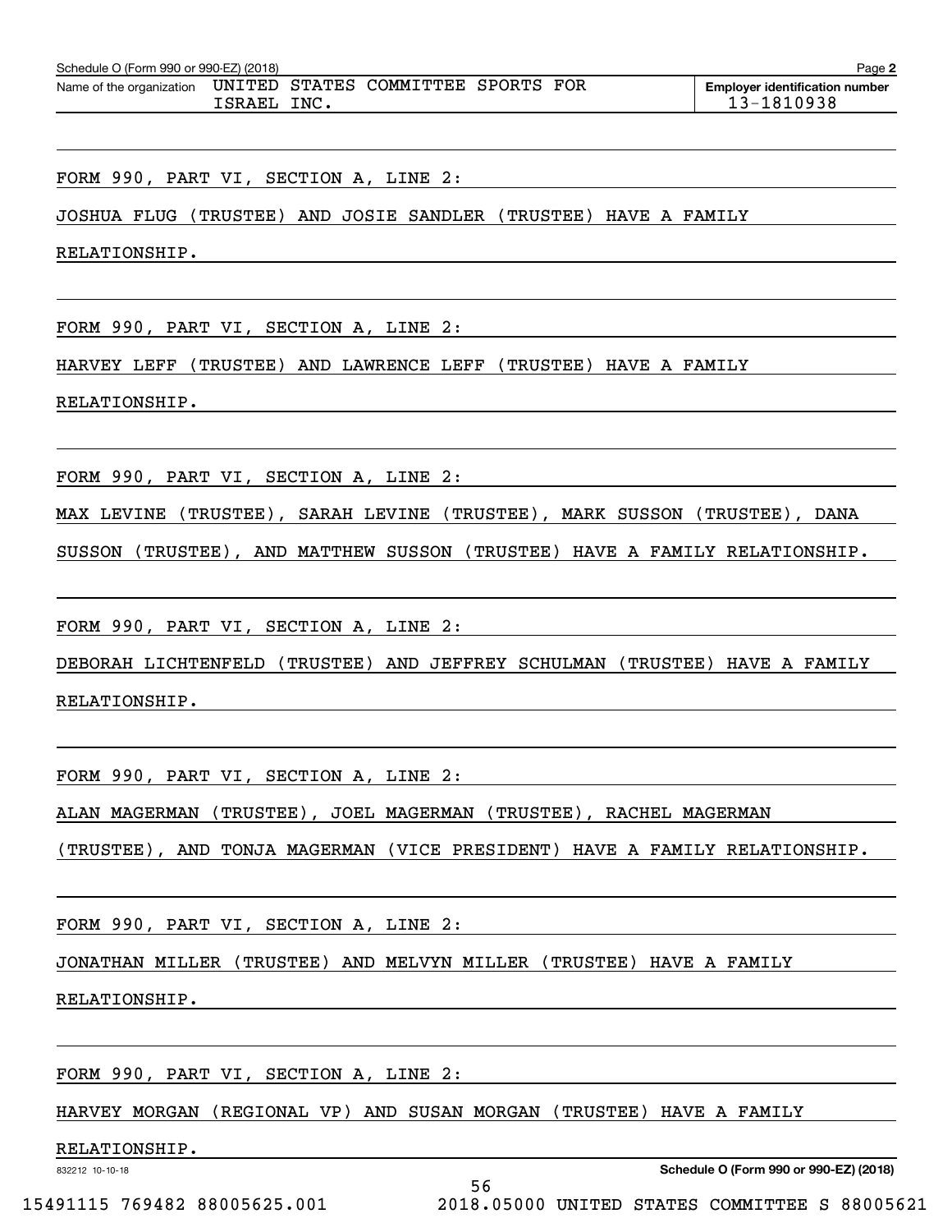Schedule O (Form 990 or 990-EZ) (2018)

Name of the organization: UNITED STATES COMMITTEE SPORTS FOR ISRAEL INC.

Employer identification number: 13-1810938

FORM 990, PART VI, SECTION A, LINE 2:

JOSHUA FLUG (TRUSTEE) AND JOSIE SANDLER (TRUSTEE) HAVE A FAMILY RELATIONSHIP.

FORM 990, PART VI, SECTION A, LINE 2:

HARVEY LEFF (TRUSTEE) AND LAWRENCE LEFF (TRUSTEE) HAVE A FAMILY RELATIONSHIP.

FORM 990, PART VI, SECTION A, LINE 2:

MAX LEVINE (TRUSTEE), SARAH LEVINE (TRUSTEE), MARK SUSSON (TRUSTEE), DANA SUSSON (TRUSTEE), AND MATTHEW SUSSON (TRUSTEE) HAVE A FAMILY RELATIONSHIP.

FORM 990, PART VI, SECTION A, LINE 2:

DEBORAH LICHTENFELD (TRUSTEE) AND JEFFREY SCHULMAN (TRUSTEE) HAVE A FAMILY RELATIONSHIP.

FORM 990, PART VI, SECTION A, LINE 2:

ALAN MAGERMAN (TRUSTEE), JOEL MAGERMAN (TRUSTEE), RACHEL MAGERMAN (TRUSTEE), AND TONJA MAGERMAN (VICE PRESIDENT) HAVE A FAMILY RELATIONSHIP.

FORM 990, PART VI, SECTION A, LINE 2:

JONATHAN MILLER (TRUSTEE) AND MELVYN MILLER (TRUSTEE) HAVE A FAMILY RELATIONSHIP.

FORM 990, PART VI, SECTION A, LINE 2:

HARVEY MORGAN (REGIONAL VP) AND SUSAN MORGAN (TRUSTEE) HAVE A FAMILY RELATIONSHIP.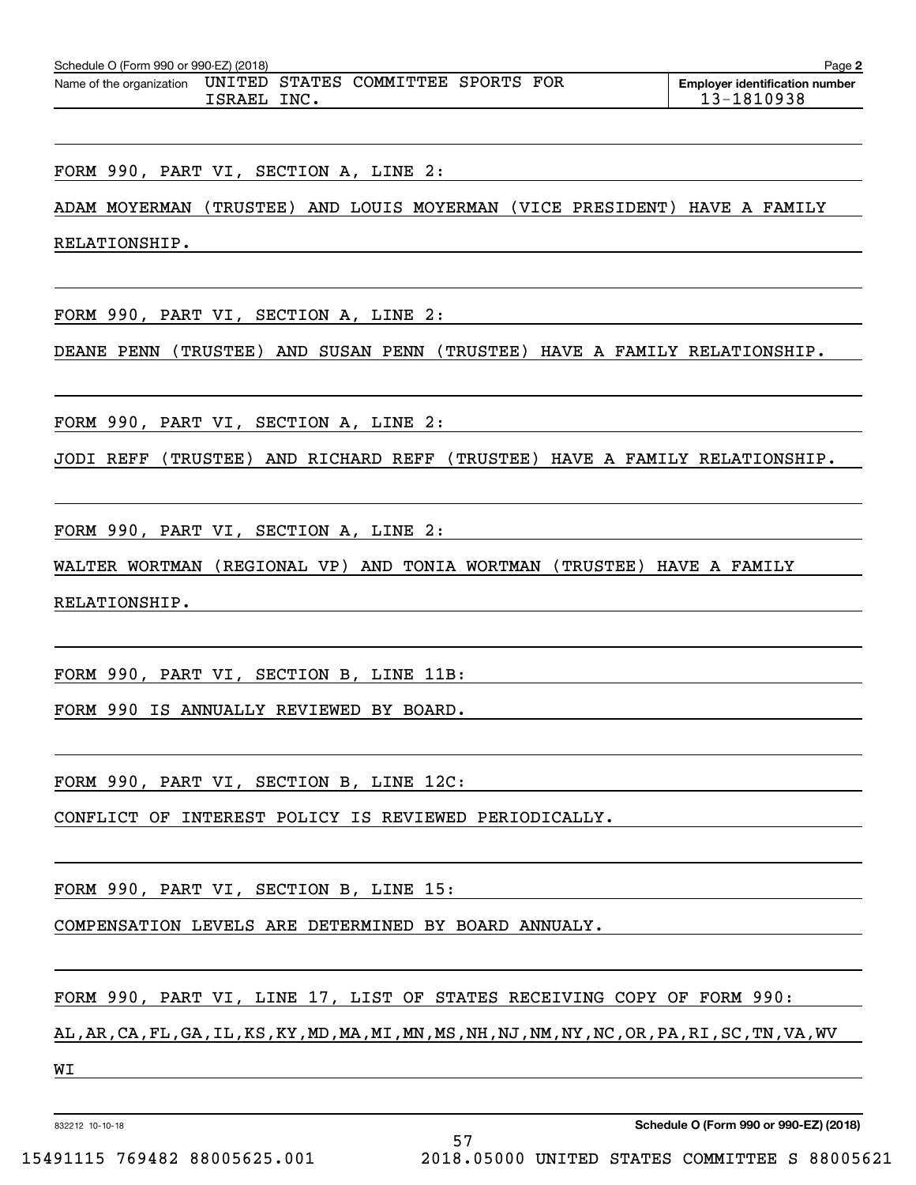Schedule O (Form 990 or 990-EZ) (2018)

Name of the organization: UNITED STATES COMMITTEE SPORTS FOR ISRAEL INC.

Employer identification number: 13-1810938

FORM 990, PART VI, SECTION A, LINE 2:

ADAM MOYERMAN (TRUSTEE) AND LOUIS MOYERMAN (VICE PRESIDENT) HAVE A FAMILY RELATIONSHIP.

FORM 990, PART VI, SECTION A, LINE 2:

DEANE PENN (TRUSTEE) AND SUSAN PENN (TRUSTEE) HAVE A FAMILY RELATIONSHIP.

FORM 990, PART VI, SECTION A, LINE 2:

JODI REFF (TRUSTEE) AND RICHARD REFF (TRUSTEE) HAVE A FAMILY RELATIONSHIP.

FORM 990, PART VI, SECTION A, LINE 2:

WALTER WORTMAN (REGIONAL VP) AND TONIA WORTMAN (TRUSTEE) HAVE A FAMILY RELATIONSHIP.

FORM 990, PART VI, SECTION B, LINE 11B:

FORM 990 IS ANNUALLY REVIEWED BY BOARD.

FORM 990, PART VI, SECTION B, LINE 12C:

CONFLICT OF INTEREST POLICY IS REVIEWED PERIODICALLY.

FORM 990, PART VI, SECTION B, LINE 15:

COMPENSATION LEVELS ARE DETERMINED BY BOARD ANNUALY.

FORM 990, PART VI, LINE 17, LIST OF STATES RECEIVING COPY OF FORM 990:

AL,AR,CA,FL,GA,IL,KS,KY,MD,MA,MI,MN,MS,NH,NJ,NM,NY,NC,OR,PA,RI,SC,TN,VA,WV WI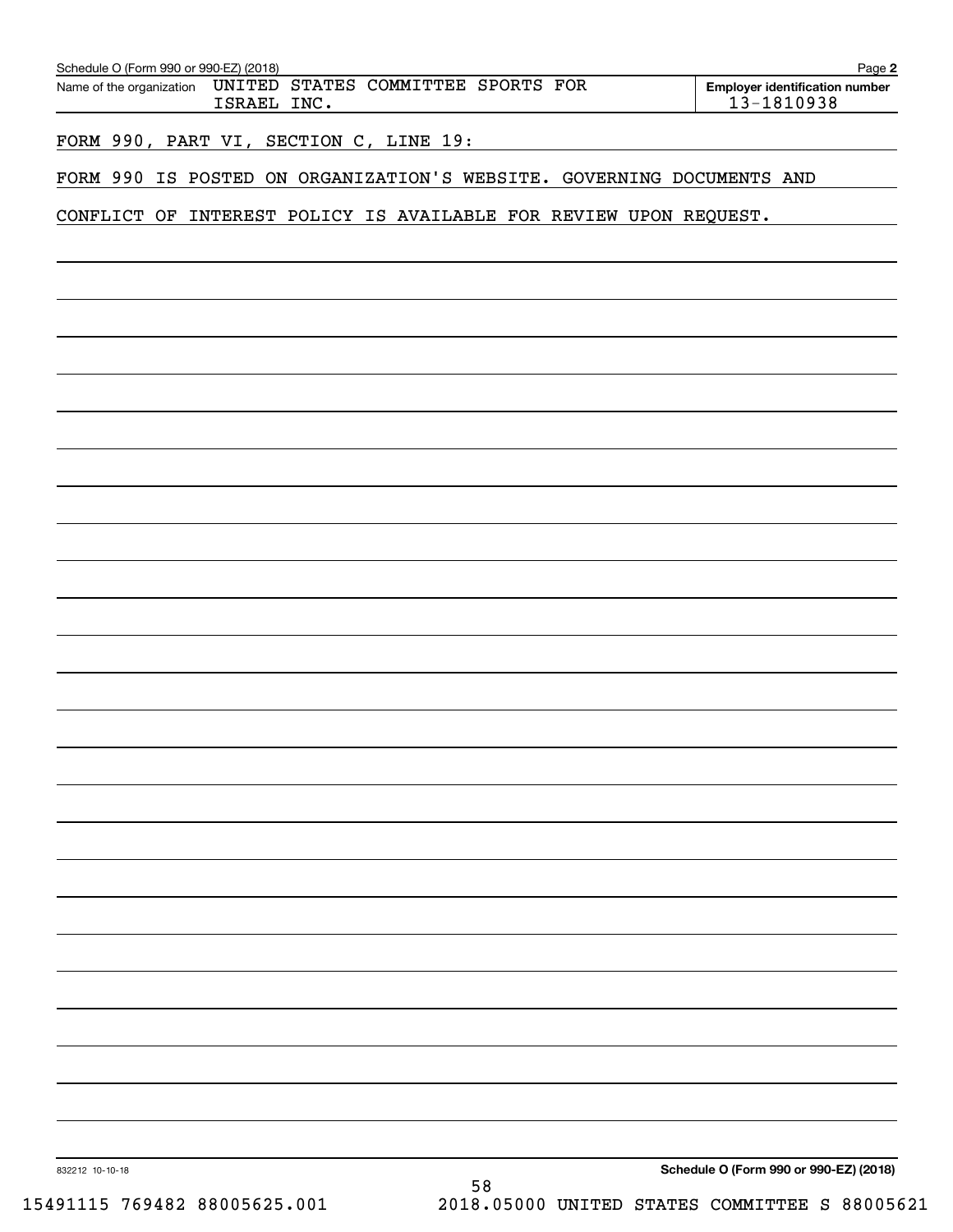Schedule O (Form 990 or 990-EZ) (2018)

Name of the organization: UNITED STATES COMMITTEE SPORTS FOR ISRAEL INC.

Employer identification number: 13-1810938

FORM 990, PART VI, SECTION C, LINE 19:

FORM 990 IS POSTED ON ORGANIZATION'S WEBSITE. GOVERNING DOCUMENTS AND CONFLICT OF INTEREST POLICY IS AVAILABLE FOR REVIEW UPON REQUEST.

832212 10-10-18

Schedule O (Form 990 or 990-EZ) (2018)

15491115 769482 88005625.001 2018.05000 UNITED STATES COMMITTEE S 88005621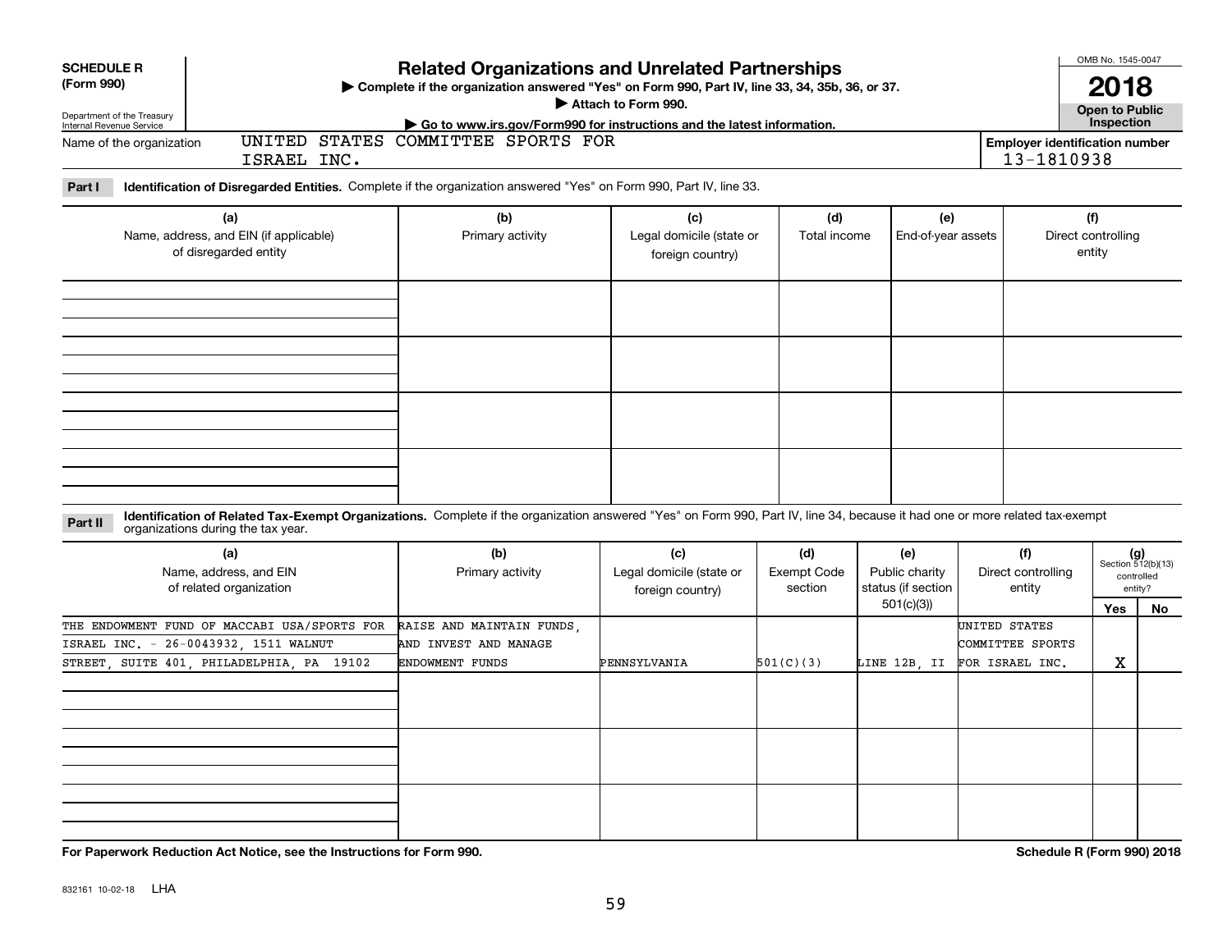**SCHEDULE R**
**(Form 990)**

Department of the Treasury
Internal Revenue Service

# Related Organizations and Unrelated Partnerships

▶ Complete if the organization answered "Yes" on Form 990, Part IV, line 33, 34, 35b, 36, or 37.
▶ Attach to Form 990.
▶ Go to www.irs.gov/Form990 for instructions and the latest information.

OMB No. 1545-0047

**2018**

**Open to Public Inspection**

Name of the organization: UNITED STATES COMMITTEE SPORTS FOR ISRAEL INC.

Employer identification number: 13-1810938

**Part I** **Identification of Disregarded Entities.** Complete if the organization answered "Yes" on Form 990, Part IV, line 33.

| (a) Name, address, and EIN (if applicable) of disregarded entity | (b) Primary activity | (c) Legal domicile (state or foreign country) | (d) Total income | (e) End-of-year assets | (f) Direct controlling entity |
|---|---|---|---|---|---|
| | | | | | |
| | | | | | |
| | | | | | |
| | | | | | |

**Part II** **Identification of Related Tax-Exempt Organizations.** Complete if the organization answered "Yes" on Form 990, Part IV, line 34, because it had one or more related tax-exempt organizations during the tax year.

| (a) Name, address, and EIN of related organization | (b) Primary activity | (c) Legal domicile (state or foreign country) | (d) Exempt Code section | (e) Public charity status (if section 501(c)(3)) | (f) Direct controlling entity | (g) Section 512(b)(13) controlled entity? Yes | No |
|---|---|---|---|---|---|---|---|
| THE ENDOWMENT FUND OF MACCABI USA/SPORTS FOR ISRAEL INC. - 26-0043932, 1511 WALNUT STREET, SUITE 401, PHILADELPHIA, PA 19102 | RAISE AND MAINTAIN FUNDS, AND INVEST AND MANAGE ENDOWMENT FUNDS | PENNSYLVANIA | 501(C)(3) | LINE 12B, II | UNITED STATES COMMITTEE SPORTS FOR ISRAEL INC. | X | |
| | | | | | | | |
| | | | | | | | |
| | | | | | | | |

**For Paperwork Reduction Act Notice, see the Instructions for Form 990.**

**Schedule R (Form 990) 2018**

832161 10-02-18 LHA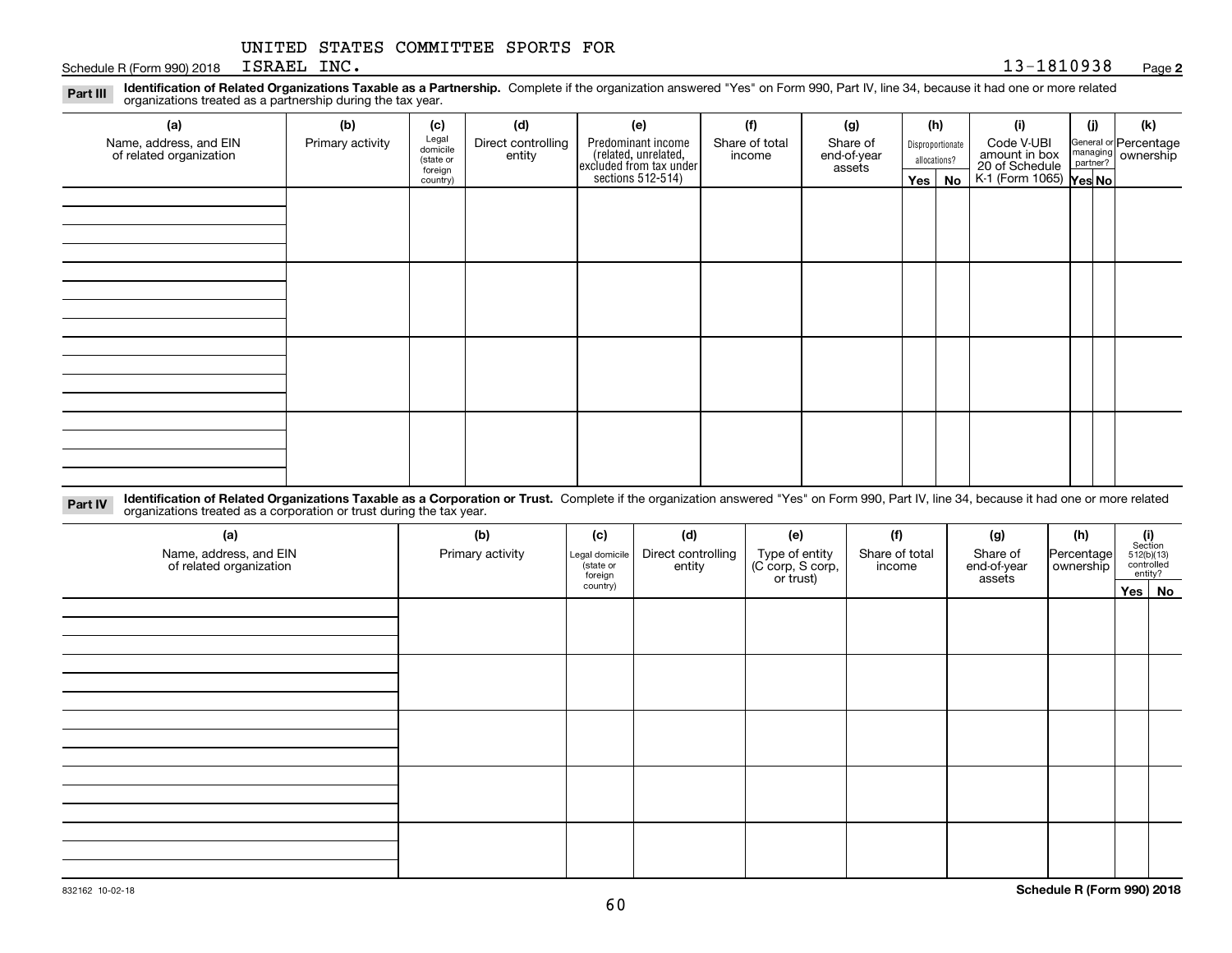UNITED STATES COMMITTEE SPORTS FOR ISRAEL INC. 13-1810938

Schedule R (Form 990) 2018 Page 2

**Part III** **Identification of Related Organizations Taxable as a Partnership.** Complete if the organization answered "Yes" on Form 990, Part IV, line 34, because it had one or more related organizations treated as a partnership during the tax year.

| (a) Name, address, and EIN of related organization | (b) Primary activity | (c) Legal domicile (state or foreign country) | (d) Direct controlling entity | (e) Predominant income (related, unrelated, excluded from tax under sections 512-514) | (f) Share of total income | (g) Share of end-of-year assets | (h) Disproportionate allocations? Yes | No | (i) Code V-UBI amount in box 20 of Schedule K-1 (Form 1065) | (j) General or managing partner? Yes | No | (k) Percentage ownership |
|---|---|---|---|---|---|---|---|---|---|---|---|---|
| | | | | | | | | | | | | |
| | | | | | | | | | | | | |
| | | | | | | | | | | | | |
| | | | | | | | | | | | | |

**Part IV** **Identification of Related Organizations Taxable as a Corporation or Trust.** Complete if the organization answered "Yes" on Form 990, Part IV, line 34, because it had one or more related organizations treated as a corporation or trust during the tax year.

| (a) Name, address, and EIN of related organization | (b) Primary activity | (c) Legal domicile (state or foreign country) | (d) Direct controlling entity | (e) Type of entity (C corp, S corp, or trust) | (f) Share of total income | (g) Share of end-of-year assets | (h) Percentage ownership | (i) Section 512(b)(13) controlled entity? Yes | No |
|---|---|---|---|---|---|---|---|---|---|
| | | | | | | | | | |
| | | | | | | | | | |
| | | | | | | | | | |
| | | | | | | | | | |
| | | | | | | | | | |

832162 10-02-18

**Schedule R (Form 990) 2018**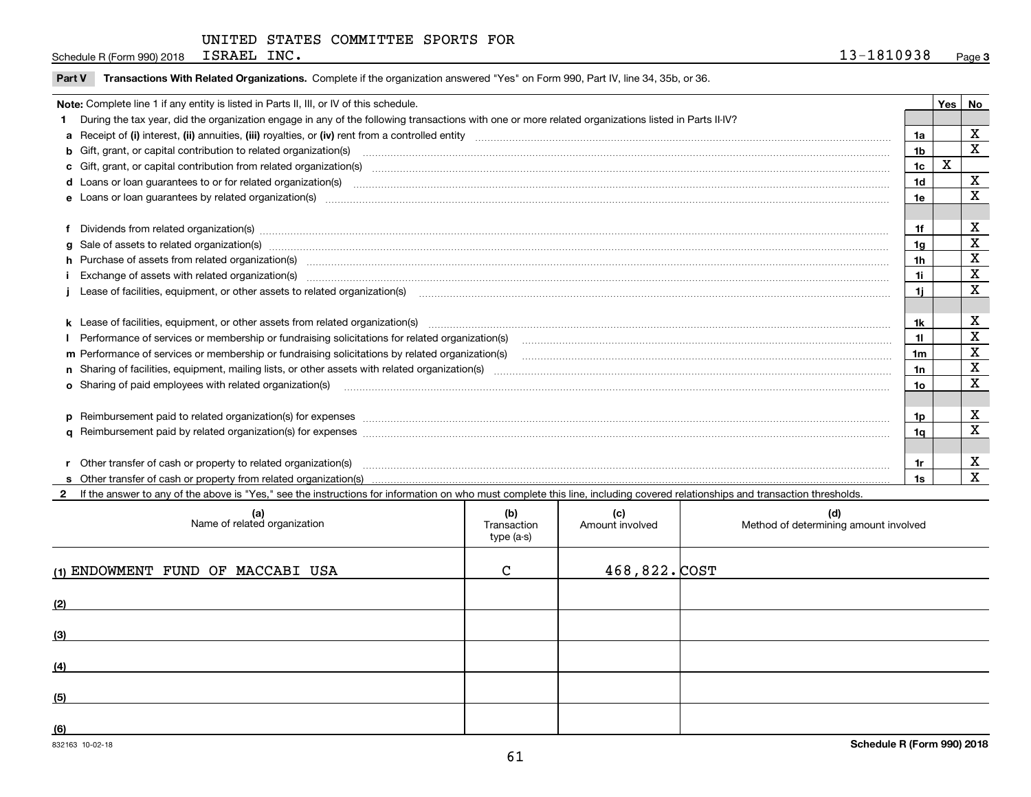Schedule R (Form 990) 2018 UNITED STATES COMMITTEE SPORTS FOR ISRAEL INC. 13-1810938 Page 3

**Part V Transactions With Related Organizations.** Complete if the organization answered "Yes" on Form 990, Part IV, line 34, 35b, or 36.

| Note: Complete line 1 if any entity is listed in Parts II, III, or IV of this schedule. | | Yes | No |
|---|---|---|---|
| **1** During the tax year, did the organization engage in any of the following transactions with one or more related organizations listed in Parts II-IV? | | | |
| **a** Receipt of **(i)** interest, **(ii)** annuities, **(iii)** royalties, or **(iv)** rent from a controlled entity | 1a | | X |
| **b** Gift, grant, or capital contribution to related organization(s) | 1b | | X |
| **c** Gift, grant, or capital contribution from related organization(s) | 1c | X | |
| **d** Loans or loan guarantees to or for related organization(s) | 1d | | X |
| **e** Loans or loan guarantees by related organization(s) | 1e | | X |
| **f** Dividends from related organization(s) | 1f | | X |
| **g** Sale of assets to related organization(s) | 1g | | X |
| **h** Purchase of assets from related organization(s) | 1h | | X |
| **i** Exchange of assets with related organization(s) | 1i | | X |
| **j** Lease of facilities, equipment, or other assets to related organization(s) | 1j | | X |
| **k** Lease of facilities, equipment, or other assets from related organization(s) | 1k | | X |
| **l** Performance of services or membership or fundraising solicitations for related organization(s) | 1l | | X |
| **m** Performance of services or membership or fundraising solicitations by related organization(s) | 1m | | X |
| **n** Sharing of facilities, equipment, mailing lists, or other assets with related organization(s) | 1n | | X |
| **o** Sharing of paid employees with related organization(s) | 1o | | X |
| **p** Reimbursement paid to related organization(s) for expenses | 1p | | X |
| **q** Reimbursement paid by related organization(s) for expenses | 1q | | X |
| **r** Other transfer of cash or property to related organization(s) | 1r | | X |
| **s** Other transfer of cash or property from related organization(s) | 1s | | X |

**2** If the answer to any of the above is "Yes," see the instructions for information on who must complete this line, including covered relationships and transaction thresholds.

| (a) Name of related organization | (b) Transaction type (a-s) | (c) Amount involved | (d) Method of determining amount involved |
|---|---|---|---|
| (1) ENDOWMENT FUND OF MACCABI USA | C | 468,822. | COST |
| (2) | | | |
| (3) | | | |
| (4) | | | |
| (5) | | | |
| (6) | | | |

832163 10-02-18 Schedule R (Form 990) 2018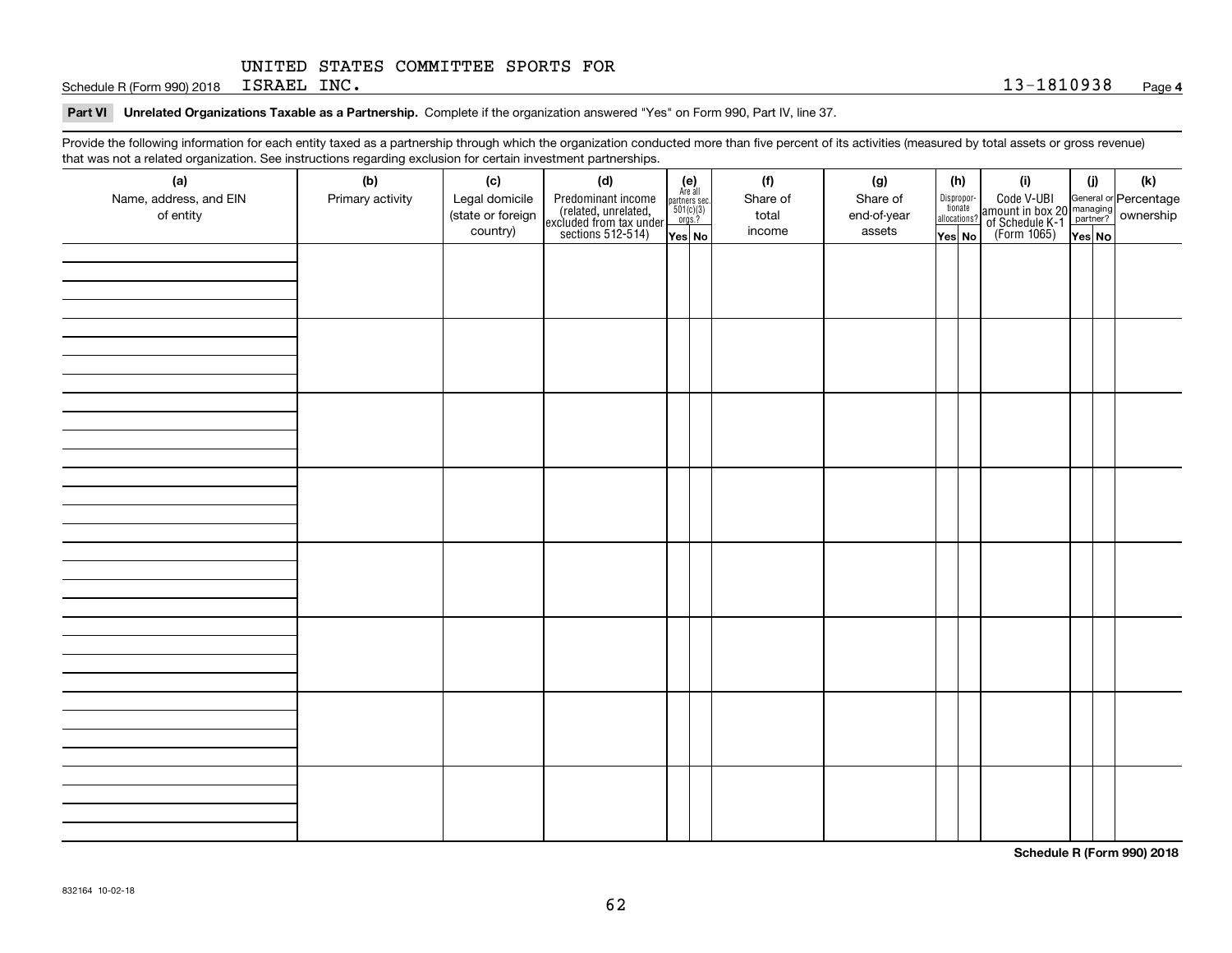Schedule R (Form 990) 2018 UNITED STATES COMMITTEE SPORTS FOR ISRAEL INC. 13-1810938 Page **4**

**Part VI** **Unrelated Organizations Taxable as a Partnership.** Complete if the organization answered "Yes" on Form 990, Part IV, line 37.

Provide the following information for each entity taxed as a partnership through which the organization conducted more than five percent of its activities (measured by total assets or gross revenue) that was not a related organization. See instructions regarding exclusion for certain investment partnerships.

| (a) Name, address, and EIN of entity | (b) Primary activity | (c) Legal domicile (state or foreign country) | (d) Predominant income (related, unrelated, excluded from tax under sections 512-514) | (e) Are all partners sec. 501(c)(3) orgs.? Yes | No | (f) Share of total income | (g) Share of end-of-year assets | (h) Disproportionate allocations? Yes | No | (i) Code V-UBI amount in box 20 of Schedule K-1 (Form 1065) | (j) General or managing partner? Yes | No | (k) Percentage ownership |
|---|---|---|---|---|---|---|---|---|---|---|---|---|---|
| | | | | | | | | | | | | | |
| | | | | | | | | | | | | | |
| | | | | | | | | | | | | | |
| | | | | | | | | | | | | | |
| | | | | | | | | | | | | | |
| | | | | | | | | | | | | | |
| | | | | | | | | | | | | | |
| | | | | | | | | | | | | | |

**Schedule R (Form 990) 2018**

832164 10-02-18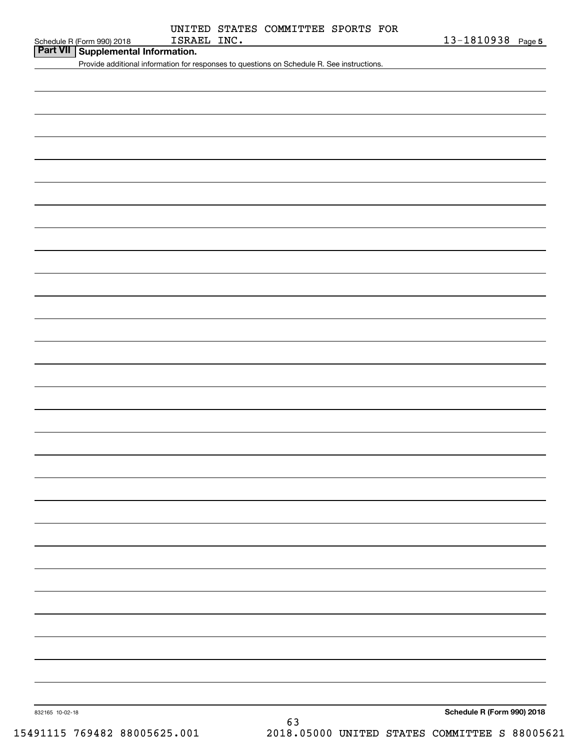UNITED STATES COMMITTEE SPORTS FOR ISRAEL INC. 13-1810938

## Part VII Supplemental Information.

Provide additional information for responses to questions on Schedule R. See instructions.

832165 10-02-18

15491115 769482 88005625.001 2018.05000 UNITED STATES COMMITTEE S 88005621